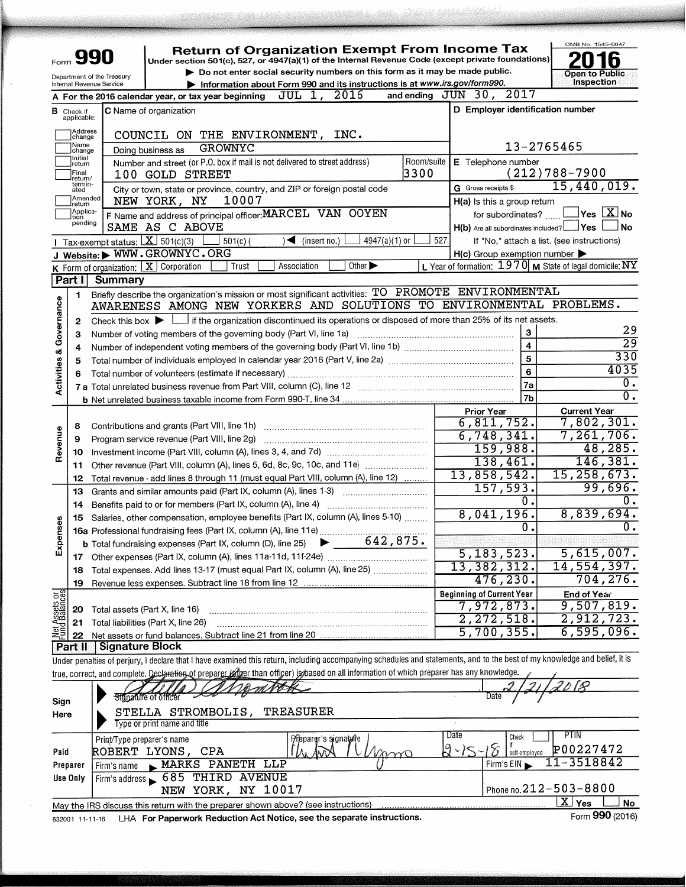Form **990**

# Return of Organization Exempt From Income Tax

Under section 501(c), 527, or 4947(a)(1) of the Internal Revenue Code (except private foundations)

▶ Do not enter social security numbers on this form as it may be made public.

▶ Information about Form 990 and its instructions is at www.irs.gov/form990.

Department of the Treasury
Internal Revenue Service

OMB No. 1545-0047

**2016**

Open to Public Inspection

**A** For the 2016 calendar year, or tax year beginning JUL 1, 2016 and ending JUN 30, 2017

**B** Check if applicable:
- Address change
- Name change
- Initial return
- Final return/terminated
- Amended return
- Application pending

**C** Name of organization: COUNCIL ON THE ENVIRONMENT, INC.

Doing business as: GROWNYC

Number and street (or P.O. box if mail is not delivered to street address): 100 GOLD STREET — Room/suite: 3300

City or town, state or province, country, and ZIP or foreign postal code: NEW YORK, NY 10007

**F** Name and address of principal officer: MARCEL VAN OOYEN, SAME AS C ABOVE

**D** Employer identification number: 13-2765465

**E** Telephone number: (212)788-7900

**G** Gross receipts $ 15,440,019.

**H(a)** Is this a group return for subordinates? ☐ Yes ☒ No

**H(b)** Are all subordinates included? ☐ Yes ☐ No
If "No," attach a list. (see instructions)

**H(c)** Group exemption number ▶

**I** Tax-exempt status: ☒ 501(c)(3) ☐ 501(c)( ) ◀ (insert no.) ☐ 4947(a)(1) or ☐ 527

**J** Website: ▶ WWW.GROWNYC.ORG

**K** Form of organization: ☒ Corporation ☐ Trust ☐ Association ☐ Other ▶

**L** Year of formation: 1970 **M** State of legal domicile: NY

## Part I Summary

**Activities & Governance**

1. Briefly describe the organization's mission or most significant activities: TO PROMOTE ENVIRONMENTAL AWARENESS AMONG NEW YORKERS AND SOLUTIONS TO ENVIRONMENTAL PROBLEMS.
2. Check this box ▶ ☐ if the organization discontinued its operations or disposed of more than 25% of its net assets.

| Line | Description | No. | Value |
|---|---|---|---|
| 3 | Number of voting members of the governing body (Part VI, line 1a) | 3 | 29 |
| 4 | Number of independent voting members of the governing body (Part VI, line 1b) | 4 | 29 |
| 5 | Total number of individuals employed in calendar year 2016 (Part V, line 2a) | 5 | 330 |
| 6 | Total number of volunteers (estimate if necessary) | 6 | 4035 |
| 7a | Total unrelated business revenue from Part VIII, column (C), line 12 | 7a | 0. |
| 7b | Net unrelated business taxable income from Form 990-T, line 34 | 7b | 0. |

| | Line | Description | Prior Year | Current Year |
|---|---|---|---|---|
| Revenue | 8 | Contributions and grants (Part VIII, line 1h) | 6,811,752. | 7,802,301. |
| | 9 | Program service revenue (Part VIII, line 2g) | 6,748,341. | 7,261,706. |
| | 10 | Investment income (Part VIII, column (A), lines 3, 4, and 7d) | 159,988. | 48,285. |
| | 11 | Other revenue (Part VIII, column (A), lines 5, 6d, 8c, 9c, 10c, and 11e) | 138,461. | 146,381. |
| | 12 | Total revenue - add lines 8 through 11 (must equal Part VIII, column (A), line 12) | 13,858,542. | 15,258,673. |
| Expenses | 13 | Grants and similar amounts paid (Part IX, column (A), lines 1-3) | 157,593. | 99,696. |
| | 14 | Benefits paid to or for members (Part IX, column (A), line 4) | 0. | 0. |
| | 15 | Salaries, other compensation, employee benefits (Part IX, column (A), lines 5-10) | 8,041,196. | 8,839,694. |
| | 16a | Professional fundraising fees (Part IX, column (A), line 11e) | 0. | 0. |
| | b | Total fundraising expenses (Part IX, column (D), line 25) ▶ 642,875. | | |
| | 17 | Other expenses (Part IX, column (A), lines 11a-11d, 11f-24e) | 5,183,523. | 5,615,007. |
| | 18 | Total expenses. Add lines 13-17 (must equal Part IX, column (A), line 25) | 13,382,312. | 14,554,397. |
| | 19 | Revenue less expenses. Subtract line 18 from line 12 | 476,230. | 704,276. |

| | Line | Description | Beginning of Current Year | End of Year |
|---|---|---|---|---|
| Net Assets or Fund Balances | 20 | Total assets (Part X, line 16) | 7,972,873. | 9,507,819. |
| | 21 | Total liabilities (Part X, line 26) | 2,272,518. | 2,912,723. |
| | 22 | Net assets or fund balances. Subtract line 21 from line 20 | 5,700,355. | 6,595,096. |

## Part II Signature Block

Under penalties of perjury, I declare that I have examined this return, including accompanying schedules and statements, and to the best of my knowledge and belief, it is true, correct, and complete. Declaration of preparer (other than officer) is based on all information of which preparer has any knowledge.

**Sign Here**

Signature of officer — Date: 2/21/2018

STELLA STROMBOLIS, TREASURER
Type or print name and title

**Paid Preparer Use Only**

| Print/Type preparer's name | Preparer's signature | Date | Check ☐ if self-employed | PTIN |
|---|---|---|---|---|
| ROBERT LYONS, CPA | | 2-15-18 | | P00227472 |

Firm's name ▶ MARKS PANETH LLP — Firm's EIN ▶ 11-3518842

Firm's address ▶ 685 THIRD AVENUE, NEW YORK, NY 10017 — Phone no. 212-503-8800

May the IRS discuss this return with the preparer shown above? (see instructions) ☒ Yes ☐ No

632001 11-11-16 LHA For Paperwork Reduction Act Notice, see the separate instructions. Form **990** (2016)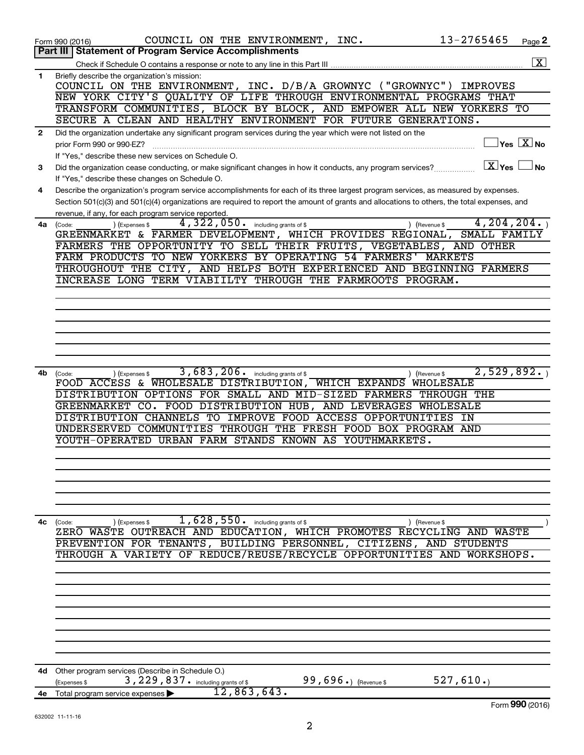Form 990 (2016) COUNCIL ON THE ENVIRONMENT, INC. 13-2765465 Page **2**

**Part III | Statement of Program Service Accomplishments**

Check if Schedule O contains a response or note to any line in this Part III ..... [X]

**1** Briefly describe the organization's mission:

COUNCIL ON THE ENVIRONMENT, INC. D/B/A GROWNYC ("GROWNYC") IMPROVES NEW YORK CITY'S QUALITY OF LIFE THROUGH ENVIRONMENTAL PROGRAMS THAT TRANSFORM COMMUNITIES, BLOCK BY BLOCK, AND EMPOWER ALL NEW YORKERS TO SECURE A CLEAN AND HEALTHY ENVIRONMENT FOR FUTURE GENERATIONS.

**2** Did the organization undertake any significant program services during the year which were not listed on the prior Form 990 or 990-EZ? ..... [ ] Yes [X] No

If "Yes," describe these new services on Schedule O.

**3** Did the organization cease conducting, or make significant changes in how it conducts, any program services? ..... [X] Yes [ ] No

If "Yes," describe these changes on Schedule O.

**4** Describe the organization's program service accomplishments for each of its three largest program services, as measured by expenses. Section 501(c)(3) and 501(c)(4) organizations are required to report the amount of grants and allocations to others, the total expenses, and revenue, if any, for each program service reported.

**4a** (Code: ) (Expenses $ 4,322,050. including grants of $ ) (Revenue $ 4,204,204.)

GREENMARKET & FARMER DEVELOPMENT, WHICH PROVIDES REGIONAL, SMALL FAMILY FARMERS THE OPPORTUNITY TO SELL THEIR FRUITS, VEGETABLES, AND OTHER FARM PRODUCTS TO NEW YORKERS BY OPERATING 54 FARMERS' MARKETS THROUGHOUT THE CITY, AND HELPS BOTH EXPERIENCED AND BEGINNING FARMERS INCREASE LONG TERM VIABIILTY THROUGH THE FARMROOTS PROGRAM.

**4b** (Code: ) (Expenses $ 3,683,206. including grants of $ ) (Revenue $ 2,529,892.)

FOOD ACCESS & WHOLESALE DISTRIBUTION, WHICH EXPANDS WHOLESALE DISTRIBUTION OPTIONS FOR SMALL AND MID-SIZED FARMERS THROUGH THE GREENMARKET CO. FOOD DISTRIBUTION HUB, AND LEVERAGES WHOLESALE DISTRIBUTION CHANNELS TO IMPROVE FOOD ACCESS OPPORTUNITIES IN UNDERSERVED COMMUNITIES THROUGH THE FRESH FOOD BOX PROGRAM AND YOUTH-OPERATED URBAN FARM STANDS KNOWN AS YOUTHMARKETS.

**4c** (Code: ) (Expenses $ 1,628,550. including grants of $ ) (Revenue $ )

ZERO WASTE OUTREACH AND EDUCATION, WHICH PROMOTES RECYCLING AND WASTE PREVENTION FOR TENANTS, BUILDING PERSONNEL, CITIZENS, AND STUDENTS THROUGH A VARIETY OF REDUCE/REUSE/RECYCLE OPPORTUNITIES AND WORKSHOPS.

**4d** Other program services (Describe in Schedule O.)

(Expenses $ 3,229,837. including grants of $ 99,696.) (Revenue $ 527,610.)

**4e** Total program service expenses ▶ 12,863,643.

Form **990** (2016)

632002 11-11-16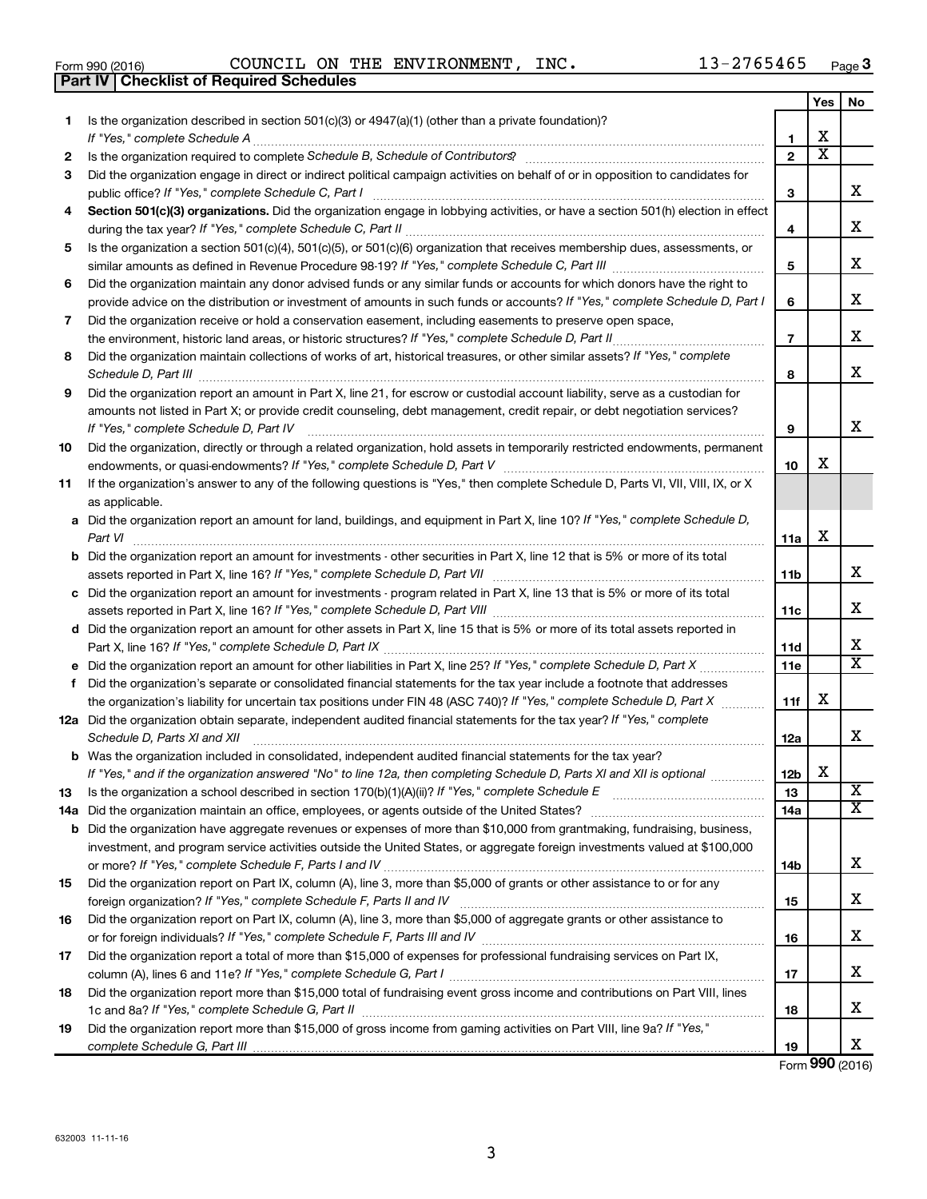Form 990 (2016) COUNCIL ON THE ENVIRONMENT, INC. 13-2765465 Page 3

**Part IV | Checklist of Required Schedules**

| | | | Yes | No |
|---|---|---|---|---|
| 1 | Is the organization described in section 501(c)(3) or 4947(a)(1) (other than a private foundation)? *If "Yes," complete Schedule A* | 1 | X | |
| 2 | Is the organization required to complete *Schedule B, Schedule of Contributors*? | 2 | X | |
| 3 | Did the organization engage in direct or indirect political campaign activities on behalf of or in opposition to candidates for public office? *If "Yes," complete Schedule C, Part I* | 3 | | X |
| 4 | **Section 501(c)(3) organizations.** Did the organization engage in lobbying activities, or have a section 501(h) election in effect during the tax year? *If "Yes," complete Schedule C, Part II* | 4 | | X |
| 5 | Is the organization a section 501(c)(4), 501(c)(5), or 501(c)(6) organization that receives membership dues, assessments, or similar amounts as defined in Revenue Procedure 98-19? *If "Yes," complete Schedule C, Part III* | 5 | | X |
| 6 | Did the organization maintain any donor advised funds or any similar funds or accounts for which donors have the right to provide advice on the distribution or investment of amounts in such funds or accounts? *If "Yes," complete Schedule D, Part I* | 6 | | X |
| 7 | Did the organization receive or hold a conservation easement, including easements to preserve open space, the environment, historic land areas, or historic structures? *If "Yes," complete Schedule D, Part II* | 7 | | X |
| 8 | Did the organization maintain collections of works of art, historical treasures, or other similar assets? *If "Yes," complete Schedule D, Part III* | 8 | | X |
| 9 | Did the organization report an amount in Part X, line 21, for escrow or custodial account liability, serve as a custodian for amounts not listed in Part X; or provide credit counseling, debt management, credit repair, or debt negotiation services? *If "Yes," complete Schedule D, Part IV* | 9 | | X |
| 10 | Did the organization, directly or through a related organization, hold assets in temporarily restricted endowments, permanent endowments, or quasi-endowments? *If "Yes," complete Schedule D, Part V* | 10 | X | |
| 11 | If the organization's answer to any of the following questions is "Yes," then complete Schedule D, Parts VI, VII, VIII, IX, or X as applicable. | | | |
| a | Did the organization report an amount for land, buildings, and equipment in Part X, line 10? *If "Yes," complete Schedule D, Part VI* | 11a | X | |
| b | Did the organization report an amount for investments - other securities in Part X, line 12 that is 5% or more of its total assets reported in Part X, line 16? *If "Yes," complete Schedule D, Part VII* | 11b | | X |
| c | Did the organization report an amount for investments - program related in Part X, line 13 that is 5% or more of its total assets reported in Part X, line 16? *If "Yes," complete Schedule D, Part VIII* | 11c | | X |
| d | Did the organization report an amount for other assets in Part X, line 15 that is 5% or more of its total assets reported in Part X, line 16? *If "Yes," complete Schedule D, Part IX* | 11d | | X |
| e | Did the organization report an amount for other liabilities in Part X, line 25? *If "Yes," complete Schedule D, Part X* | 11e | | X |
| f | Did the organization's separate or consolidated financial statements for the tax year include a footnote that addresses the organization's liability for uncertain tax positions under FIN 48 (ASC 740)? *If "Yes," complete Schedule D, Part X* | 11f | X | |
| 12a | Did the organization obtain separate, independent audited financial statements for the tax year? *If "Yes," complete Schedule D, Parts XI and XII* | 12a | | X |
| b | Was the organization included in consolidated, independent audited financial statements for the tax year? *If "Yes," and if the organization answered "No" to line 12a, then completing Schedule D, Parts XI and XII is optional* | 12b | X | |
| 13 | Is the organization a school described in section 170(b)(1)(A)(ii)? *If "Yes," complete Schedule E* | 13 | | X |
| 14a | Did the organization maintain an office, employees, or agents outside of the United States? | 14a | | X |
| b | Did the organization have aggregate revenues or expenses of more than $10,000 from grantmaking, fundraising, business, investment, and program service activities outside the United States, or aggregate foreign investments valued at $100,000 or more? *If "Yes," complete Schedule F, Parts I and IV* | 14b | | X |
| 15 | Did the organization report on Part IX, column (A), line 3, more than $5,000 of grants or other assistance to or for any foreign organization? *If "Yes," complete Schedule F, Parts II and IV* | 15 | | X |
| 16 | Did the organization report on Part IX, column (A), line 3, more than $5,000 of aggregate grants or other assistance to or for foreign individuals? *If "Yes," complete Schedule F, Parts III and IV* | 16 | | X |
| 17 | Did the organization report a total of more than $15,000 of expenses for professional fundraising services on Part IX, column (A), lines 6 and 11e? *If "Yes," complete Schedule G, Part I* | 17 | | X |
| 18 | Did the organization report more than $15,000 total of fundraising event gross income and contributions on Part VIII, lines 1c and 8a? *If "Yes," complete Schedule G, Part II* | 18 | | X |
| 19 | Did the organization report more than $15,000 of gross income from gaming activities on Part VIII, line 9a? *If "Yes," complete Schedule G, Part III* | 19 | | X |

Form **990** (2016)

632003 11-11-16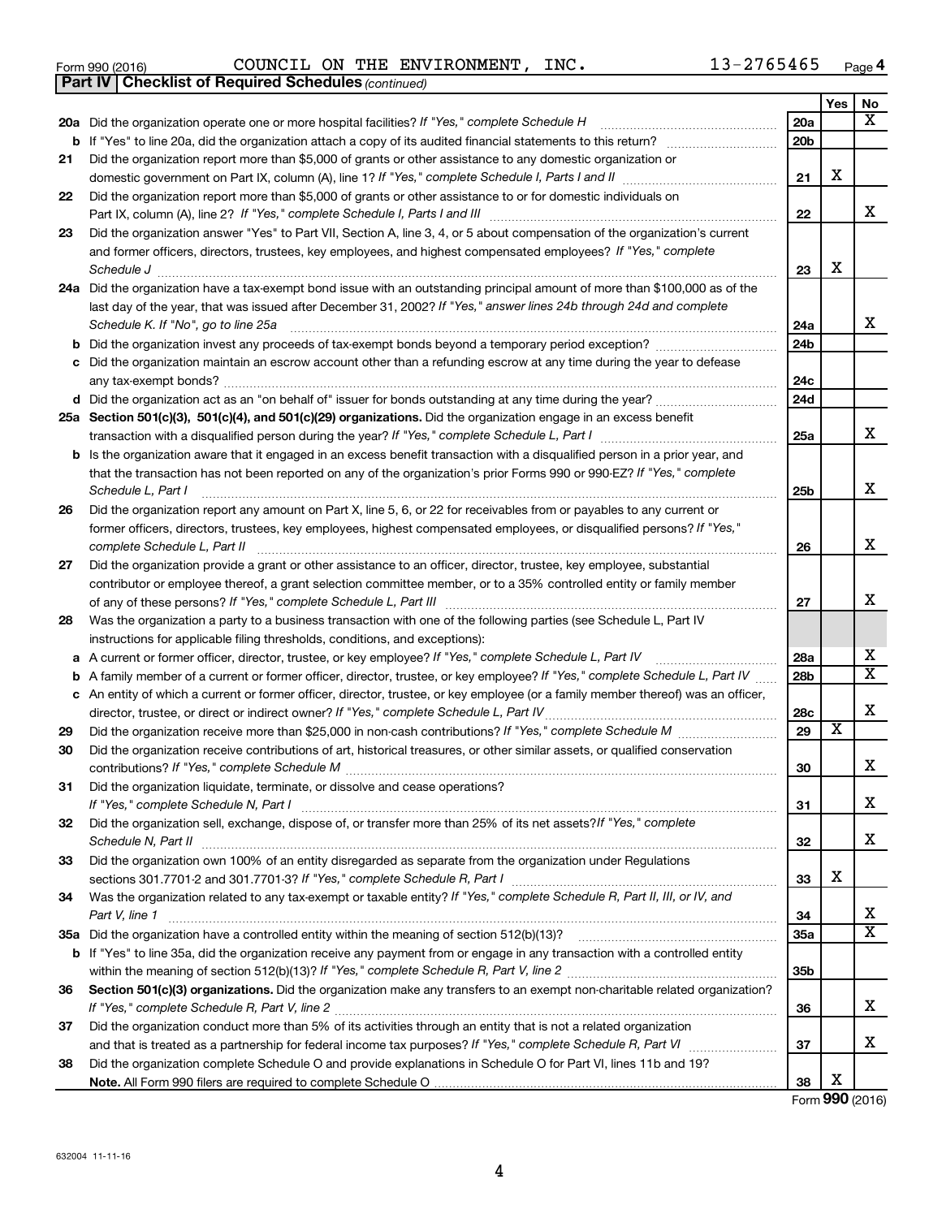Form 990 (2016) COUNCIL ON THE ENVIRONMENT, INC. 13-2765465 Page 4

**Part IV | Checklist of Required Schedules** *(continued)*

| | | | Yes | No |
|---|---|---|---|---|
| **20a** | Did the organization operate one or more hospital facilities? *If "Yes," complete Schedule H* | 20a | | X |
| **b** | If "Yes" to line 20a, did the organization attach a copy of its audited financial statements to this return? | 20b | | |
| **21** | Did the organization report more than $5,000 of grants or other assistance to any domestic organization or domestic government on Part IX, column (A), line 1? *If "Yes," complete Schedule I, Parts I and II* | 21 | X | |
| **22** | Did the organization report more than $5,000 of grants or other assistance to or for domestic individuals on Part IX, column (A), line 2? *If "Yes," complete Schedule I, Parts I and III* | 22 | | X |
| **23** | Did the organization answer "Yes" to Part VII, Section A, line 3, 4, or 5 about compensation of the organization's current and former officers, directors, trustees, key employees, and highest compensated employees? *If "Yes," complete Schedule J* | 23 | X | |
| **24a** | Did the organization have a tax-exempt bond issue with an outstanding principal amount of more than $100,000 as of the last day of the year, that was issued after December 31, 2002? *If "Yes," answer lines 24b through 24d and complete Schedule K. If "No", go to line 25a* | 24a | | X |
| **b** | Did the organization invest any proceeds of tax-exempt bonds beyond a temporary period exception? | 24b | | |
| **c** | Did the organization maintain an escrow account other than a refunding escrow at any time during the year to defease any tax-exempt bonds? | 24c | | |
| **d** | Did the organization act as an "on behalf of" issuer for bonds outstanding at any time during the year? | 24d | | |
| **25a** | **Section 501(c)(3), 501(c)(4), and 501(c)(29) organizations.** Did the organization engage in an excess benefit transaction with a disqualified person during the year? *If "Yes," complete Schedule L, Part I* | 25a | | X |
| **b** | Is the organization aware that it engaged in an excess benefit transaction with a disqualified person in a prior year, and that the transaction has not been reported on any of the organization's prior Forms 990 or 990-EZ? *If "Yes," complete Schedule L, Part I* | 25b | | X |
| **26** | Did the organization report any amount on Part X, line 5, 6, or 22 for receivables from or payables to any current or former officers, directors, trustees, key employees, highest compensated employees, or disqualified persons? *If "Yes," complete Schedule L, Part II* | 26 | | X |
| **27** | Did the organization provide a grant or other assistance to an officer, director, trustee, key employee, substantial contributor or employee thereof, a grant selection committee member, or to a 35% controlled entity or family member of any of these persons? *If "Yes," complete Schedule L, Part III* | 27 | | X |
| **28** | Was the organization a party to a business transaction with one of the following parties (see Schedule L, Part IV instructions for applicable filing thresholds, conditions, and exceptions): | | | |
| **a** | A current or former officer, director, trustee, or key employee? *If "Yes," complete Schedule L, Part IV* | 28a | | X |
| **b** | A family member of a current or former officer, director, trustee, or key employee? *If "Yes," complete Schedule L, Part IV* | 28b | | X |
| **c** | An entity of which a current or former officer, director, trustee, or key employee (or a family member thereof) was an officer, director, trustee, or direct or indirect owner? *If "Yes," complete Schedule L, Part IV* | 28c | | X |
| **29** | Did the organization receive more than $25,000 in non-cash contributions? *If "Yes," complete Schedule M* | 29 | X | |
| **30** | Did the organization receive contributions of art, historical treasures, or other similar assets, or qualified conservation contributions? *If "Yes," complete Schedule M* | 30 | | X |
| **31** | Did the organization liquidate, terminate, or dissolve and cease operations? *If "Yes," complete Schedule N, Part I* | 31 | | X |
| **32** | Did the organization sell, exchange, dispose of, or transfer more than 25% of its net assets? *If "Yes," complete Schedule N, Part II* | 32 | | X |
| **33** | Did the organization own 100% of an entity disregarded as separate from the organization under Regulations sections 301.7701-2 and 301.7701-3? *If "Yes," complete Schedule R, Part I* | 33 | X | |
| **34** | Was the organization related to any tax-exempt or taxable entity? *If "Yes," complete Schedule R, Part II, III, or IV, and Part V, line 1* | 34 | | X |
| **35a** | Did the organization have a controlled entity within the meaning of section 512(b)(13)? | 35a | | X |
| **b** | If "Yes" to line 35a, did the organization receive any payment from or engage in any transaction with a controlled entity within the meaning of section 512(b)(13)? *If "Yes," complete Schedule R, Part V, line 2* | 35b | | |
| **36** | **Section 501(c)(3) organizations.** Did the organization make any transfers to an exempt non-charitable related organization? *If "Yes," complete Schedule R, Part V, line 2* | 36 | | X |
| **37** | Did the organization conduct more than 5% of its activities through an entity that is not a related organization and that is treated as a partnership for federal income tax purposes? *If "Yes," complete Schedule R, Part VI* | 37 | | X |
| **38** | Did the organization complete Schedule O and provide explanations in Schedule O for Part VI, lines 11b and 19? **Note.** All Form 990 filers are required to complete Schedule O | 38 | X | |

Form **990** (2016)

632004 11-11-16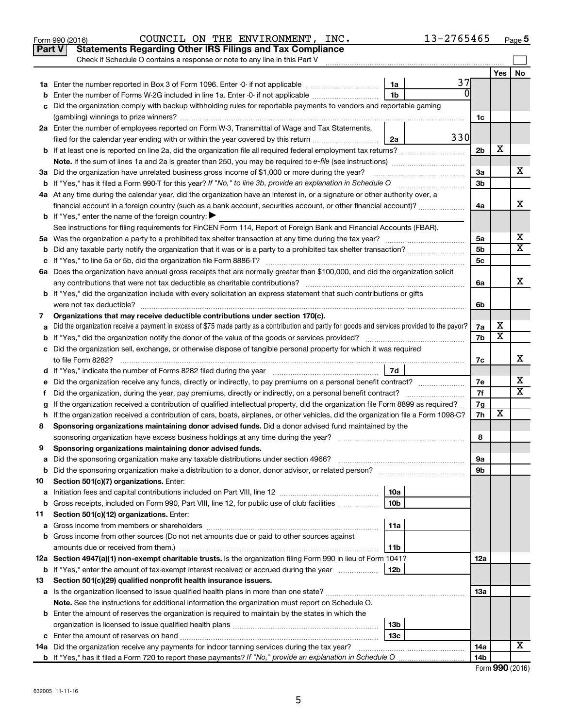Form 990 (2016) COUNCIL ON THE ENVIRONMENT, INC. 13-2765465 Page 5

## Part V Statements Regarding Other IRS Filings and Tax Compliance

Check if Schedule O contains a response or note to any line in this Part V

| | | | | | Yes | No |
|---|---|---|---|---|---|---|
| **1a** | Enter the number reported in Box 3 of Form 1096. Enter -0- if not applicable | 1a | 37 | | | |
| **b** | Enter the number of Forms W-2G included in line 1a. Enter -0- if not applicable | 1b | 0 | | | |
| **c** | Did the organization comply with backup withholding rules for reportable payments to vendors and reportable gaming (gambling) winnings to prize winners? | | | 1c | | |
| **2a** | Enter the number of employees reported on Form W-3, Transmittal of Wage and Tax Statements, filed for the calendar year ending with or within the year covered by this return | 2a | 330 | | | |
| **b** | If at least one is reported on line 2a, did the organization file all required federal employment tax returns? | | | 2b | X | |
| | **Note.** If the sum of lines 1a and 2a is greater than 250, you may be required to *e-file* (see instructions) | | | | | |
| **3a** | Did the organization have unrelated business gross income of $1,000 or more during the year? | | | 3a | | X |
| **b** | If "Yes," has it filed a Form 990-T for this year? *If "No," to line 3b, provide an explanation in Schedule O* | | | 3b | | |
| **4a** | At any time during the calendar year, did the organization have an interest in, or a signature or other authority over, a financial account in a foreign country (such as a bank account, securities account, or other financial account)? | | | 4a | | X |
| **b** | If "Yes," enter the name of the foreign country: ▶ | | | | | |
| | See instructions for filing requirements for FinCEN Form 114, Report of Foreign Bank and Financial Accounts (FBAR). | | | | | |
| **5a** | Was the organization a party to a prohibited tax shelter transaction at any time during the tax year? | | | 5a | | X |
| **b** | Did any taxable party notify the organization that it was or is a party to a prohibited tax shelter transaction? | | | 5b | | X |
| **c** | If "Yes," to line 5a or 5b, did the organization file Form 8886-T? | | | 5c | | |
| **6a** | Does the organization have annual gross receipts that are normally greater than $100,000, and did the organization solicit any contributions that were not tax deductible as charitable contributions? | | | 6a | | X |
| **b** | If "Yes," did the organization include with every solicitation an express statement that such contributions or gifts were not tax deductible? | | | 6b | | |
| **7** | **Organizations that may receive deductible contributions under section 170(c).** | | | | | |
| **a** | Did the organization receive a payment in excess of $75 made partly as a contribution and partly for goods and services provided to the payor? | | | 7a | X | |
| **b** | If "Yes," did the organization notify the donor of the value of the goods or services provided? | | | 7b | X | |
| **c** | Did the organization sell, exchange, or otherwise dispose of tangible personal property for which it was required to file Form 8282? | | | 7c | | X |
| **d** | If "Yes," indicate the number of Forms 8282 filed during the year | 7d | | | | |
| **e** | Did the organization receive any funds, directly or indirectly, to pay premiums on a personal benefit contract? | | | 7e | | X |
| **f** | Did the organization, during the year, pay premiums, directly or indirectly, on a personal benefit contract? | | | 7f | | X |
| **g** | If the organization received a contribution of qualified intellectual property, did the organization file Form 8899 as required? | | | 7g | | |
| **h** | If the organization received a contribution of cars, boats, airplanes, or other vehicles, did the organization file a Form 1098-C? | | | 7h | X | |
| **8** | **Sponsoring organizations maintaining donor advised funds.** Did a donor advised fund maintained by the sponsoring organization have excess business holdings at any time during the year? | | | 8 | | |
| **9** | **Sponsoring organizations maintaining donor advised funds.** | | | | | |
| **a** | Did the sponsoring organization make any taxable distributions under section 4966? | | | 9a | | |
| **b** | Did the sponsoring organization make a distribution to a donor, donor advisor, or related person? | | | 9b | | |
| **10** | **Section 501(c)(7) organizations.** Enter: | | | | | |
| **a** | Initiation fees and capital contributions included on Part VIII, line 12 | 10a | | | | |
| **b** | Gross receipts, included on Form 990, Part VIII, line 12, for public use of club facilities | 10b | | | | |
| **11** | **Section 501(c)(12) organizations.** Enter: | | | | | |
| **a** | Gross income from members or shareholders | 11a | | | | |
| **b** | Gross income from other sources (Do not net amounts due or paid to other sources against amounts due or received from them.) | 11b | | | | |
| **12a** | **Section 4947(a)(1) non-exempt charitable trusts.** Is the organization filing Form 990 in lieu of Form 1041? | | | 12a | | |
| **b** | If "Yes," enter the amount of tax-exempt interest received or accrued during the year | 12b | | | | |
| **13** | **Section 501(c)(29) qualified nonprofit health insurance issuers.** | | | | | |
| **a** | Is the organization licensed to issue qualified health plans in more than one state? | | | 13a | | |
| | **Note.** See the instructions for additional information the organization must report on Schedule O. | | | | | |
| **b** | Enter the amount of reserves the organization is required to maintain by the states in which the organization is licensed to issue qualified health plans | 13b | | | | |
| **c** | Enter the amount of reserves on hand | 13c | | | | |
| **14a** | Did the organization receive any payments for indoor tanning services during the tax year? | | | 14a | | X |
| **b** | If "Yes," has it filed a Form 720 to report these payments? *If "No," provide an explanation in Schedule O* | | | 14b | | |

Form **990** (2016)

632005 11-11-16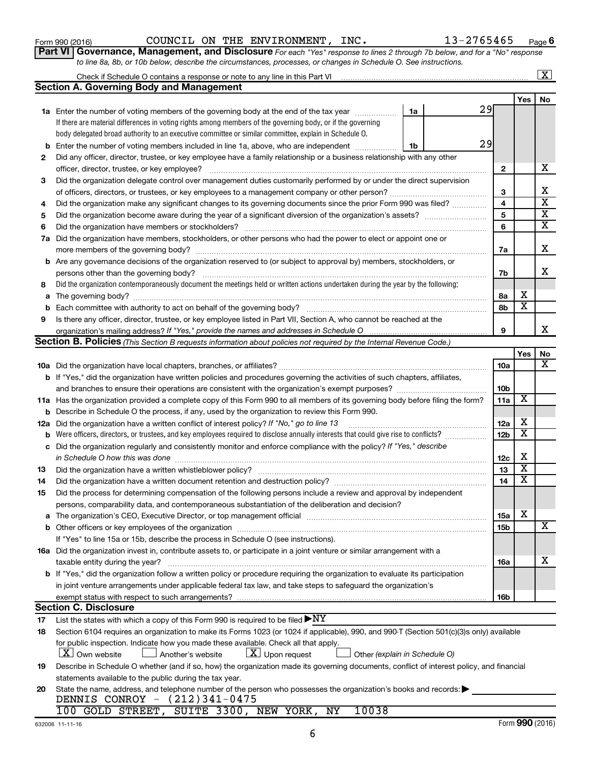Form 990 (2016) COUNCIL ON THE ENVIRONMENT, INC. 13-2765465 Page 6

**Part VI Governance, Management, and Disclosure** *For each "Yes" response to lines 2 through 7b below, and for a "No" response to line 8a, 8b, or 10b below, describe the circumstances, processes, or changes in Schedule O. See instructions.*

Check if Schedule O contains a response or note to any line in this Part VI [X]

## Section A. Governing Body and Management

| | | | | Yes | No |
|---|---|---|---|---|---|
| 1a | Enter the number of voting members of the governing body at the end of the tax year | 1a | 29 | | |
| | If there are material differences in voting rights among members of the governing body, or if the governing body delegated broad authority to an executive committee or similar committee, explain in Schedule O. | | | | |
| b | Enter the number of voting members included in line 1a, above, who are independent | 1b | 29 | | |
| 2 | Did any officer, director, trustee, or key employee have a family relationship or a business relationship with any other officer, director, trustee, or key employee? | 2 | | | X |
| 3 | Did the organization delegate control over management duties customarily performed by or under the direct supervision of officers, directors, or trustees, or key employees to a management company or other person? | 3 | | | X |
| 4 | Did the organization make any significant changes to its governing documents since the prior Form 990 was filed? | 4 | | | X |
| 5 | Did the organization become aware during the year of a significant diversion of the organization's assets? | 5 | | | X |
| 6 | Did the organization have members or stockholders? | 6 | | | X |
| 7a | Did the organization have members, stockholders, or other persons who had the power to elect or appoint one or more members of the governing body? | 7a | | | X |
| b | Are any governance decisions of the organization reserved to (or subject to approval by) members, stockholders, or persons other than the governing body? | 7b | | | X |
| 8 | Did the organization contemporaneously document the meetings held or written actions undertaken during the year by the following: | | | | |
| a | The governing body? | 8a | | X | |
| b | Each committee with authority to act on behalf of the governing body? | 8b | | X | |
| 9 | Is there any officer, director, trustee, or key employee listed in Part VII, Section A, who cannot be reached at the organization's mailing address? *If "Yes," provide the names and addresses in Schedule O* | 9 | | | X |

## Section B. Policies *(This Section B requests information about policies not required by the Internal Revenue Code.)*

| | | | Yes | No |
|---|---|---|---|---|
| 10a | Did the organization have local chapters, branches, or affiliates? | 10a | | X |
| b | If "Yes," did the organization have written policies and procedures governing the activities of such chapters, affiliates, and branches to ensure their operations are consistent with the organization's exempt purposes? | 10b | | |
| 11a | Has the organization provided a complete copy of this Form 990 to all members of its governing body before filing the form? | 11a | X | |
| b | Describe in Schedule O the process, if any, used by the organization to review this Form 990. | | | |
| 12a | Did the organization have a written conflict of interest policy? *If "No," go to line 13* | 12a | X | |
| b | Were officers, directors, or trustees, and key employees required to disclose annually interests that could give rise to conflicts? | 12b | X | |
| c | Did the organization regularly and consistently monitor and enforce compliance with the policy? *If "Yes," describe in Schedule O how this was done* | 12c | X | |
| 13 | Did the organization have a written whistleblower policy? | 13 | X | |
| 14 | Did the organization have a written document retention and destruction policy? | 14 | X | |
| 15 | Did the process for determining compensation of the following persons include a review and approval by independent persons, comparability data, and contemporaneous substantiation of the deliberation and decision? | | | |
| a | The organization's CEO, Executive Director, or top management official | 15a | X | |
| b | Other officers or key employees of the organization | 15b | | X |
| | If "Yes" to line 15a or 15b, describe the process in Schedule O (see instructions). | | | |
| 16a | Did the organization invest in, contribute assets to, or participate in a joint venture or similar arrangement with a taxable entity during the year? | 16a | | X |
| b | If "Yes," did the organization follow a written policy or procedure requiring the organization to evaluate its participation in joint venture arrangements under applicable federal tax law, and take steps to safeguard the organization's exempt status with respect to such arrangements? | 16b | | |

## Section C. Disclosure

17 List the states with which a copy of this Form 990 is required to be filed ▶NY

18 Section 6104 requires an organization to make its Forms 1023 (or 1024 if applicable), 990, and 990-T (Section 501(c)(3)s only) available for public inspection. Indicate how you made these available. Check all that apply.
[X] Own website [ ] Another's website [X] Upon request [ ] Other *(explain in Schedule O)*

19 Describe in Schedule O whether (and if so, how) the organization made its governing documents, conflict of interest policy, and financial statements available to the public during the tax year.

20 State the name, address, and telephone number of the person who possesses the organization's books and records: ▶
DENNIS CONROY - (212)341-0475
100 GOLD STREET, SUITE 3300, NEW YORK, NY 10038

632006 11-11-16 Form **990** (2016)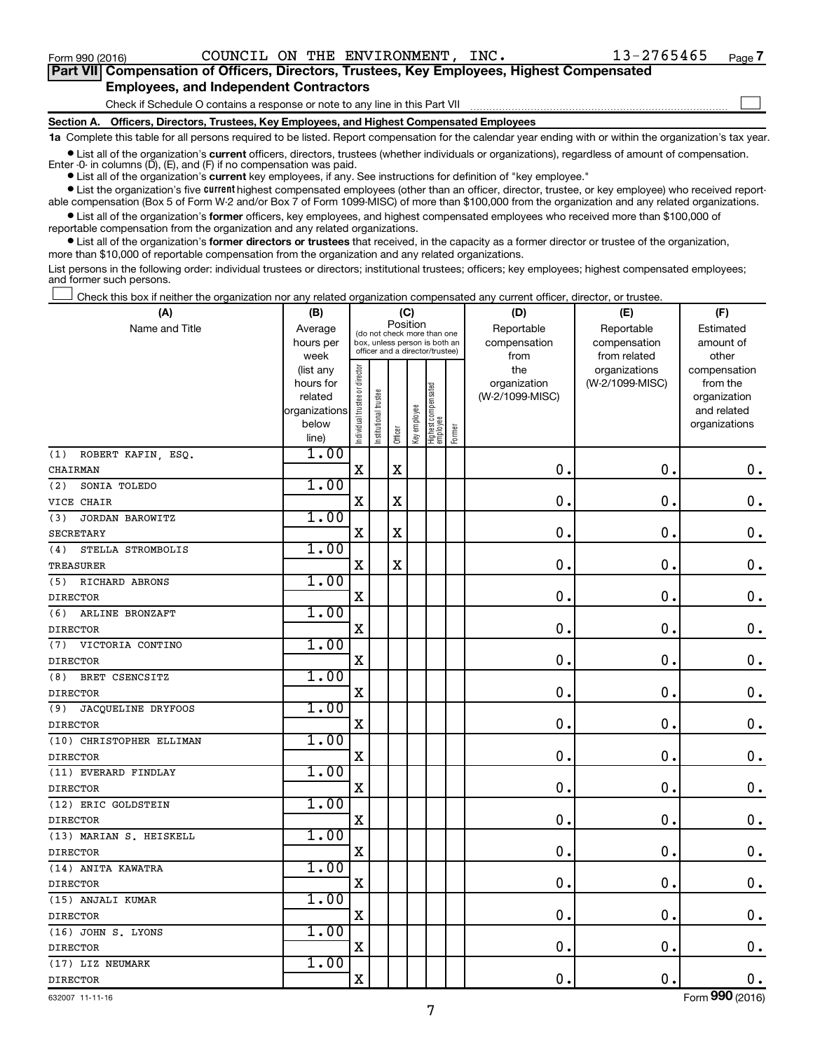Form 990 (2016) COUNCIL ON THE ENVIRONMENT, INC. 13-2765465 Page 7

**Part VII Compensation of Officers, Directors, Trustees, Key Employees, Highest Compensated Employees, and Independent Contractors**

Check if Schedule O contains a response or note to any line in this Part VII ☐

**Section A. Officers, Directors, Trustees, Key Employees, and Highest Compensated Employees**

**1a** Complete this table for all persons required to be listed. Report compensation for the calendar year ending with or within the organization's tax year.

- List all of the organization's **current** officers, directors, trustees (whether individuals or organizations), regardless of amount of compensation. Enter -0- in columns (D), (E), and (F) if no compensation was paid.
- List all of the organization's **current** key employees, if any. See instructions for definition of "key employee."
- List the organization's five **current** highest compensated employees (other than an officer, director, trustee, or key employee) who received reportable compensation (Box 5 of Form W-2 and/or Box 7 of Form 1099-MISC) of more than $100,000 from the organization and any related organizations.
- List all of the organization's **former** officers, key employees, and highest compensated employees who received more than $100,000 of reportable compensation from the organization and any related organizations.
- List all of the organization's **former directors or trustees** that received, in the capacity as a former director or trustee of the organization, more than $10,000 of reportable compensation from the organization and any related organizations.

List persons in the following order: individual trustees or directors; institutional trustees; officers; key employees; highest compensated employees; and former such persons.

☐ Check this box if neither the organization nor any related organization compensated any current officer, director, or trustee.

| (A) Name and Title | (B) Average hours per week (list any hours for related organizations below line) | (C) Position: Individual trustee or director | Institutional trustee | Officer | Key employee | Highest compensated employee | Former | (D) Reportable compensation from the organization (W-2/1099-MISC) | (E) Reportable compensation from related organizations (W-2/1099-MISC) | (F) Estimated amount of other compensation from the organization and related organizations |
|---|---|---|---|---|---|---|---|---|---|---|
| (1) ROBERT KAFIN, ESQ. CHAIRMAN | 1.00 | X | | X | | | | 0. | 0. | 0. |
| (2) SONIA TOLEDO VICE CHAIR | 1.00 | X | | X | | | | 0. | 0. | 0. |
| (3) JORDAN BAROWITZ SECRETARY | 1.00 | X | | X | | | | 0. | 0. | 0. |
| (4) STELLA STROMBOLIS TREASURER | 1.00 | X | | X | | | | 0. | 0. | 0. |
| (5) RICHARD ABRONS DIRECTOR | 1.00 | X | | | | | | 0. | 0. | 0. |
| (6) ARLINE BRONZAFT DIRECTOR | 1.00 | X | | | | | | 0. | 0. | 0. |
| (7) VICTORIA CONTINO DIRECTOR | 1.00 | X | | | | | | 0. | 0. | 0. |
| (8) BRET CSENCSITZ DIRECTOR | 1.00 | X | | | | | | 0. | 0. | 0. |
| (9) JACQUELINE DRYFOOS DIRECTOR | 1.00 | X | | | | | | 0. | 0. | 0. |
| (10) CHRISTOPHER ELLIMAN DIRECTOR | 1.00 | X | | | | | | 0. | 0. | 0. |
| (11) EVERARD FINDLAY DIRECTOR | 1.00 | X | | | | | | 0. | 0. | 0. |
| (12) ERIC GOLDSTEIN DIRECTOR | 1.00 | X | | | | | | 0. | 0. | 0. |
| (13) MARIAN S. HEISKELL DIRECTOR | 1.00 | X | | | | | | 0. | 0. | 0. |
| (14) ANITA KAWATRA DIRECTOR | 1.00 | X | | | | | | 0. | 0. | 0. |
| (15) ANJALI KUMAR DIRECTOR | 1.00 | X | | | | | | 0. | 0. | 0. |
| (16) JOHN S. LYONS DIRECTOR | 1.00 | X | | | | | | 0. | 0. | 0. |
| (17) LIZ NEUMARK DIRECTOR | 1.00 | X | | | | | | 0. | 0. | 0. |

632007 11-11-16 Form 990 (2016)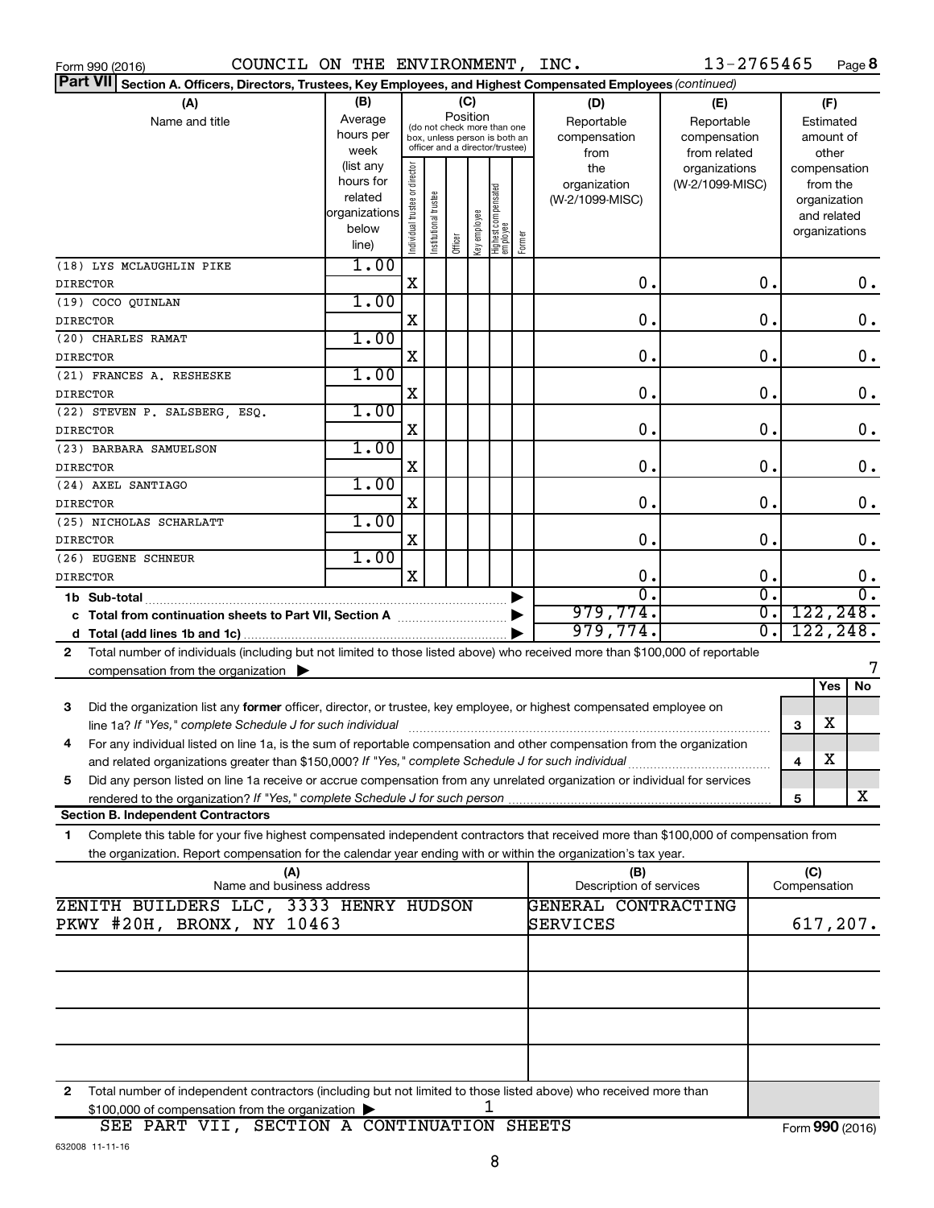Form 990 (2016) COUNCIL ON THE ENVIRONMENT, INC. 13-2765465 Page **8**

**Part VII** **Section A. Officers, Directors, Trustees, Key Employees, and Highest Compensated Employees** *(continued)*

| (A) Name and title | (B) Average hours per week (list any hours for related organizations below line) | (C) Position: Individual trustee or director | Institutional trustee | Officer | Key employee | Highest compensated employee | Former | (D) Reportable compensation from the organization (W-2/1099-MISC) | (E) Reportable compensation from related organizations (W-2/1099-MISC) | (F) Estimated amount of other compensation from the organization and related organizations |
|---|---|---|---|---|---|---|---|---|---|---|
| (18) LYS MCLAUGHLIN PIKE<br>DIRECTOR | 1.00 | X | | | | | | 0. | 0. | 0. |
| (19) COCO QUINLAN<br>DIRECTOR | 1.00 | X | | | | | | 0. | 0. | 0. |
| (20) CHARLES RAMAT<br>DIRECTOR | 1.00 | X | | | | | | 0. | 0. | 0. |
| (21) FRANCES A. RESHESKE<br>DIRECTOR | 1.00 | X | | | | | | 0. | 0. | 0. |
| (22) STEVEN P. SALSBERG, ESQ.<br>DIRECTOR | 1.00 | X | | | | | | 0. | 0. | 0. |
| (23) BARBARA SAMUELSON<br>DIRECTOR | 1.00 | X | | | | | | 0. | 0. | 0. |
| (24) AXEL SANTIAGO<br>DIRECTOR | 1.00 | X | | | | | | 0. | 0. | 0. |
| (25) NICHOLAS SCHARLATT<br>DIRECTOR | 1.00 | X | | | | | | 0. | 0. | 0. |
| (26) EUGENE SCHNEUR<br>DIRECTOR | 1.00 | X | | | | | | 0. | 0. | 0. |
| **1b Sub-total** | | | | | | | | 0. | 0. | 0. |
| **c Total from continuation sheets to Part VII, Section A** | | | | | | | | 979,774. | 0. | 122,248. |
| **d Total (add lines 1b and 1c)** | | | | | | | | 979,774. | 0. | 122,248. |

**2** Total number of individuals (including but not limited to those listed above) who received more than $100,000 of reportable compensation from the organization ▶ 7

| | | Yes | No |
|---|---|---|---|
| **3** Did the organization list any **former** officer, director, or trustee, key employee, or highest compensated employee on line 1a? *If "Yes," complete Schedule J for such individual* | 3 | X | |
| **4** For any individual listed on line 1a, is the sum of reportable compensation and other compensation from the organization and related organizations greater than $150,000? *If "Yes," complete Schedule J for such individual* | 4 | X | |
| **5** Did any person listed on line 1a receive or accrue compensation from any unrelated organization or individual for services rendered to the organization? *If "Yes," complete Schedule J for such person* | 5 | | X |

**Section B. Independent Contractors**

**1** Complete this table for your five highest compensated independent contractors that received more than $100,000 of compensation from the organization. Report compensation for the calendar year ending with or within the organization's tax year.

| (A) Name and business address | (B) Description of services | (C) Compensation |
|---|---|---|
| ZENITH BUILDERS LLC, 3333 HENRY HUDSON PKWY #20H, BRONX, NY 10463 | GENERAL CONTRACTING SERVICES | 617,207. |
| | | |
| | | |
| | | |
| | | |

**2** Total number of independent contractors (including but not limited to those listed above) who received more than $100,000 of compensation from the organization ▶ 1

SEE PART VII, SECTION A CONTINUATION SHEETS

Form **990** (2016)

632008 11-11-16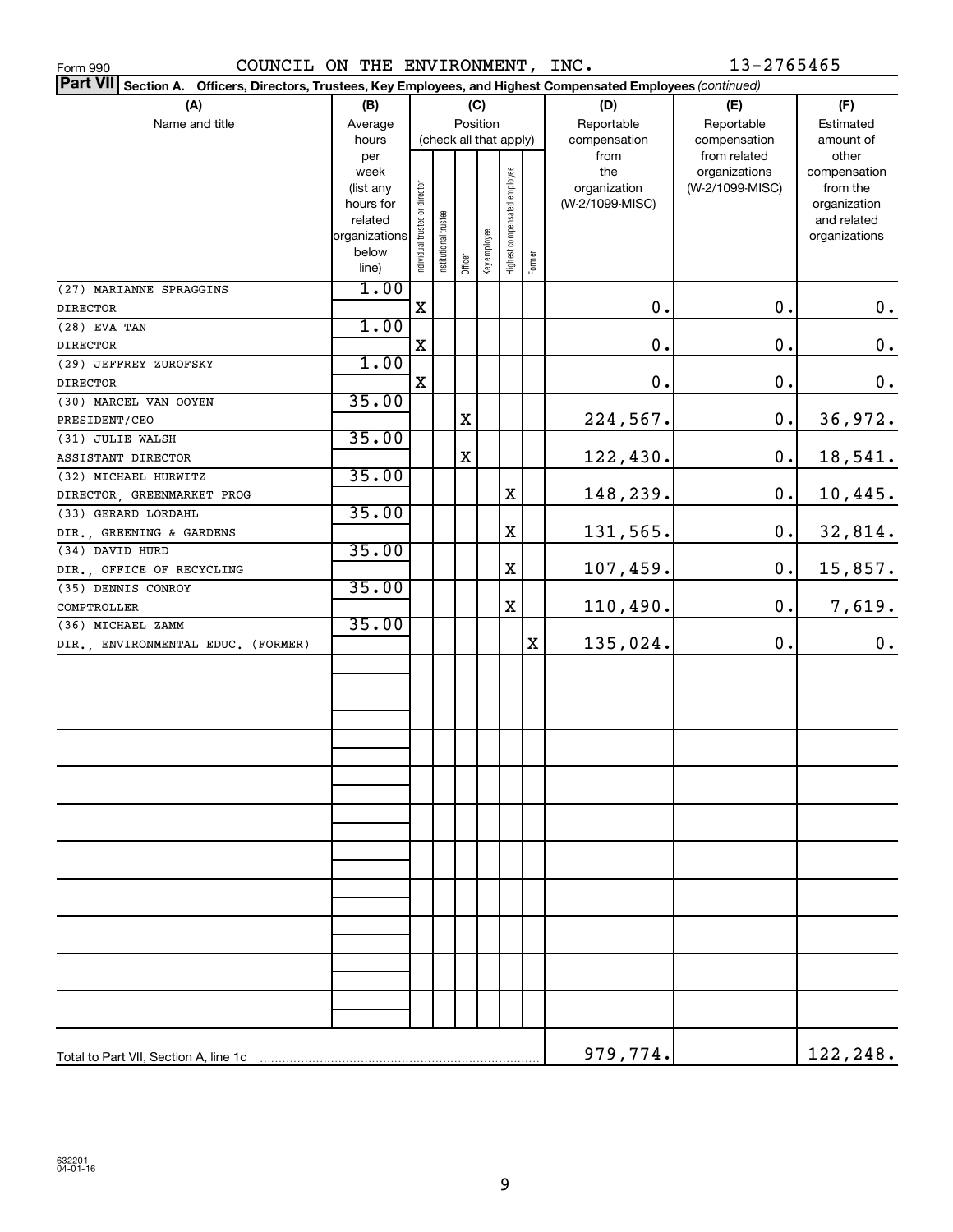Form 990 COUNCIL ON THE ENVIRONMENT, INC. 13-2765465

**Part VII Section A. Officers, Directors, Trustees, Key Employees, and Highest Compensated Employees** *(continued)*

| (A) Name and title | (B) Average hours per week (list any hours for related organizations below line) | (C) Position (check all that apply): Individual trustee or director | Institutional trustee | Officer | Key employee | Highest compensated employee | Former | (D) Reportable compensation from the organization (W-2/1099-MISC) | (E) Reportable compensation from related organizations (W-2/1099-MISC) | (F) Estimated amount of other compensation from the organization and related organizations |
|---|---|---|---|---|---|---|---|---|---|---|
| (27) MARIANNE SPRAGGINS DIRECTOR | 1.00 | X | | | | | | 0. | 0. | 0. |
| (28) EVA TAN DIRECTOR | 1.00 | X | | | | | | 0. | 0. | 0. |
| (29) JEFFREY ZUROFSKY DIRECTOR | 1.00 | X | | | | | | 0. | 0. | 0. |
| (30) MARCEL VAN OOYEN PRESIDENT/CEO | 35.00 | | | X | | | | 224,567. | 0. | 36,972. |
| (31) JULIE WALSH ASSISTANT DIRECTOR | 35.00 | | | X | | | | 122,430. | 0. | 18,541. |
| (32) MICHAEL HURWITZ DIRECTOR, GREENMARKET PROG | 35.00 | | | | | X | | 148,239. | 0. | 10,445. |
| (33) GERARD LORDAHL DIR., GREENING & GARDENS | 35.00 | | | | | X | | 131,565. | 0. | 32,814. |
| (34) DAVID HURD DIR., OFFICE OF RECYCLING | 35.00 | | | | | X | | 107,459. | 0. | 15,857. |
| (35) DENNIS CONROY COMPTROLLER | 35.00 | | | | | X | | 110,490. | 0. | 7,619. |
| (36) MICHAEL ZAMM DIR., ENVIRONMENTAL EDUC. (FORMER) | 35.00 | | | | | | X | 135,024. | 0. | 0. |
| Total to Part VII, Section A, line 1c | | | | | | | | 979,774. | | 122,248. |

632201 04-01-16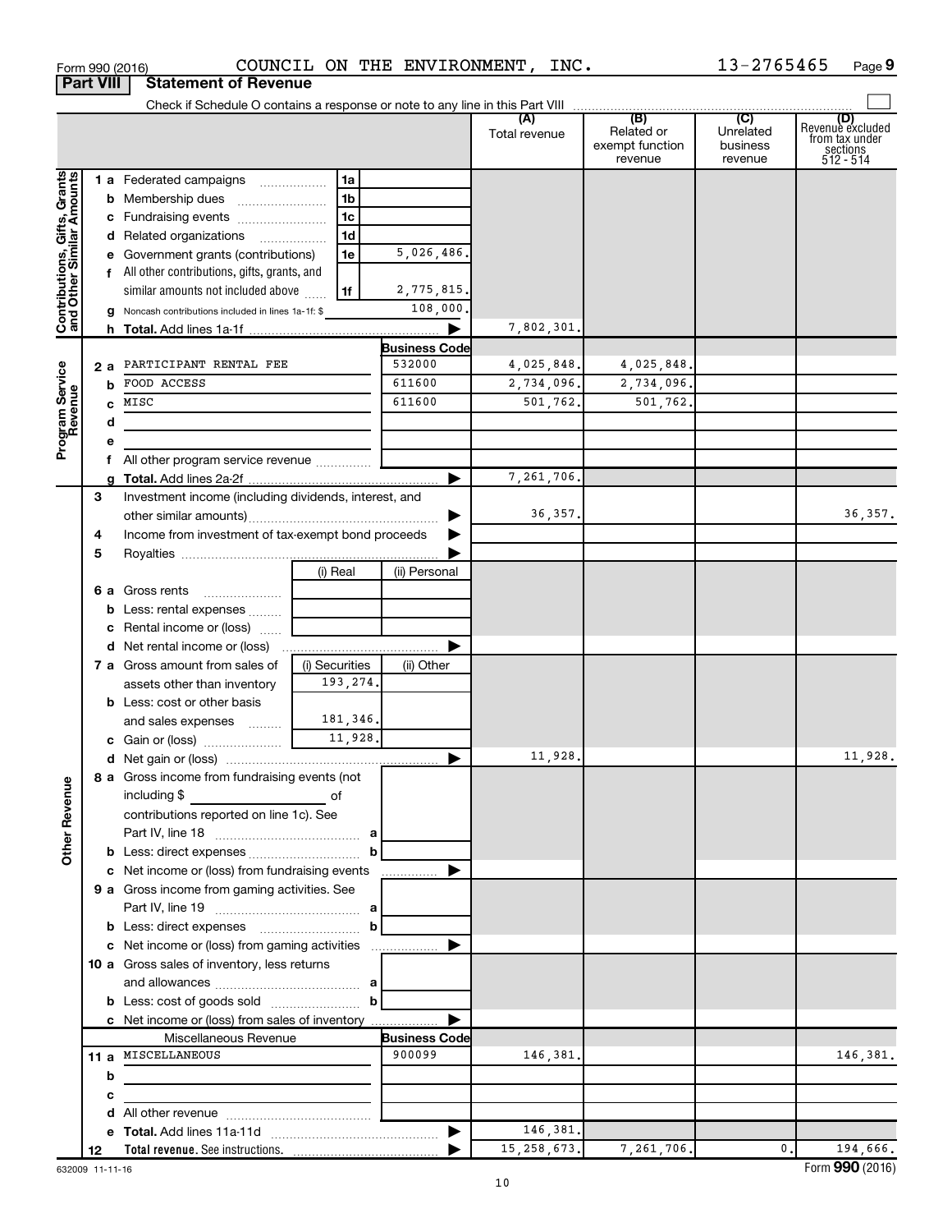Form 990 (2016) COUNCIL ON THE ENVIRONMENT, INC. 13-2765465 Page 9

**Part VIII Statement of Revenue**

Check if Schedule O contains a response or note to any line in this Part VIII

| | | | | (A) Total revenue | (B) Related or exempt function revenue | (C) Unrelated business revenue | (D) Revenue excluded from tax under sections 512 - 514 |
|---|---|---|---|---|---|---|---|
| **Contributions, Gifts, Grants and Other Similar Amounts** | 1 a Federated campaigns | 1a | | | | | |
| | b Membership dues | 1b | | | | | |
| | c Fundraising events | 1c | | | | | |
| | d Related organizations | 1d | | | | | |
| | e Government grants (contributions) | 1e | 5,026,486. | | | | |
| | f All other contributions, gifts, grants, and similar amounts not included above | 1f | 2,775,815. | | | | |
| | g Noncash contributions included in lines 1a-1f: $ | | 108,000. | | | | |
| | h Total. Add lines 1a-1f | | ▶ | 7,802,301. | | | |
| **Program Service Revenue** | | | Business Code | | | | |
| | 2 a PARTICIPANT RENTAL FEE | | 532000 | 4,025,848. | 4,025,848. | | |
| | b FOOD ACCESS | | 611600 | 2,734,096. | 2,734,096. | | |
| | c MISC | | 611600 | 501,762. | 501,762. | | |
| | d | | | | | | |
| | e | | | | | | |
| | f All other program service revenue | | | | | | |
| | g Total. Add lines 2a-2f | | ▶ | 7,261,706. | | | |
| **Other Revenue** | 3 Investment income (including dividends, interest, and other similar amounts) | | ▶ | 36,357. | | | 36,357. |
| | 4 Income from investment of tax-exempt bond proceeds | | ▶ | | | | |
| | 5 Royalties | | ▶ | | | | |
| | | (i) Real | (ii) Personal | | | | |
| | 6 a Gross rents | | | | | | |
| | b Less: rental expenses | | | | | | |
| | c Rental income or (loss) | | | | | | |
| | d Net rental income or (loss) | | ▶ | | | | |
| | 7 a Gross amount from sales of assets other than inventory | (i) Securities 193,274. | (ii) Other | | | | |
| | b Less: cost or other basis and sales expenses | 181,346. | | | | | |
| | c Gain or (loss) | 11,928. | | | | | |
| | d Net gain or (loss) | | ▶ | 11,928. | | | 11,928. |
| | 8 a Gross income from fundraising events (not including $ of contributions reported on line 1c). See Part IV, line 18 | a | | | | | |
| | b Less: direct expenses | b | | | | | |
| | c Net income or (loss) from fundraising events | | ▶ | | | | |
| | 9 a Gross income from gaming activities. See Part IV, line 19 | a | | | | | |
| | b Less: direct expenses | b | | | | | |
| | c Net income or (loss) from gaming activities | | ▶ | | | | |
| | 10 a Gross sales of inventory, less returns and allowances | a | | | | | |
| | b Less: cost of goods sold | b | | | | | |
| | c Net income or (loss) from sales of inventory | | ▶ | | | | |
| | Miscellaneous Revenue | | Business Code | | | | |
| | 11 a MISCELLANEOUS | | 900099 | 146,381. | | | 146,381. |
| | b | | | | | | |
| | c | | | | | | |
| | d All other revenue | | | | | | |
| | e Total. Add lines 11a-11d | | ▶ | 146,381. | | | |
| | 12 Total revenue. See instructions. | | ▶ | 15,258,673. | 7,261,706. | 0. | 194,666. |

632009 11-11-16 Form 990 (2016)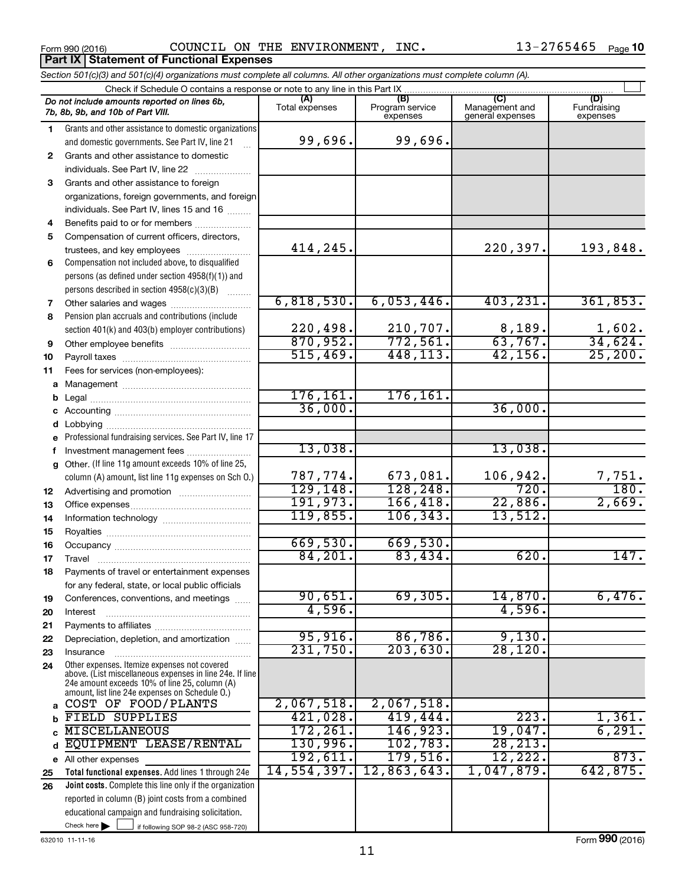Form 990 (2016) COUNCIL ON THE ENVIRONMENT, INC. 13-2765465 Page 10

## Part IX Statement of Functional Expenses

*Section 501(c)(3) and 501(c)(4) organizations must complete all columns. All other organizations must complete column (A).*

Check if Schedule O contains a response or note to any line in this Part IX

| | Do not include amounts reported on lines 6b, 7b, 8b, 9b, and 10b of Part VIII. | (A) Total expenses | (B) Program service expenses | (C) Management and general expenses | (D) Fundraising expenses |
|---|---|---|---|---|---|
| 1 | Grants and other assistance to domestic organizations and domestic governments. See Part IV, line 21 | 99,696. | 99,696. | | |
| 2 | Grants and other assistance to domestic individuals. See Part IV, line 22 | | | | |
| 3 | Grants and other assistance to foreign organizations, foreign governments, and foreign individuals. See Part IV, lines 15 and 16 | | | | |
| 4 | Benefits paid to or for members | | | | |
| 5 | Compensation of current officers, directors, trustees, and key employees | 414,245. | | 220,397. | 193,848. |
| 6 | Compensation not included above, to disqualified persons (as defined under section 4958(f)(1)) and persons described in section 4958(c)(3)(B) | | | | |
| 7 | Other salaries and wages | 6,818,530. | 6,053,446. | 403,231. | 361,853. |
| 8 | Pension plan accruals and contributions (include section 401(k) and 403(b) employer contributions) | 220,498. | 210,707. | 8,189. | 1,602. |
| 9 | Other employee benefits | 870,952. | 772,561. | 63,767. | 34,624. |
| 10 | Payroll taxes | 515,469. | 448,113. | 42,156. | 25,200. |
| 11 | Fees for services (non-employees): | | | | |
| a | Management | | | | |
| b | Legal | 176,161. | 176,161. | | |
| c | Accounting | 36,000. | | 36,000. | |
| d | Lobbying | | | | |
| e | Professional fundraising services. See Part IV, line 17 | | | | |
| f | Investment management fees | 13,038. | | 13,038. | |
| g | Other. (If line 11g amount exceeds 10% of line 25, column (A) amount, list line 11g expenses on Sch O.) | 787,774. | 673,081. | 106,942. | 7,751. |
| 12 | Advertising and promotion | 129,148. | 128,248. | 720. | 180. |
| 13 | Office expenses | 191,973. | 166,418. | 22,886. | 2,669. |
| 14 | Information technology | 119,855. | 106,343. | 13,512. | |
| 15 | Royalties | | | | |
| 16 | Occupancy | 669,530. | 669,530. | | |
| 17 | Travel | 84,201. | 83,434. | 620. | 147. |
| 18 | Payments of travel or entertainment expenses for any federal, state, or local public officials | | | | |
| 19 | Conferences, conventions, and meetings | 90,651. | 69,305. | 14,870. | 6,476. |
| 20 | Interest | 4,596. | | 4,596. | |
| 21 | Payments to affiliates | | | | |
| 22 | Depreciation, depletion, and amortization | 95,916. | 86,786. | 9,130. | |
| 23 | Insurance | 231,750. | 203,630. | 28,120. | |
| 24 | Other expenses. Itemize expenses not covered above. (List miscellaneous expenses in line 24e. If line 24e amount exceeds 10% of line 25, column (A) amount, list line 24e expenses on Schedule O.) | | | | |
| a | COST OF FOOD/PLANTS | 2,067,518. | 2,067,518. | | |
| b | FIELD SUPPLIES | 421,028. | 419,444. | 223. | 1,361. |
| c | MISCELLANEOUS | 172,261. | 146,923. | 19,047. | 6,291. |
| d | EQUIPMENT LEASE/RENTAL | 130,996. | 102,783. | 28,213. | |
| e | All other expenses | 192,611. | 179,516. | 12,222. | 873. |
| 25 | **Total functional expenses.** Add lines 1 through 24e | 14,554,397. | 12,863,643. | 1,047,879. | 642,875. |
| 26 | **Joint costs.** Complete this line only if the organization reported in column (B) joint costs from a combined educational campaign and fundraising solicitation. Check here ☐ if following SOP 98-2 (ASC 958-720) | | | | |

632010 11-11-16 Form 990 (2016)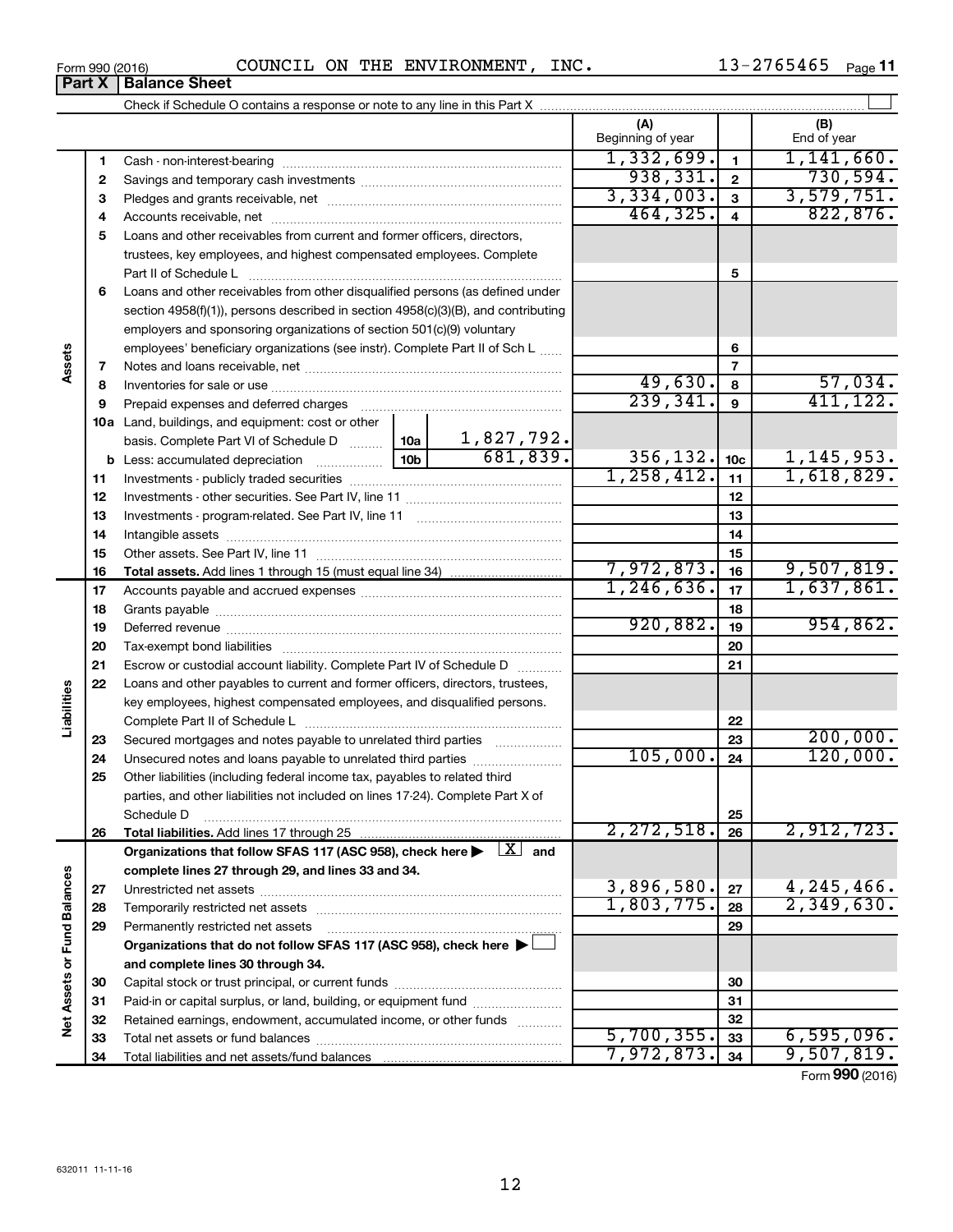Form 990 (2016) COUNCIL ON THE ENVIRONMENT, INC. 13-2765465 Page **11**

## Part X | Balance Sheet

Check if Schedule O contains a response or note to any line in this Part X

| | | | | (A) Beginning of year | | (B) End of year |
|---|---|---|---|---|---|---|
| **Assets** | 1 | Cash - non-interest-bearing | | 1,332,699. | 1 | 1,141,660. |
| | 2 | Savings and temporary cash investments | | 938,331. | 2 | 730,594. |
| | 3 | Pledges and grants receivable, net | | 3,334,003. | 3 | 3,579,751. |
| | 4 | Accounts receivable, net | | 464,325. | 4 | 822,876. |
| | 5 | Loans and other receivables from current and former officers, directors, trustees, key employees, and highest compensated employees. Complete Part II of Schedule L | | | 5 | |
| | 6 | Loans and other receivables from other disqualified persons (as defined under section 4958(f)(1)), persons described in section 4958(c)(3)(B), and contributing employers and sponsoring organizations of section 501(c)(9) voluntary employees' beneficiary organizations (see instr). Complete Part II of Sch L | | | 6 | |
| | 7 | Notes and loans receivable, net | | | 7 | |
| | 8 | Inventories for sale or use | | 49,630. | 8 | 57,034. |
| | 9 | Prepaid expenses and deferred charges | | 239,341. | 9 | 411,122. |
| | 10a | Land, buildings, and equipment: cost or other basis. Complete Part VI of Schedule D | 10a 1,827,792. | | | |
| | b | Less: accumulated depreciation | 10b 681,839. | 356,132. | 10c | 1,145,953. |
| | 11 | Investments - publicly traded securities | | 1,258,412. | 11 | 1,618,829. |
| | 12 | Investments - other securities. See Part IV, line 11 | | | 12 | |
| | 13 | Investments - program-related. See Part IV, line 11 | | | 13 | |
| | 14 | Intangible assets | | | 14 | |
| | 15 | Other assets. See Part IV, line 11 | | | 15 | |
| | 16 | **Total assets.** Add lines 1 through 15 (must equal line 34) | | 7,972,873. | 16 | 9,507,819. |
| **Liabilities** | 17 | Accounts payable and accrued expenses | | 1,246,636. | 17 | 1,637,861. |
| | 18 | Grants payable | | | 18 | |
| | 19 | Deferred revenue | | 920,882. | 19 | 954,862. |
| | 20 | Tax-exempt bond liabilities | | | 20 | |
| | 21 | Escrow or custodial account liability. Complete Part IV of Schedule D | | | 21 | |
| | 22 | Loans and other payables to current and former officers, directors, trustees, key employees, highest compensated employees, and disqualified persons. Complete Part II of Schedule L | | | 22 | |
| | 23 | Secured mortgages and notes payable to unrelated third parties | | | 23 | 200,000. |
| | 24 | Unsecured notes and loans payable to unrelated third parties | | 105,000. | 24 | 120,000. |
| | 25 | Other liabilities (including federal income tax, payables to related third parties, and other liabilities not included on lines 17-24). Complete Part X of Schedule D | | | 25 | |
| | 26 | **Total liabilities.** Add lines 17 through 25 | | 2,272,518. | 26 | 2,912,723. |
| **Net Assets or Fund Balances** | | **Organizations that follow SFAS 117 (ASC 958), check here ▶ [X] and complete lines 27 through 29, and lines 33 and 34.** | | | | |
| | 27 | Unrestricted net assets | | 3,896,580. | 27 | 4,245,466. |
| | 28 | Temporarily restricted net assets | | 1,803,775. | 28 | 2,349,630. |
| | 29 | Permanently restricted net assets | | | 29 | |
| | | **Organizations that do not follow SFAS 117 (ASC 958), check here ▶ [ ] and complete lines 30 through 34.** | | | | |
| | 30 | Capital stock or trust principal, or current funds | | | 30 | |
| | 31 | Paid-in or capital surplus, or land, building, or equipment fund | | | 31 | |
| | 32 | Retained earnings, endowment, accumulated income, or other funds | | | 32 | |
| | 33 | Total net assets or fund balances | | 5,700,355. | 33 | 6,595,096. |
| | 34 | Total liabilities and net assets/fund balances | | 7,972,873. | 34 | 9,507,819. |

Form **990** (2016)

632011 11-11-16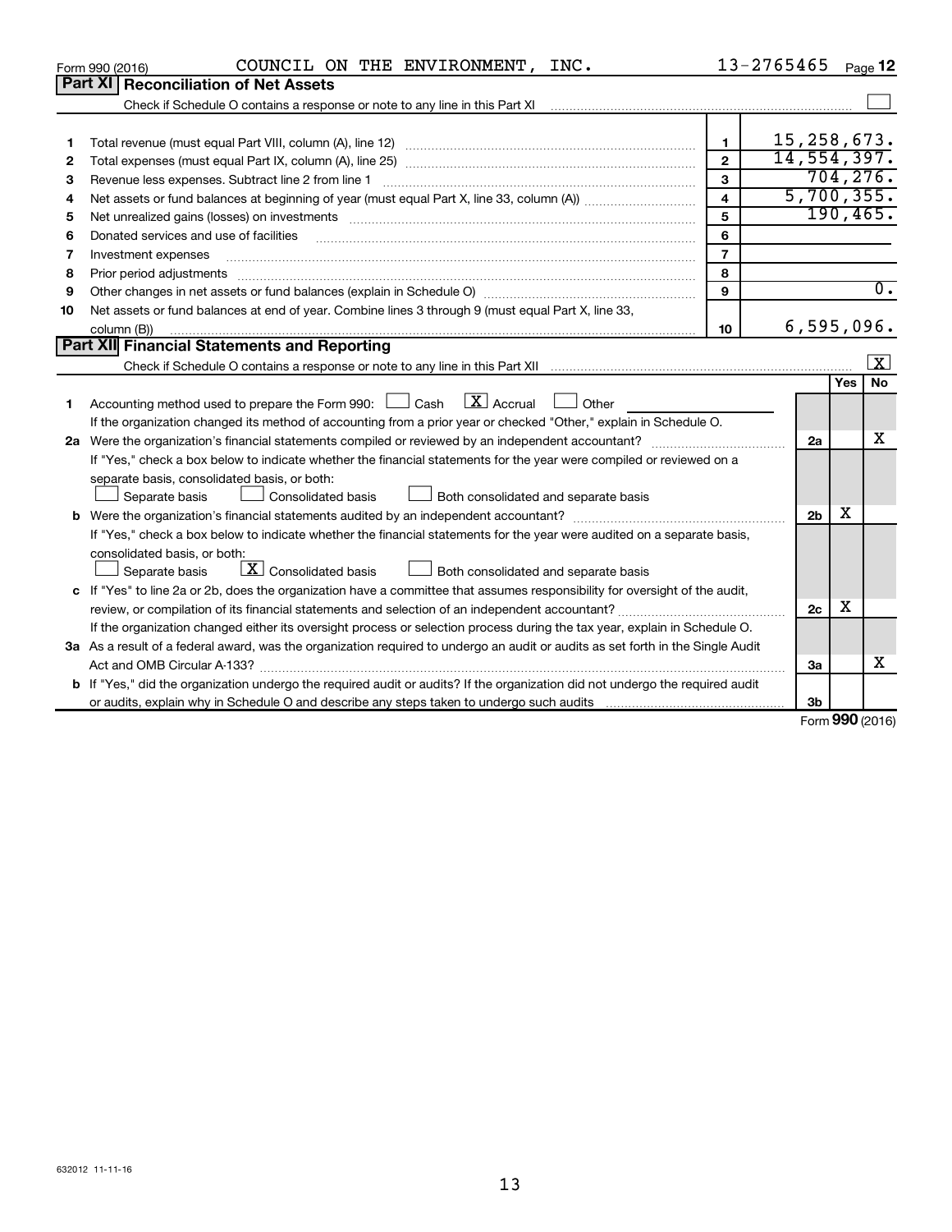Form 990 (2016) COUNCIL ON THE ENVIRONMENT, INC. 13-2765465 Page **12**

## Part XI Reconciliation of Net Assets

Check if Schedule O contains a response or note to any line in this Part XI ☐

| | | | |
|---|---|---|---|
| 1 | Total revenue (must equal Part VIII, column (A), line 12) | 1 | 15,258,673. |
| 2 | Total expenses (must equal Part IX, column (A), line 25) | 2 | 14,554,397. |
| 3 | Revenue less expenses. Subtract line 2 from line 1 | 3 | 704,276. |
| 4 | Net assets or fund balances at beginning of year (must equal Part X, line 33, column (A)) | 4 | 5,700,355. |
| 5 | Net unrealized gains (losses) on investments | 5 | 190,465. |
| 6 | Donated services and use of facilities | 6 | |
| 7 | Investment expenses | 7 | |
| 8 | Prior period adjustments | 8 | |
| 9 | Other changes in net assets or fund balances (explain in Schedule O) | 9 | 0. |
| 10 | Net assets or fund balances at end of year. Combine lines 3 through 9 (must equal Part X, line 33, column (B)) | 10 | 6,595,096. |

## Part XII Financial Statements and Reporting

Check if Schedule O contains a response or note to any line in this Part XII ☒

| | | | Yes | No |
|---|---|---|---|---|
| 1 | Accounting method used to prepare the Form 990: ☐ Cash ☒ Accrual ☐ Other<br>If the organization changed its method of accounting from a prior year or checked "Other," explain in Schedule O. | | | |
| 2a | Were the organization's financial statements compiled or reviewed by an independent accountant? | 2a | | X |
| | If "Yes," check a box below to indicate whether the financial statements for the year were compiled or reviewed on a separate basis, consolidated basis, or both:<br>☐ Separate basis ☐ Consolidated basis ☐ Both consolidated and separate basis | | | |
| b | Were the organization's financial statements audited by an independent accountant? | 2b | X | |
| | If "Yes," check a box below to indicate whether the financial statements for the year were audited on a separate basis, consolidated basis, or both:<br>☐ Separate basis ☒ Consolidated basis ☐ Both consolidated and separate basis | | | |
| c | If "Yes" to line 2a or 2b, does the organization have a committee that assumes responsibility for oversight of the audit, review, or compilation of its financial statements and selection of an independent accountant? | 2c | X | |
| | If the organization changed either its oversight process or selection process during the tax year, explain in Schedule O. | | | |
| 3a | As a result of a federal award, was the organization required to undergo an audit or audits as set forth in the Single Audit Act and OMB Circular A-133? | 3a | | X |
| b | If "Yes," did the organization undergo the required audit or audits? If the organization did not undergo the required audit or audits, explain why in Schedule O and describe any steps taken to undergo such audits | 3b | | |

Form **990** (2016)

632012 11-11-16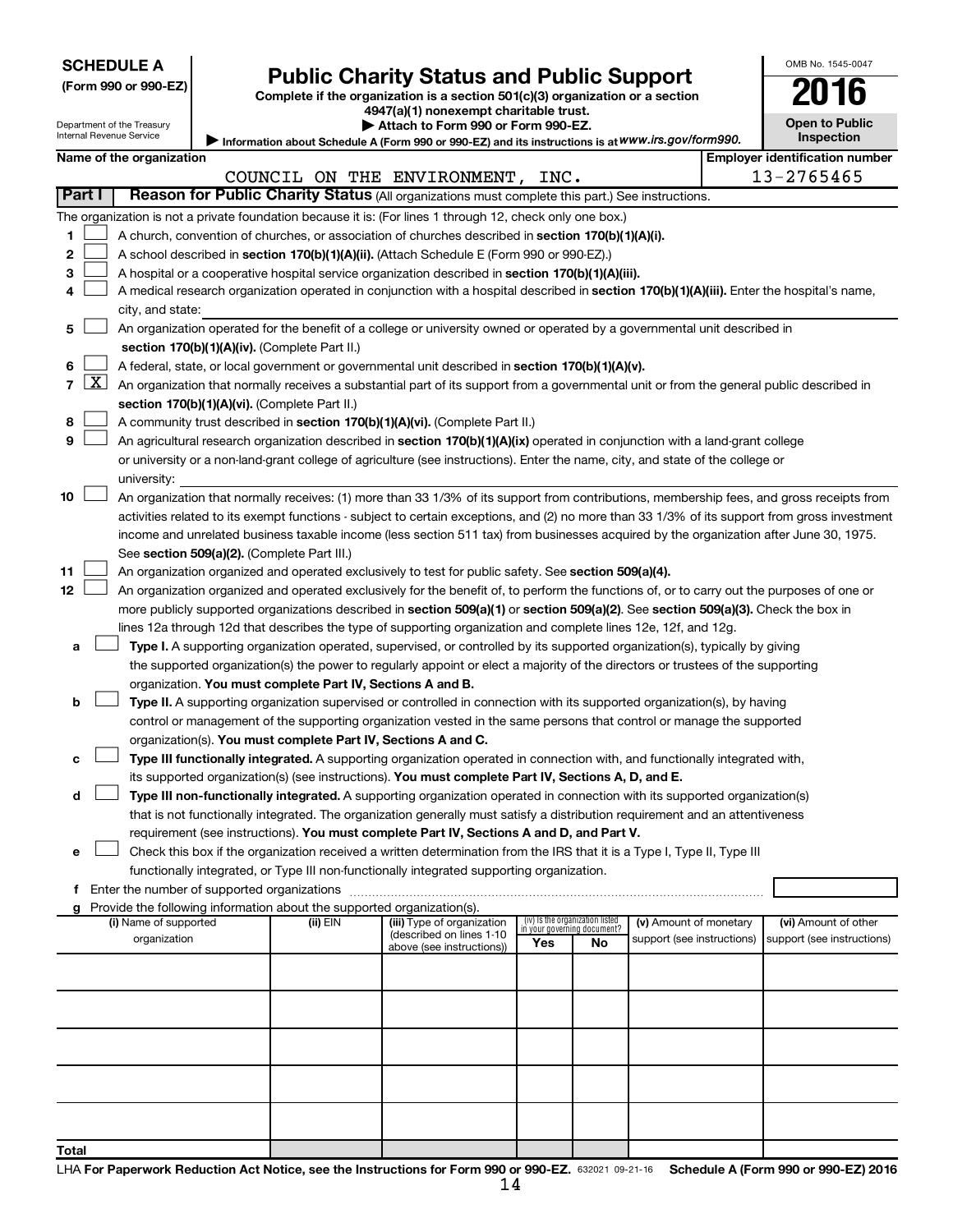**SCHEDULE A**
**(Form 990 or 990-EZ)**

Department of the Treasury
Internal Revenue Service

# Public Charity Status and Public Support

**Complete if the organization is a section 501(c)(3) organization or a section 4947(a)(1) nonexempt charitable trust.**
**▶ Attach to Form 990 or Form 990-EZ.**
**▶ Information about Schedule A (Form 990 or 990-EZ) and its instructions is at** ***www.irs.gov/form990.***

OMB No. 1545-0047
**2016**
**Open to Public Inspection**

**Name of the organization**
COUNCIL ON THE ENVIRONMENT, INC.

**Employer identification number**
13-2765465

**Part I** | **Reason for Public Charity Status** (All organizations must complete this part.) See instructions.

The organization is not a private foundation because it is: (For lines 1 through 12, check only one box.)

1 ☐ A church, convention of churches, or association of churches described in **section 170(b)(1)(A)(i).**

2 ☐ A school described in **section 170(b)(1)(A)(ii).** (Attach Schedule E (Form 990 or 990-EZ).)

3 ☐ A hospital or a cooperative hospital service organization described in **section 170(b)(1)(A)(iii).**

4 ☐ A medical research organization operated in conjunction with a hospital described in **section 170(b)(1)(A)(iii).** Enter the hospital's name, city, and state:

5 ☐ An organization operated for the benefit of a college or university owned or operated by a governmental unit described in **section 170(b)(1)(A)(iv).** (Complete Part II.)

6 ☐ A federal, state, or local government or governmental unit described in **section 170(b)(1)(A)(v).**

7 ☒ An organization that normally receives a substantial part of its support from a governmental unit or from the general public described in **section 170(b)(1)(A)(vi).** (Complete Part II.)

8 ☐ A community trust described in **section 170(b)(1)(A)(vi).** (Complete Part II.)

9 ☐ An agricultural research organization described in **section 170(b)(1)(A)(ix)** operated in conjunction with a land-grant college or university or a non-land-grant college of agriculture (see instructions). Enter the name, city, and state of the college or university:

10 ☐ An organization that normally receives: (1) more than 33 1/3% of its support from contributions, membership fees, and gross receipts from activities related to its exempt functions - subject to certain exceptions, and (2) no more than 33 1/3% of its support from gross investment income and unrelated business taxable income (less section 511 tax) from businesses acquired by the organization after June 30, 1975. See **section 509(a)(2).** (Complete Part III.)

11 ☐ An organization organized and operated exclusively to test for public safety. See **section 509(a)(4).**

12 ☐ An organization organized and operated exclusively for the benefit of, to perform the functions of, or to carry out the purposes of one or more publicly supported organizations described in **section 509(a)(1)** or **section 509(a)(2).** See **section 509(a)(3).** Check the box in lines 12a through 12d that describes the type of supporting organization and complete lines 12e, 12f, and 12g.

a ☐ **Type I.** A supporting organization operated, supervised, or controlled by its supported organization(s), typically by giving the supported organization(s) the power to regularly appoint or elect a majority of the directors or trustees of the supporting organization. **You must complete Part IV, Sections A and B.**

b ☐ **Type II.** A supporting organization supervised or controlled in connection with its supported organization(s), by having control or management of the supporting organization vested in the same persons that control or manage the supported organization(s). **You must complete Part IV, Sections A and C.**

c ☐ **Type III functionally integrated.** A supporting organization operated in connection with, and functionally integrated with, its supported organization(s) (see instructions). **You must complete Part IV, Sections A, D, and E.**

d ☐ **Type III non-functionally integrated.** A supporting organization operated in connection with its supported organization(s) that is not functionally integrated. The organization generally must satisfy a distribution requirement and an attentiveness requirement (see instructions). **You must complete Part IV, Sections A and D, and Part V.**

e ☐ Check this box if the organization received a written determination from the IRS that it is a Type I, Type II, Type III functionally integrated, or Type III non-functionally integrated supporting organization.

f Enter the number of supported organizations

g Provide the following information about the supported organization(s).

| (i) Name of supported organization | (ii) EIN | (iii) Type of organization (described on lines 1-10 above (see instructions)) | (iv) Is the organization listed in your governing document? Yes | No | (v) Amount of monetary support (see instructions) | (vi) Amount of other support (see instructions) |
|---|---|---|---|---|---|---|
| | | | | | | |
| | | | | | | |
| | | | | | | |
| | | | | | | |
| | | | | | | |
| **Total** | | | | | | |

LHA **For Paperwork Reduction Act Notice, see the Instructions for Form 990 or 990-EZ.** 632021 09-21-16 **Schedule A (Form 990 or 990-EZ) 2016**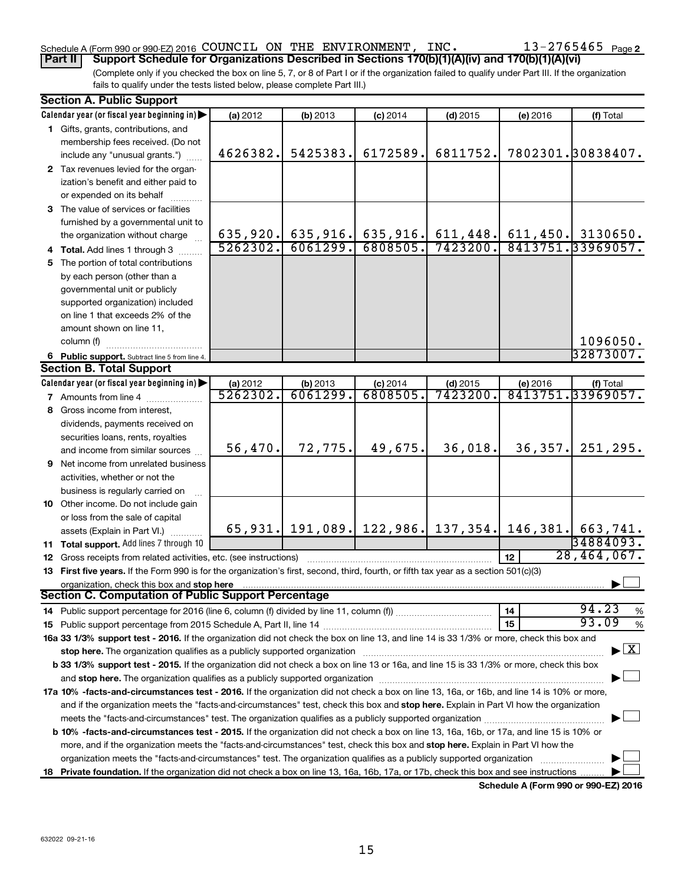Schedule A (Form 990 or 990-EZ) 2016 COUNCIL ON THE ENVIRONMENT, INC. 13-2765465 Page 2

**Part II Support Schedule for Organizations Described in Sections 170(b)(1)(A)(iv) and 170(b)(1)(A)(vi)**

(Complete only if you checked the box on line 5, 7, or 8 of Part I or if the organization failed to qualify under Part III. If the organization fails to qualify under the tests listed below, please complete Part III.)

**Section A. Public Support**

| Calendar year (or fiscal year beginning in) | (a) 2012 | (b) 2013 | (c) 2014 | (d) 2015 | (e) 2016 | (f) Total |
|---|---|---|---|---|---|---|
| 1 Gifts, grants, contributions, and membership fees received. (Do not include any "unusual grants.") | 4626382. | 5425383. | 6172589. | 6811752. | 7802301. | 30838407. |
| 2 Tax revenues levied for the organization's benefit and either paid to or expended on its behalf | | | | | | |
| 3 The value of services or facilities furnished by a governmental unit to the organization without charge | 635,920. | 635,916. | 635,916. | 611,448. | 611,450. | 3130650. |
| 4 **Total.** Add lines 1 through 3 | 5262302. | 6061299. | 6808505. | 7423200. | 8413751. | 33969057. |
| 5 The portion of total contributions by each person (other than a governmental unit or publicly supported organization) included on line 1 that exceeds 2% of the amount shown on line 11, column (f) | | | | | | 1096050. |
| 6 **Public support.** Subtract line 5 from line 4. | | | | | | 32873007. |

**Section B. Total Support**

| Calendar year (or fiscal year beginning in) | (a) 2012 | (b) 2013 | (c) 2014 | (d) 2015 | (e) 2016 | (f) Total |
|---|---|---|---|---|---|---|
| 7 Amounts from line 4 | 5262302. | 6061299. | 6808505. | 7423200. | 8413751. | 33969057. |
| 8 Gross income from interest, dividends, payments received on securities loans, rents, royalties and income from similar sources | 56,470. | 72,775. | 49,675. | 36,018. | 36,357. | 251,295. |
| 9 Net income from unrelated business activities, whether or not the business is regularly carried on | | | | | | |
| 10 Other income. Do not include gain or loss from the sale of capital assets (Explain in Part VI.) | 65,931. | 191,089. | 122,986. | 137,354. | 146,381. | 663,741. |
| 11 **Total support.** Add lines 7 through 10 | | | | | | 34884093. |

12 Gross receipts from related activities, etc. (see instructions) ..... 12 | 28,464,067.

13 **First five years.** If the Form 990 is for the organization's first, second, third, fourth, or fifth tax year as a section 501(c)(3) organization, check this box and **stop here** ☐

**Section C. Computation of Public Support Percentage**

14 Public support percentage for 2016 (line 6, column (f) divided by line 11, column (f)) ..... 14 | 94.23 %

15 Public support percentage from 2015 Schedule A, Part II, line 14 ..... 15 | 93.09 %

**16a 33 1/3% support test - 2016.** If the organization did not check the box on line 13, and line 14 is 33 1/3% or more, check this box and **stop here.** The organization qualifies as a publicly supported organization ☒

**b 33 1/3% support test - 2015.** If the organization did not check a box on line 13 or 16a, and line 15 is 33 1/3% or more, check this box and **stop here.** The organization qualifies as a publicly supported organization ☐

**17a 10% -facts-and-circumstances test - 2016.** If the organization did not check a box on line 13, 16a, or 16b, and line 14 is 10% or more, and if the organization meets the "facts-and-circumstances" test, check this box and **stop here.** Explain in Part VI how the organization meets the "facts-and-circumstances" test. The organization qualifies as a publicly supported organization ☐

**b 10% -facts-and-circumstances test - 2015.** If the organization did not check a box on line 13, 16a, 16b, or 17a, and line 15 is 10% or more, and if the organization meets the "facts-and-circumstances" test, check this box and **stop here.** Explain in Part VI how the organization meets the "facts-and-circumstances" test. The organization qualifies as a publicly supported organization ☐

**18 Private foundation.** If the organization did not check a box on line 13, 16a, 16b, 17a, or 17b, check this box and see instructions ☐

**Schedule A (Form 990 or 990-EZ) 2016**

632022 09-21-16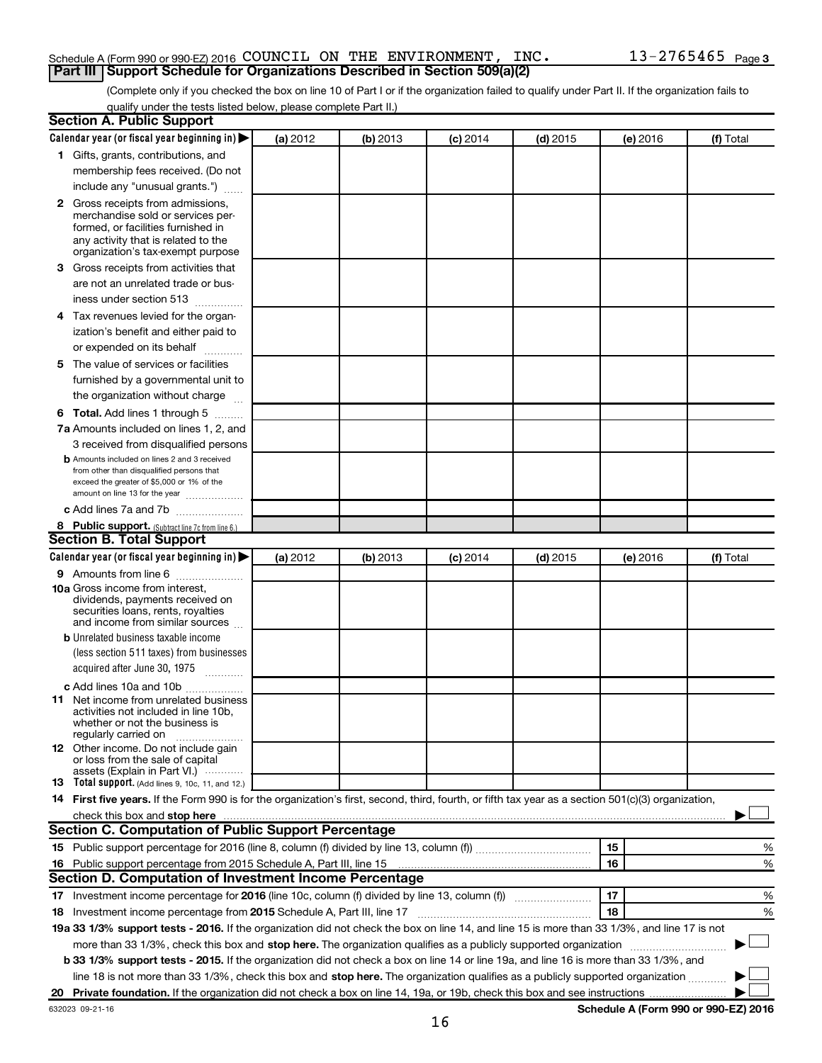Schedule A (Form 990 or 990-EZ) 2016 COUNCIL ON THE ENVIRONMENT, INC. 13-2765465 Page 3

## Part III Support Schedule for Organizations Described in Section 509(a)(2)

(Complete only if you checked the box on line 10 of Part I or if the organization failed to qualify under Part II. If the organization fails to qualify under the tests listed below, please complete Part II.)

### Section A. Public Support

| Calendar year (or fiscal year beginning in) ▶ | (a) 2012 | (b) 2013 | (c) 2014 | (d) 2015 | (e) 2016 | (f) Total |
|---|---|---|---|---|---|---|
| 1 Gifts, grants, contributions, and membership fees received. (Do not include any "unusual grants.") | | | | | | |
| 2 Gross receipts from admissions, merchandise sold or services performed, or facilities furnished in any activity that is related to the organization's tax-exempt purpose | | | | | | |
| 3 Gross receipts from activities that are not an unrelated trade or business under section 513 | | | | | | |
| 4 Tax revenues levied for the organization's benefit and either paid to or expended on its behalf | | | | | | |
| 5 The value of services or facilities furnished by a governmental unit to the organization without charge | | | | | | |
| 6 **Total.** Add lines 1 through 5 | | | | | | |
| 7a Amounts included on lines 1, 2, and 3 received from disqualified persons | | | | | | |
| b Amounts included on lines 2 and 3 received from other than disqualified persons that exceed the greater of $5,000 or 1% of the amount on line 13 for the year | | | | | | |
| c Add lines 7a and 7b | | | | | | |
| 8 **Public support.** (Subtract line 7c from line 6.) | | | | | | |

### Section B. Total Support

| Calendar year (or fiscal year beginning in) ▶ | (a) 2012 | (b) 2013 | (c) 2014 | (d) 2015 | (e) 2016 | (f) Total |
|---|---|---|---|---|---|---|
| 9 Amounts from line 6 | | | | | | |
| 10a Gross income from interest, dividends, payments received on securities loans, rents, royalties and income from similar sources | | | | | | |
| b Unrelated business taxable income (less section 511 taxes) from businesses acquired after June 30, 1975 | | | | | | |
| c Add lines 10a and 10b | | | | | | |
| 11 Net income from unrelated business activities not included in line 10b, whether or not the business is regularly carried on | | | | | | |
| 12 Other income. Do not include gain or loss from the sale of capital assets (Explain in Part VI.) | | | | | | |
| 13 **Total support.** (Add lines 9, 10c, 11, and 12.) | | | | | | |

14 **First five years.** If the Form 990 is for the organization's first, second, third, fourth, or fifth tax year as a section 501(c)(3) organization, check this box and **stop here** ▶ ☐

### Section C. Computation of Public Support Percentage

| | | | |
|---|---|---|---|
| 15 | Public support percentage for 2016 (line 8, column (f) divided by line 13, column (f)) | 15 | % |
| 16 | Public support percentage from 2015 Schedule A, Part III, line 15 | 16 | % |

### Section D. Computation of Investment Income Percentage

| | | | |
|---|---|---|---|
| 17 | Investment income percentage for **2016** (line 10c, column (f) divided by line 13, column (f)) | 17 | % |
| 18 | Investment income percentage from **2015** Schedule A, Part III, line 17 | 18 | % |

**19a 33 1/3% support tests - 2016.** If the organization did not check the box on line 14, and line 15 is more than 33 1/3%, and line 17 is not more than 33 1/3%, check this box and **stop here.** The organization qualifies as a publicly supported organization ▶ ☐

**b 33 1/3% support tests - 2015.** If the organization did not check a box on line 14 or line 19a, and line 16 is more than 33 1/3%, and line 18 is not more than 33 1/3%, check this box and **stop here.** The organization qualifies as a publicly supported organization ▶ ☐

**20 Private foundation.** If the organization did not check a box on line 14, 19a, or 19b, check this box and see instructions ▶ ☐

632023 09-21-16 **Schedule A (Form 990 or 990-EZ) 2016**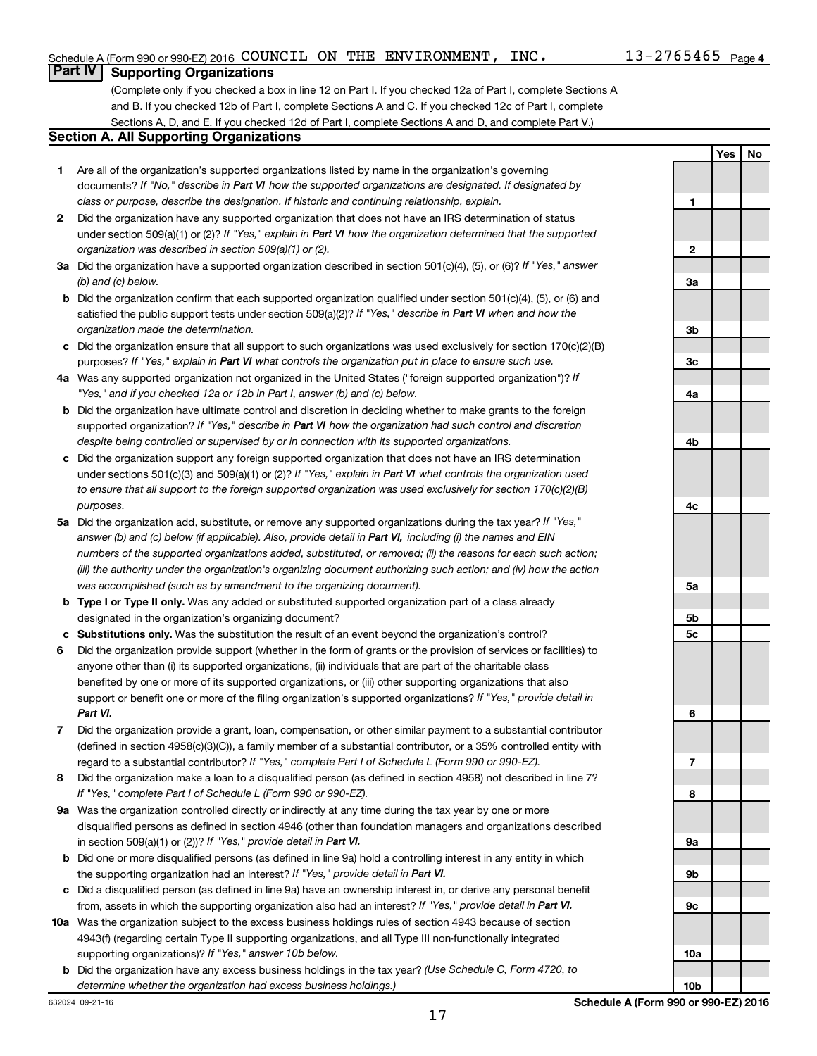Schedule A (Form 990 or 990-EZ) 2016 COUNCIL ON THE ENVIRONMENT, INC. 13-2765465 Page 4

## Part IV Supporting Organizations

(Complete only if you checked a box in line 12 on Part I. If you checked 12a of Part I, complete Sections A and B. If you checked 12b of Part I, complete Sections A and C. If you checked 12c of Part I, complete Sections A, D, and E. If you checked 12d of Part I, complete Sections A and D, and complete Part V.)

### Section A. All Supporting Organizations

| | | | Yes | No |
|---|---|---|---|---|
| **1** | Are all of the organization's supported organizations listed by name in the organization's governing documents? *If "No," describe in **Part VI** how the supported organizations are designated. If designated by class or purpose, describe the designation. If historic and continuing relationship, explain.* | 1 | | |
| **2** | Did the organization have any supported organization that does not have an IRS determination of status under section 509(a)(1) or (2)? *If "Yes," explain in **Part VI** how the organization determined that the supported organization was described in section 509(a)(1) or (2).* | 2 | | |
| **3a** | Did the organization have a supported organization described in section 501(c)(4), (5), or (6)? *If "Yes," answer (b) and (c) below.* | 3a | | |
| **b** | Did the organization confirm that each supported organization qualified under section 501(c)(4), (5), or (6) and satisfied the public support tests under section 509(a)(2)? *If "Yes," describe in **Part VI** when and how the organization made the determination.* | 3b | | |
| **c** | Did the organization ensure that all support to such organizations was used exclusively for section 170(c)(2)(B) purposes? *If "Yes," explain in **Part VI** what controls the organization put in place to ensure such use.* | 3c | | |
| **4a** | Was any supported organization not organized in the United States ("foreign supported organization")? *If "Yes," and if you checked 12a or 12b in Part I, answer (b) and (c) below.* | 4a | | |
| **b** | Did the organization have ultimate control and discretion in deciding whether to make grants to the foreign supported organization? *If "Yes," describe in **Part VI** how the organization had such control and discretion despite being controlled or supervised by or in connection with its supported organizations.* | 4b | | |
| **c** | Did the organization support any foreign supported organization that does not have an IRS determination under sections 501(c)(3) and 509(a)(1) or (2)? *If "Yes," explain in **Part VI** what controls the organization used to ensure that all support to the foreign supported organization was used exclusively for section 170(c)(2)(B) purposes.* | 4c | | |
| **5a** | Did the organization add, substitute, or remove any supported organizations during the tax year? *If "Yes," answer (b) and (c) below (if applicable). Also, provide detail in **Part VI**, including (i) the names and EIN numbers of the supported organizations added, substituted, or removed; (ii) the reasons for each such action; (iii) the authority under the organization's organizing document authorizing such action; and (iv) how the action was accomplished (such as by amendment to the organizing document).* | 5a | | |
| **b** | **Type I or Type II only.** Was any added or substituted supported organization part of a class already designated in the organization's organizing document? | 5b | | |
| **c** | **Substitutions only.** Was the substitution the result of an event beyond the organization's control? | 5c | | |
| **6** | Did the organization provide support (whether in the form of grants or the provision of services or facilities) to anyone other than (i) its supported organizations, (ii) individuals that are part of the charitable class benefited by one or more of its supported organizations, or (iii) other supporting organizations that also support or benefit one or more of the filing organization's supported organizations? *If "Yes," provide detail in **Part VI.*** | 6 | | |
| **7** | Did the organization provide a grant, loan, compensation, or other similar payment to a substantial contributor (defined in section 4958(c)(3)(C)), a family member of a substantial contributor, or a 35% controlled entity with regard to a substantial contributor? *If "Yes," complete Part I of Schedule L (Form 990 or 990-EZ).* | 7 | | |
| **8** | Did the organization make a loan to a disqualified person (as defined in section 4958) not described in line 7? *If "Yes," complete Part I of Schedule L (Form 990 or 990-EZ).* | 8 | | |
| **9a** | Was the organization controlled directly or indirectly at any time during the tax year by one or more disqualified persons as defined in section 4946 (other than foundation managers and organizations described in section 509(a)(1) or (2))? *If "Yes," provide detail in **Part VI.*** | 9a | | |
| **b** | Did one or more disqualified persons (as defined in line 9a) hold a controlling interest in any entity in which the supporting organization had an interest? *If "Yes," provide detail in **Part VI.*** | 9b | | |
| **c** | Did a disqualified person (as defined in line 9a) have an ownership interest in, or derive any personal benefit from, assets in which the supporting organization also had an interest? *If "Yes," provide detail in **Part VI.*** | 9c | | |
| **10a** | Was the organization subject to the excess business holdings rules of section 4943 because of section 4943(f) (regarding certain Type II supporting organizations, and all Type III non-functionally integrated supporting organizations)? *If "Yes," answer 10b below.* | 10a | | |
| **b** | Did the organization have any excess business holdings in the tax year? *(Use Schedule C, Form 4720, to determine whether the organization had excess business holdings.)* | 10b | | |

632024 09-21-16 **Schedule A (Form 990 or 990-EZ) 2016**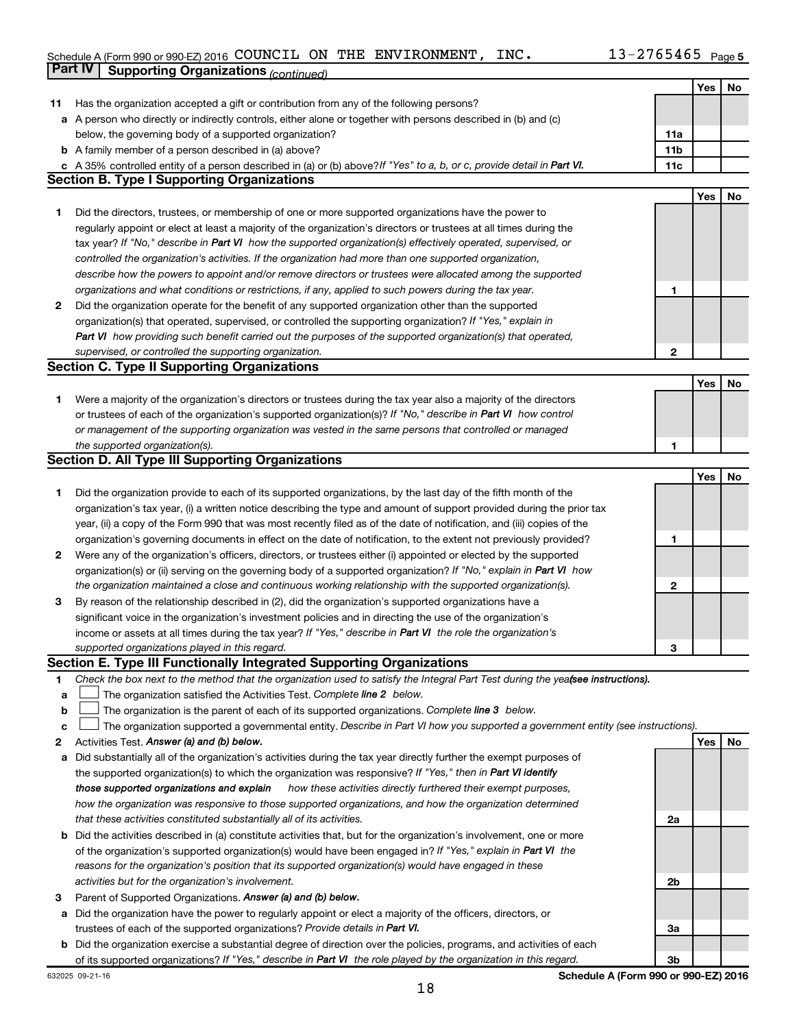Schedule A (Form 990 or 990-EZ) 2016 COUNCIL ON THE ENVIRONMENT, INC. 13-2765465 Page 5

**Part IV Supporting Organizations** *(continued)*

| | | | Yes | No |
|---|---|---|---|---|
| **11** | Has the organization accepted a gift or contribution from any of the following persons? | | | |
| **a** | A person who directly or indirectly controls, either alone or together with persons described in (b) and (c) below, the governing body of a supported organization? | 11a | | |
| **b** | A family member of a person described in (a) above? | 11b | | |
| **c** | A 35% controlled entity of a person described in (a) or (b) above? *If "Yes" to a, b, or c, provide detail in* ***Part VI.*** | 11c | | |

**Section B. Type I Supporting Organizations**

| | | | Yes | No |
|---|---|---|---|---|
| **1** | Did the directors, trustees, or membership of one or more supported organizations have the power to regularly appoint or elect at least a majority of the organization's directors or trustees at all times during the tax year? *If "No," describe in* ***Part VI*** *how the supported organization(s) effectively operated, supervised, or controlled the organization's activities. If the organization had more than one supported organization, describe how the powers to appoint and/or remove directors or trustees were allocated among the supported organizations and what conditions or restrictions, if any, applied to such powers during the tax year.* | 1 | | |
| **2** | Did the organization operate for the benefit of any supported organization other than the supported organization(s) that operated, supervised, or controlled the supporting organization? *If "Yes," explain in* ***Part VI*** *how providing such benefit carried out the purposes of the supported organization(s) that operated, supervised, or controlled the supporting organization.* | 2 | | |

**Section C. Type II Supporting Organizations**

| | | | Yes | No |
|---|---|---|---|---|
| **1** | Were a majority of the organization's directors or trustees during the tax year also a majority of the directors or trustees of each of the organization's supported organization(s)? *If "No," describe in* ***Part VI*** *how control or management of the supporting organization was vested in the same persons that controlled or managed the supported organization(s).* | 1 | | |

**Section D. All Type III Supporting Organizations**

| | | | Yes | No |
|---|---|---|---|---|
| **1** | Did the organization provide to each of its supported organizations, by the last day of the fifth month of the organization's tax year, (i) a written notice describing the type and amount of support provided during the prior tax year, (ii) a copy of the Form 990 that was most recently filed as of the date of notification, and (iii) copies of the organization's governing documents in effect on the date of notification, to the extent not previously provided? | 1 | | |
| **2** | Were any of the organization's officers, directors, or trustees either (i) appointed or elected by the supported organization(s) or (ii) serving on the governing body of a supported organization? *If "No," explain in* ***Part VI*** *how the organization maintained a close and continuous working relationship with the supported organization(s).* | 2 | | |
| **3** | By reason of the relationship described in (2), did the organization's supported organizations have a significant voice in the organization's investment policies and in directing the use of the organization's income or assets at all times during the tax year? *If "Yes," describe in* ***Part VI*** *the role the organization's supported organizations played in this regard.* | 3 | | |

**Section E. Type III Functionally Integrated Supporting Organizations**

**1** *Check the box next to the method that the organization used to satisfy the Integral Part Test during the year* ***(see instructions).***

- **a** ☐ The organization satisfied the Activities Test. *Complete* ***line 2*** *below.*
- **b** ☐ The organization is the parent of each of its supported organizations. *Complete* ***line 3*** *below.*
- **c** ☐ The organization supported a governmental entity. *Describe in Part VI how you supported a government entity (see instructions).*

| | | | Yes | No |
|---|---|---|---|---|
| **2** | Activities Test. ***Answer (a) and (b) below.*** | | | |
| **a** | Did substantially all of the organization's activities during the tax year directly further the exempt purposes of the supported organization(s) to which the organization was responsive? *If "Yes," then in* ***Part VI identify those supported organizations and explain*** *how these activities directly furthered their exempt purposes, how the organization was responsive to those supported organizations, and how the organization determined that these activities constituted substantially all of its activities.* | 2a | | |
| **b** | Did the activities described in (a) constitute activities that, but for the organization's involvement, one or more of the organization's supported organization(s) would have been engaged in? *If "Yes," explain in* ***Part VI*** *the reasons for the organization's position that its supported organization(s) would have engaged in these activities but for the organization's involvement.* | 2b | | |
| **3** | Parent of Supported Organizations. ***Answer (a) and (b) below.*** | | | |
| **a** | Did the organization have the power to regularly appoint or elect a majority of the officers, directors, or trustees of each of the supported organizations? *Provide details in* ***Part VI.*** | 3a | | |
| **b** | Did the organization exercise a substantial degree of direction over the policies, programs, and activities of each of its supported organizations? *If "Yes," describe in* ***Part VI*** *the role played by the organization in this regard.* | 3b | | |

632025 09-21-16 **Schedule A (Form 990 or 990-EZ) 2016**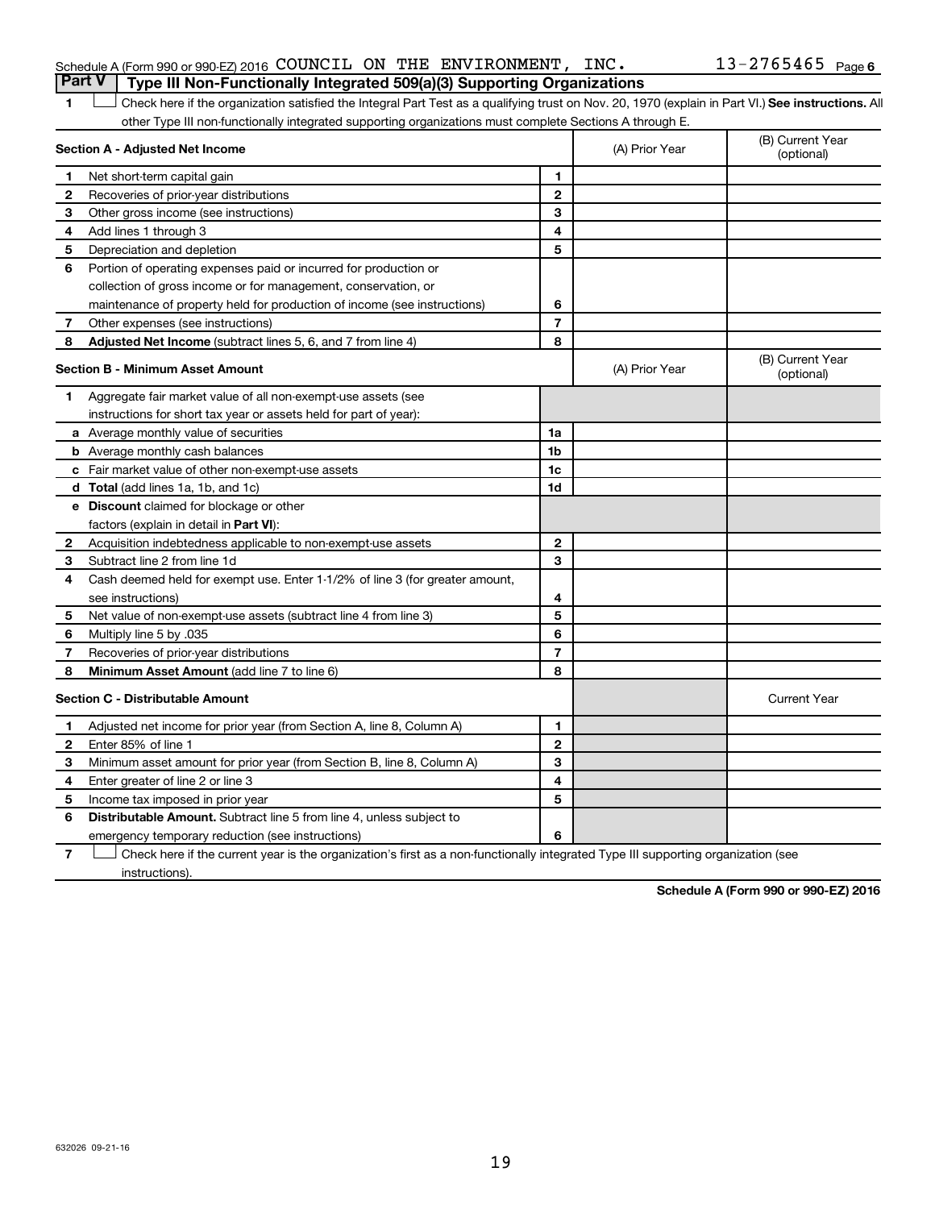Schedule A (Form 990 or 990-EZ) 2016 COUNCIL ON THE ENVIRONMENT, INC. 13-2765465 Page 6

## Part V Type III Non-Functionally Integrated 509(a)(3) Supporting Organizations

1 ☐ Check here if the organization satisfied the Integral Part Test as a qualifying trust on Nov. 20, 1970 (explain in Part VI.) **See instructions.** All other Type III non-functionally integrated supporting organizations must complete Sections A through E.

| **Section A - Adjusted Net Income** | | | (A) Prior Year | (B) Current Year (optional) |
|---|---|---|---|---|
| 1 | Net short-term capital gain | 1 | | |
| 2 | Recoveries of prior-year distributions | 2 | | |
| 3 | Other gross income (see instructions) | 3 | | |
| 4 | Add lines 1 through 3 | 4 | | |
| 5 | Depreciation and depletion | 5 | | |
| 6 | Portion of operating expenses paid or incurred for production or collection of gross income or for management, conservation, or maintenance of property held for production of income (see instructions) | 6 | | |
| 7 | Other expenses (see instructions) | 7 | | |
| 8 | **Adjusted Net Income** (subtract lines 5, 6, and 7 from line 4) | 8 | | |

| **Section B - Minimum Asset Amount** | | | (A) Prior Year | (B) Current Year (optional) |
|---|---|---|---|---|
| 1 | Aggregate fair market value of all non-exempt-use assets (see instructions for short tax year or assets held for part of year): | | | |
| a | Average monthly value of securities | 1a | | |
| b | Average monthly cash balances | 1b | | |
| c | Fair market value of other non-exempt-use assets | 1c | | |
| d | **Total** (add lines 1a, 1b, and 1c) | 1d | | |
| e | **Discount** claimed for blockage or other factors (explain in detail in **Part VI**): | | | |
| 2 | Acquisition indebtedness applicable to non-exempt-use assets | 2 | | |
| 3 | Subtract line 2 from line 1d | 3 | | |
| 4 | Cash deemed held for exempt use. Enter 1-1/2% of line 3 (for greater amount, see instructions) | 4 | | |
| 5 | Net value of non-exempt-use assets (subtract line 4 from line 3) | 5 | | |
| 6 | Multiply line 5 by .035 | 6 | | |
| 7 | Recoveries of prior-year distributions | 7 | | |
| 8 | **Minimum Asset Amount** (add line 7 to line 6) | 8 | | |

| **Section C - Distributable Amount** | | | | Current Year |
|---|---|---|---|---|
| 1 | Adjusted net income for prior year (from Section A, line 8, Column A) | 1 | | |
| 2 | Enter 85% of line 1 | 2 | | |
| 3 | Minimum asset amount for prior year (from Section B, line 8, Column A) | 3 | | |
| 4 | Enter greater of line 2 or line 3 | 4 | | |
| 5 | Income tax imposed in prior year | 5 | | |
| 6 | **Distributable Amount.** Subtract line 5 from line 4, unless subject to emergency temporary reduction (see instructions) | 6 | | |

7 ☐ Check here if the current year is the organization's first as a non-functionally integrated Type III supporting organization (see instructions).

**Schedule A (Form 990 or 990-EZ) 2016**

632026 09-21-16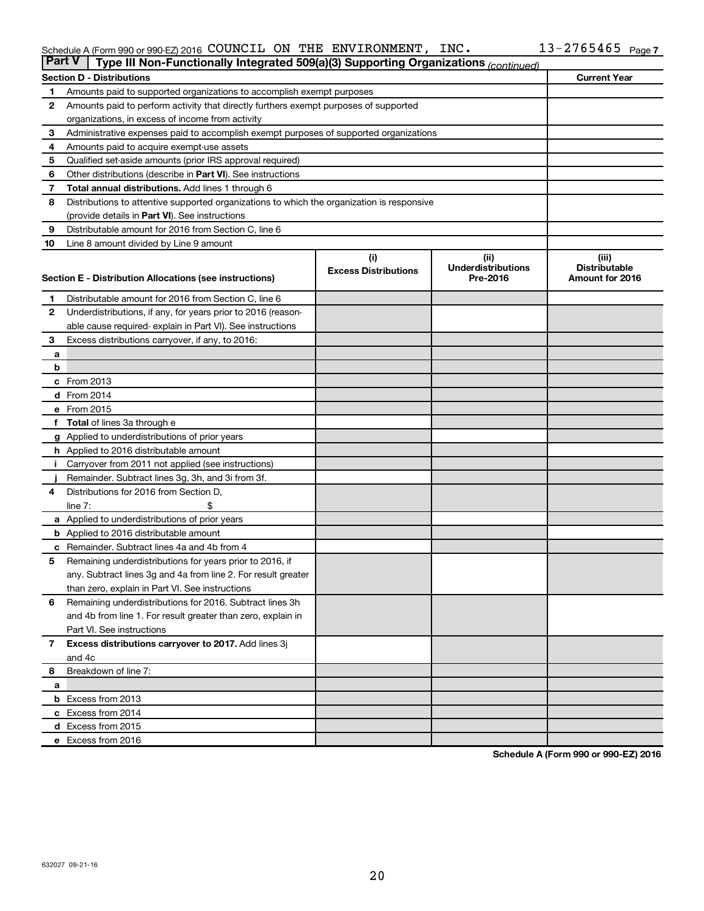Schedule A (Form 990 or 990-EZ) 2016 COUNCIL ON THE ENVIRONMENT, INC. 13-2765465 Page 7

**Part V | Type III Non-Functionally Integrated 509(a)(3) Supporting Organizations** *(continued)*

| | Section D - Distributions | Current Year |
|---|---|---|
| 1 | Amounts paid to supported organizations to accomplish exempt purposes | |
| 2 | Amounts paid to perform activity that directly furthers exempt purposes of supported organizations, in excess of income from activity | |
| 3 | Administrative expenses paid to accomplish exempt purposes of supported organizations | |
| 4 | Amounts paid to acquire exempt-use assets | |
| 5 | Qualified set-aside amounts (prior IRS approval required) | |
| 6 | Other distributions (describe in **Part VI**). See instructions | |
| 7 | **Total annual distributions.** Add lines 1 through 6 | |
| 8 | Distributions to attentive supported organizations to which the organization is responsive (provide details in **Part VI**). See instructions | |
| 9 | Distributable amount for 2016 from Section C, line 6 | |
| 10 | Line 8 amount divided by Line 9 amount | |

| | Section E - Distribution Allocations (see instructions) | (i) Excess Distributions | (ii) Underdistributions Pre-2016 | (iii) Distributable Amount for 2016 |
|---|---|---|---|---|
| 1 | Distributable amount for 2016 from Section C, line 6 | | | |
| 2 | Underdistributions, if any, for years prior to 2016 (reasonable cause required- explain in Part VI). See instructions | | | |
| 3 | Excess distributions carryover, if any, to 2016: | | | |
| a | | | | |
| b | | | | |
| c | From 2013 | | | |
| d | From 2014 | | | |
| e | From 2015 | | | |
| f | **Total** of lines 3a through e | | | |
| g | Applied to underdistributions of prior years | | | |
| h | Applied to 2016 distributable amount | | | |
| i | Carryover from 2011 not applied (see instructions) | | | |
| j | Remainder. Subtract lines 3g, 3h, and 3i from 3f. | | | |
| 4 | Distributions for 2016 from Section D, line 7: $ | | | |
| a | Applied to underdistributions of prior years | | | |
| b | Applied to 2016 distributable amount | | | |
| c | Remainder. Subtract lines 4a and 4b from 4 | | | |
| 5 | Remaining underdistributions for years prior to 2016, if any. Subtract lines 3g and 4a from line 2. For result greater than zero, explain in Part VI. See instructions | | | |
| 6 | Remaining underdistributions for 2016. Subtract lines 3h and 4b from line 1. For result greater than zero, explain in Part VI. See instructions | | | |
| 7 | **Excess distributions carryover to 2017.** Add lines 3j and 4c | | | |
| 8 | Breakdown of line 7: | | | |
| a | | | | |
| b | Excess from 2013 | | | |
| c | Excess from 2014 | | | |
| d | Excess from 2015 | | | |
| e | Excess from 2016 | | | |

**Schedule A (Form 990 or 990-EZ) 2016**

632027 09-21-16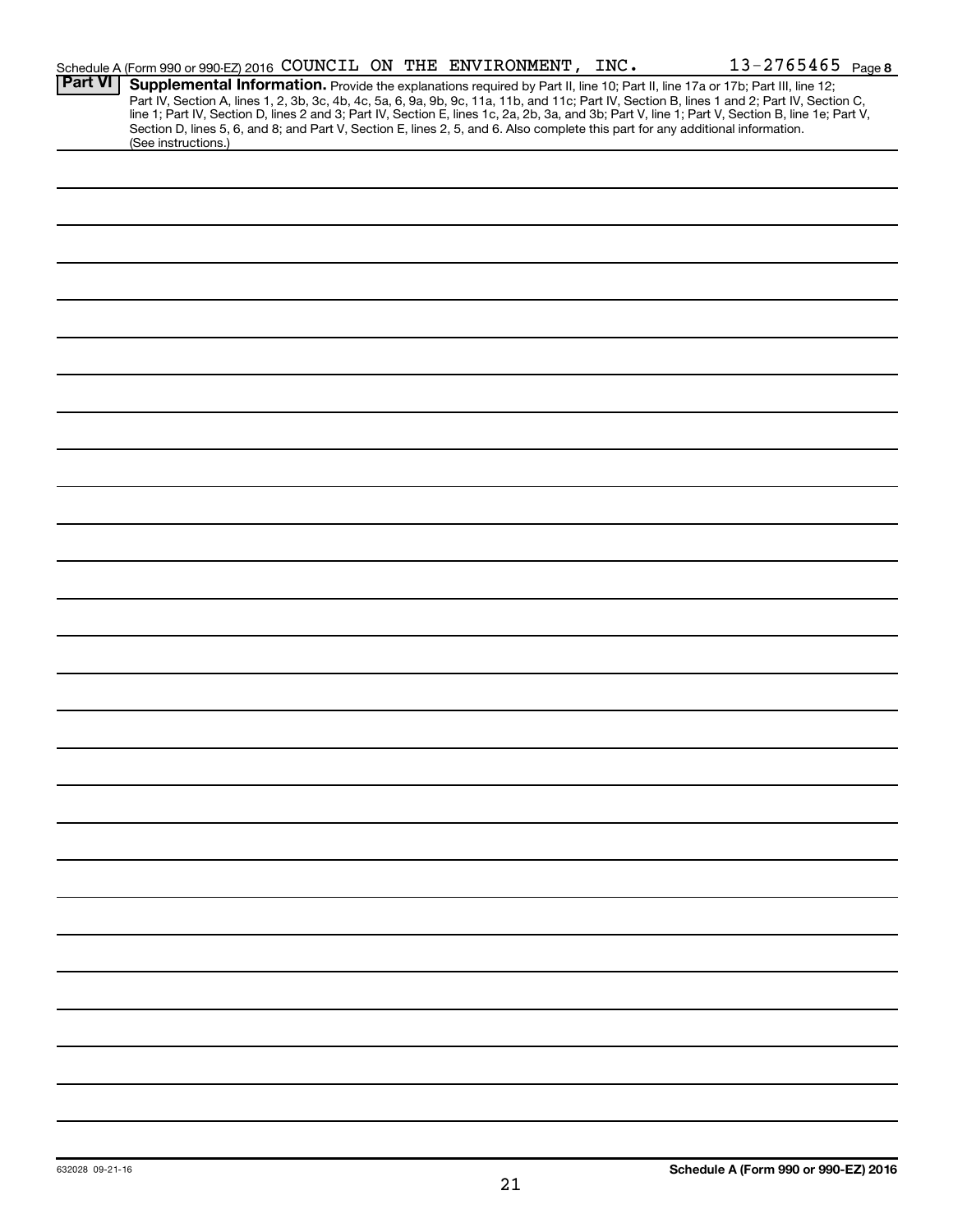Schedule A (Form 990 or 990-EZ) 2016 COUNCIL ON THE ENVIRONMENT, INC. 13-2765465 Page 8

**Part VI** **Supplemental Information.** Provide the explanations required by Part II, line 10; Part II, line 17a or 17b; Part III, line 12; Part IV, Section A, lines 1, 2, 3b, 3c, 4b, 4c, 5a, 6, 9a, 9b, 9c, 11a, 11b, and 11c; Part IV, Section B, lines 1 and 2; Part IV, Section C, line 1; Part IV, Section D, lines 2 and 3; Part IV, Section E, lines 1c, 2a, 2b, 3a, and 3b; Part V, line 1; Part V, Section B, line 1e; Part V, Section D, lines 5, 6, and 8; and Part V, Section E, lines 2, 5, and 6. Also complete this part for any additional information. (See instructions.)

632028 09-21-16

**Schedule A (Form 990 or 990-EZ) 2016**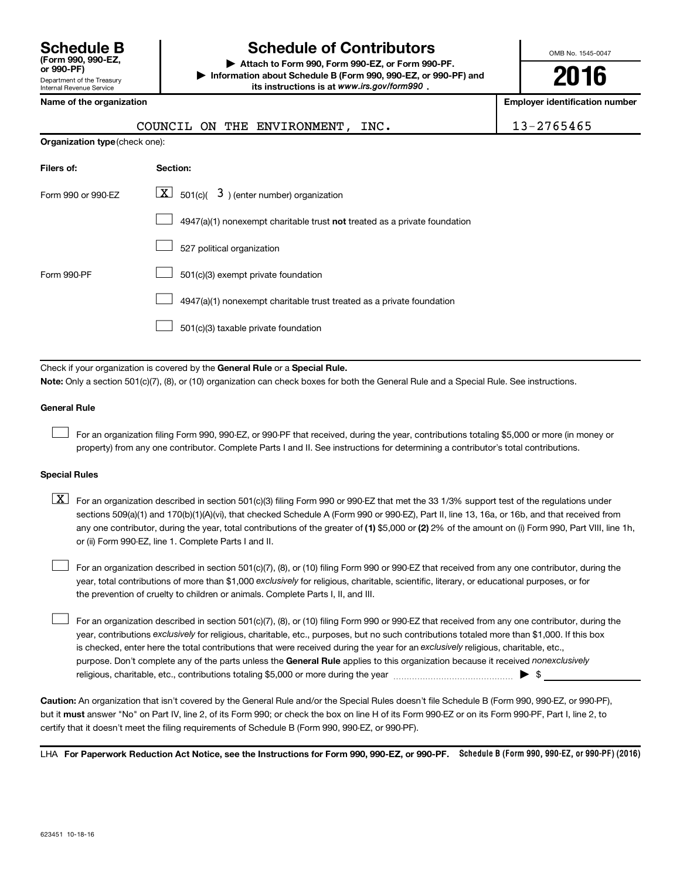**Schedule B**
**(Form 990, 990-EZ, or 990-PF)**
Department of the Treasury
Internal Revenue Service

# Schedule of Contributors

▶ **Attach to Form 990, Form 990-EZ, or Form 990-PF.**
▶ **Information about Schedule B (Form 990, 990-EZ, or 990-PF) and its instructions is at** ***www.irs.gov/form990*** **.**

OMB No. 1545-0047

**2016**

| **Name of the organization** | **Employer identification number** |
|---|---|
| COUNCIL ON THE ENVIRONMENT, INC. | 13-2765465 |

**Organization type** (check one):

| **Filers of:** | **Section:** |
|---|---|
| Form 990 or 990-EZ | [X] 501(c)( 3 ) (enter number) organization |
| | [ ] 4947(a)(1) nonexempt charitable trust **not** treated as a private foundation |
| | [ ] 527 political organization |
| Form 990-PF | [ ] 501(c)(3) exempt private foundation |
| | [ ] 4947(a)(1) nonexempt charitable trust treated as a private foundation |
| | [ ] 501(c)(3) taxable private foundation |

Check if your organization is covered by the **General Rule** or a **Special Rule.**

**Note:** Only a section 501(c)(7), (8), or (10) organization can check boxes for both the General Rule and a Special Rule. See instructions.

**General Rule**

[ ] For an organization filing Form 990, 990-EZ, or 990-PF that received, during the year, contributions totaling $5,000 or more (in money or property) from any one contributor. Complete Parts I and II. See instructions for determining a contributor's total contributions.

**Special Rules**

[X] For an organization described in section 501(c)(3) filing Form 990 or 990-EZ that met the 33 1/3% support test of the regulations under sections 509(a)(1) and 170(b)(1)(A)(vi), that checked Schedule A (Form 990 or 990-EZ), Part II, line 13, 16a, or 16b, and that received from any one contributor, during the year, total contributions of the greater of **(1)** $5,000 or **(2)** 2% of the amount on (i) Form 990, Part VIII, line 1h, or (ii) Form 990-EZ, line 1. Complete Parts I and II.

[ ] For an organization described in section 501(c)(7), (8), or (10) filing Form 990 or 990-EZ that received from any one contributor, during the year, total contributions of more than $1,000 *exclusively* for religious, charitable, scientific, literary, or educational purposes, or for the prevention of cruelty to children or animals. Complete Parts I, II, and III.

[ ] For an organization described in section 501(c)(7), (8), or (10) filing Form 990 or 990-EZ that received from any one contributor, during the year, contributions *exclusively* for religious, charitable, etc., purposes, but no such contributions totaled more than $1,000. If this box is checked, enter here the total contributions that were received during the year for an *exclusively* religious, charitable, etc., purpose. Don't complete any of the parts unless the **General Rule** applies to this organization because it received *nonexclusively* religious, charitable, etc., contributions totaling $5,000 or more during the year ▶ $ ____________

**Caution:** An organization that isn't covered by the General Rule and/or the Special Rules doesn't file Schedule B (Form 990, 990-EZ, or 990-PF), but it **must** answer "No" on Part IV, line 2, of its Form 990; or check the box on line H of its Form 990-EZ or on its Form 990-PF, Part I, line 2, to certify that it doesn't meet the filing requirements of Schedule B (Form 990, 990-EZ, or 990-PF).

LHA **For Paperwork Reduction Act Notice, see the Instructions for Form 990, 990-EZ, or 990-PF.** **Schedule B (Form 990, 990-EZ, or 990-PF) (2016)**

623451 10-18-16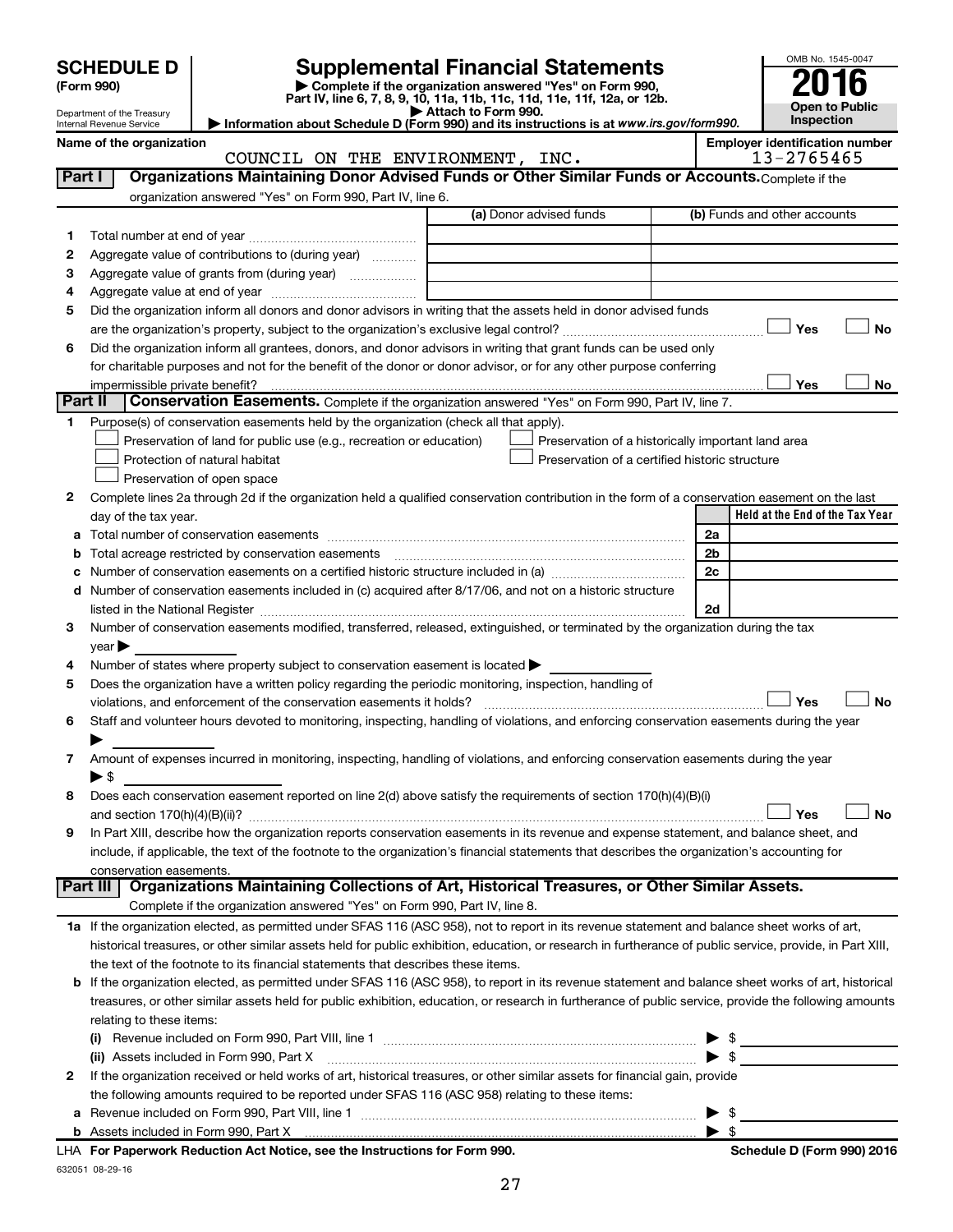# SCHEDULE D (Form 990)

Department of the Treasury
Internal Revenue Service

## Supplemental Financial Statements

▶ Complete if the organization answered "Yes" on Form 990, Part IV, line 6, 7, 8, 9, 10, 11a, 11b, 11c, 11d, 11e, 11f, 12a, or 12b.
▶ Attach to Form 990.
▶ Information about Schedule D (Form 990) and its instructions is at *www.irs.gov/form990.*

OMB No. 1545-0047
**2016**
**Open to Public Inspection**

**Name of the organization:** COUNCIL ON THE ENVIRONMENT, INC.
**Employer identification number:** 13-2765465

### Part I — Organizations Maintaining Donor Advised Funds or Other Similar Funds or Accounts.

Complete if the organization answered "Yes" on Form 990, Part IV, line 6.

| | | (a) Donor advised funds | (b) Funds and other accounts |
|---|---|---|---|
| 1 | Total number at end of year | | |
| 2 | Aggregate value of contributions to (during year) | | |
| 3 | Aggregate value of grants from (during year) | | |
| 4 | Aggregate value at end of year | | |

5 Did the organization inform all donors and donor advisors in writing that the assets held in donor advised funds are the organization's property, subject to the organization's exclusive legal control? ☐ Yes ☐ No

6 Did the organization inform all grantees, donors, and donor advisors in writing that grant funds can be used only for charitable purposes and not for the benefit of the donor or donor advisor, or for any other purpose conferring impermissible private benefit? ☐ Yes ☐ No

### Part II — Conservation Easements.

Complete if the organization answered "Yes" on Form 990, Part IV, line 7.

1 Purpose(s) of conservation easements held by the organization (check all that apply).

- ☐ Preservation of land for public use (e.g., recreation or education)
- ☐ Protection of natural habitat
- ☐ Preservation of open space
- ☐ Preservation of a historically important land area
- ☐ Preservation of a certified historic structure

2 Complete lines 2a through 2d if the organization held a qualified conservation contribution in the form of a conservation easement on the last day of the tax year.

| | | | Held at the End of the Tax Year |
|---|---|---|---|
| a | Total number of conservation easements | 2a | |
| b | Total acreage restricted by conservation easements | 2b | |
| c | Number of conservation easements on a certified historic structure included in (a) | 2c | |
| d | Number of conservation easements included in (c) acquired after 8/17/06, and not on a historic structure listed in the National Register | 2d | |

3 Number of conservation easements modified, transferred, released, extinguished, or terminated by the organization during the tax year ▶

4 Number of states where property subject to conservation easement is located ▶

5 Does the organization have a written policy regarding the periodic monitoring, inspection, handling of violations, and enforcement of the conservation easements it holds? ☐ Yes ☐ No

6 Staff and volunteer hours devoted to monitoring, inspecting, handling of violations, and enforcing conservation easements during the year ▶

7 Amount of expenses incurred in monitoring, inspecting, handling of violations, and enforcing conservation easements during the year ▶ $

8 Does each conservation easement reported on line 2(d) above satisfy the requirements of section 170(h)(4)(B)(i) and section 170(h)(4)(B)(ii)? ☐ Yes ☐ No

9 In Part XIII, describe how the organization reports conservation easements in its revenue and expense statement, and balance sheet, and include, if applicable, the text of the footnote to the organization's financial statements that describes the organization's accounting for conservation easements.

### Part III — Organizations Maintaining Collections of Art, Historical Treasures, or Other Similar Assets.

Complete if the organization answered "Yes" on Form 990, Part IV, line 8.

1a If the organization elected, as permitted under SFAS 116 (ASC 958), not to report in its revenue statement and balance sheet works of art, historical treasures, or other similar assets held for public exhibition, education, or research in furtherance of public service, provide, in Part XIII, the text of the footnote to its financial statements that describes these items.

b If the organization elected, as permitted under SFAS 116 (ASC 958), to report in its revenue statement and balance sheet works of art, historical treasures, or other similar assets held for public exhibition, education, or research in furtherance of public service, provide the following amounts relating to these items:

(i) Revenue included on Form 990, Part VIII, line 1 ▶ $

(ii) Assets included in Form 990, Part X ▶ $

2 If the organization received or held works of art, historical treasures, or other similar assets for financial gain, provide the following amounts required to be reported under SFAS 116 (ASC 958) relating to these items:

a Revenue included on Form 990, Part VIII, line 1 ▶ $

b Assets included in Form 990, Part X ▶ $

LHA **For Paperwork Reduction Act Notice, see the Instructions for Form 990.** **Schedule D (Form 990) 2016**

632051 08-29-16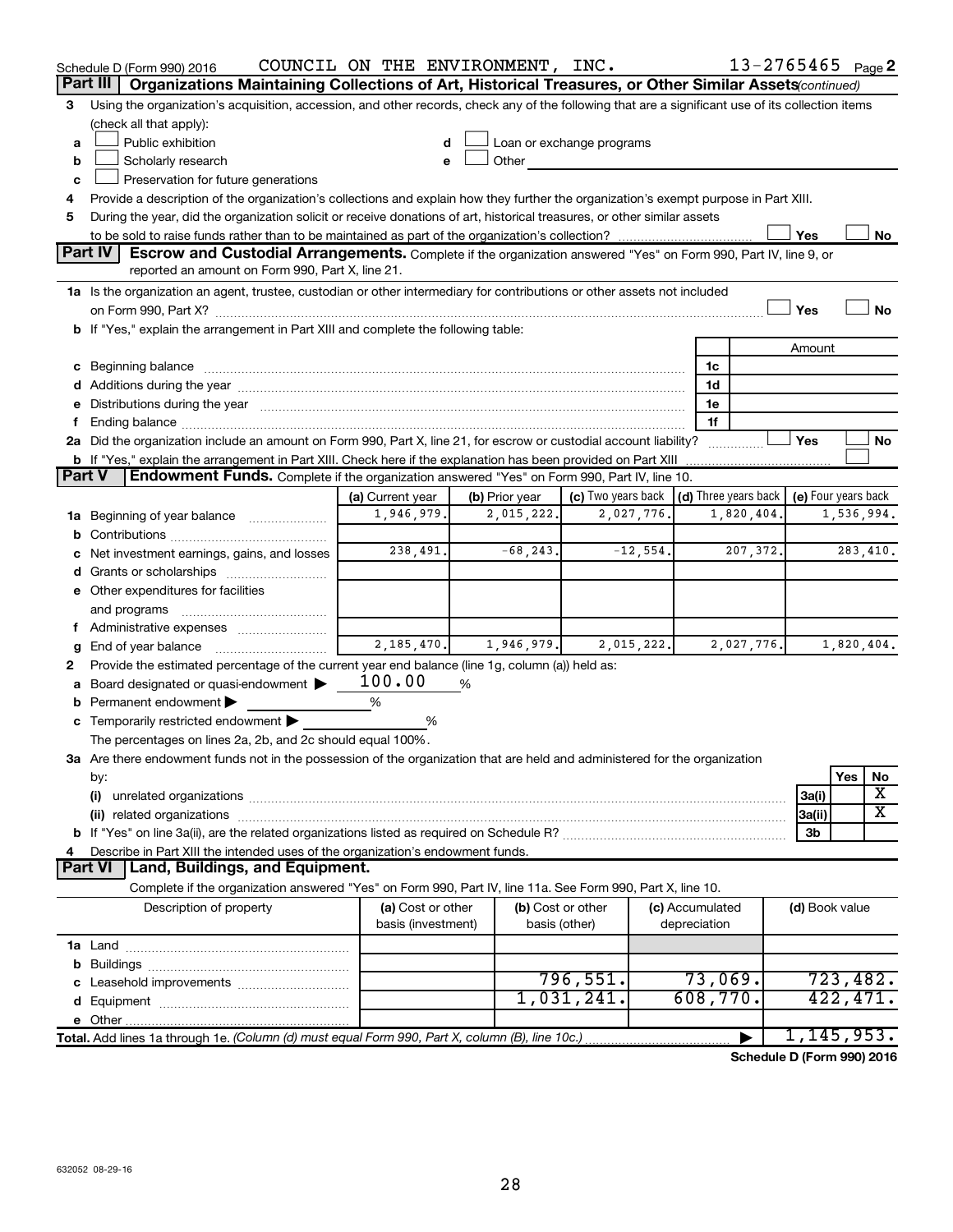Schedule D (Form 990) 2016 COUNCIL ON THE ENVIRONMENT, INC. 13-2765465 Page 2

## Part III Organizations Maintaining Collections of Art, Historical Treasures, or Other Similar Assets *(continued)*

3 Using the organization's acquisition, accession, and other records, check any of the following that are a significant use of its collection items (check all that apply):

a ☐ Public exhibition
b ☐ Scholarly research
c ☐ Preservation for future generations
d ☐ Loan or exchange programs
e ☐ Other

4 Provide a description of the organization's collections and explain how they further the organization's exempt purpose in Part XIII.

5 During the year, did the organization solicit or receive donations of art, historical treasures, or other similar assets to be sold to raise funds rather than to be maintained as part of the organization's collection? ☐ Yes ☐ No

## Part IV Escrow and Custodial Arrangements.

Complete if the organization answered "Yes" on Form 990, Part IV, line 9, or reported an amount on Form 990, Part X, line 21.

1a Is the organization an agent, trustee, custodian or other intermediary for contributions or other assets not included on Form 990, Part X? ☐ Yes ☐ No

b If "Yes," explain the arrangement in Part XIII and complete the following table:

| | | Amount |
|---|---|---|
| c Beginning balance | 1c | |
| d Additions during the year | 1d | |
| e Distributions during the year | 1e | |
| f Ending balance | 1f | |

2a Did the organization include an amount on Form 990, Part X, line 21, for escrow or custodial account liability? ☐ Yes ☐ No

b If "Yes," explain the arrangement in Part XIII. Check here if the explanation has been provided on Part XIII ☐

## Part V Endowment Funds.

Complete if the organization answered "Yes" on Form 990, Part IV, line 10.

| | (a) Current year | (b) Prior year | (c) Two years back | (d) Three years back | (e) Four years back |
|---|---|---|---|---|---|
| 1a Beginning of year balance | 1,946,979. | 2,015,222. | 2,027,776. | 1,820,404. | 1,536,994. |
| b Contributions | | | | | |
| c Net investment earnings, gains, and losses | 238,491. | -68,243. | -12,554. | 207,372. | 283,410. |
| d Grants or scholarships | | | | | |
| e Other expenditures for facilities and programs | | | | | |
| f Administrative expenses | | | | | |
| g End of year balance | 2,185,470. | 1,946,979. | 2,015,222. | 2,027,776. | 1,820,404. |

2 Provide the estimated percentage of the current year end balance (line 1g, column (a)) held as:

a Board designated or quasi-endowment ▶ 100.00 %
b Permanent endowment ▶ %
c Temporarily restricted endowment ▶ %

The percentages on lines 2a, 2b, and 2c should equal 100%.

3a Are there endowment funds not in the possession of the organization that are held and administered for the organization by:

| | | Yes | No |
|---|---|---|---|
| (i) unrelated organizations | 3a(i) | | X |
| (ii) related organizations | 3a(ii) | | X |
| b If "Yes" on line 3a(ii), are the related organizations listed as required on Schedule R? | 3b | | |

4 Describe in Part XIII the intended uses of the organization's endowment funds.

## Part VI Land, Buildings, and Equipment.

Complete if the organization answered "Yes" on Form 990, Part IV, line 11a. See Form 990, Part X, line 10.

| Description of property | (a) Cost or other basis (investment) | (b) Cost or other basis (other) | (c) Accumulated depreciation | (d) Book value |
|---|---|---|---|---|
| 1a Land | | | | |
| b Buildings | | | | |
| c Leasehold improvements | | 796,551. | 73,069. | 723,482. |
| d Equipment | | 1,031,241. | 608,770. | 422,471. |
| e Other | | | | |
| **Total.** Add lines 1a through 1e. *(Column (d) must equal Form 990, Part X, column (B), line 10c.)* | | | ▶ | 1,145,953. |

**Schedule D (Form 990) 2016**

632052 08-29-16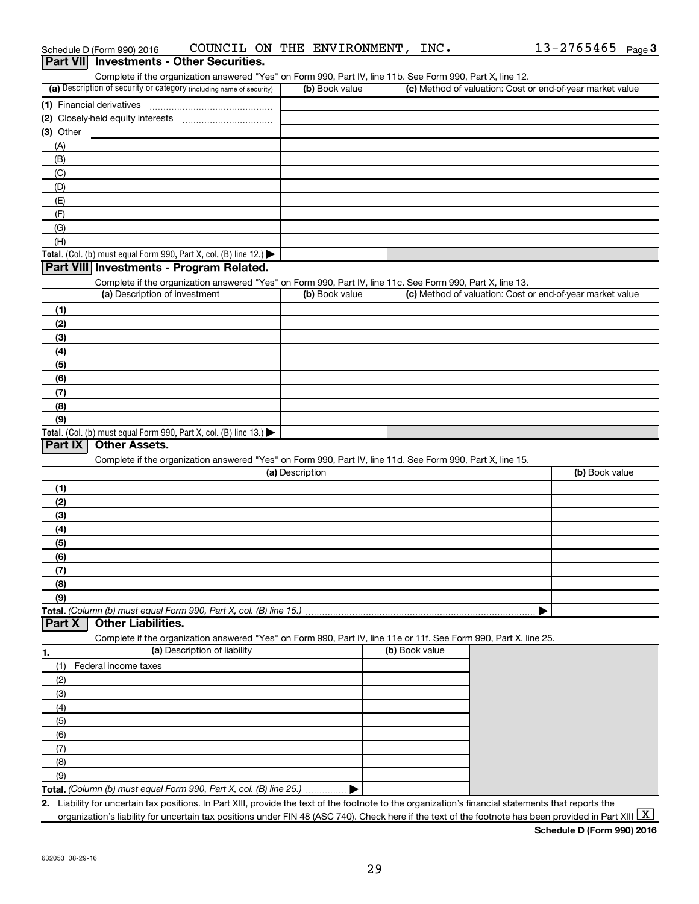Schedule D (Form 990) 2016 COUNCIL ON THE ENVIRONMENT, INC. 13-2765465 Page 3

## Part VII Investments - Other Securities.

Complete if the organization answered "Yes" on Form 990, Part IV, line 11b. See Form 990, Part X, line 12.

| (a) Description of security or category (including name of security) | (b) Book value | (c) Method of valuation: Cost or end-of-year market value |
|---|---|---|
| (1) Financial derivatives | | |
| (2) Closely-held equity interests | | |
| (3) Other | | |
| (A) | | |
| (B) | | |
| (C) | | |
| (D) | | |
| (E) | | |
| (F) | | |
| (G) | | |
| (H) | | |
| **Total.** (Col. (b) must equal Form 990, Part X, col. (B) line 12.) ▶ | | |

## Part VIII Investments - Program Related.

Complete if the organization answered "Yes" on Form 990, Part IV, line 11c. See Form 990, Part X, line 13.

| (a) Description of investment | (b) Book value | (c) Method of valuation: Cost or end-of-year market value |
|---|---|---|
| (1) | | |
| (2) | | |
| (3) | | |
| (4) | | |
| (5) | | |
| (6) | | |
| (7) | | |
| (8) | | |
| (9) | | |
| **Total.** (Col. (b) must equal Form 990, Part X, col. (B) line 13.) ▶ | | |

## Part IX Other Assets.

Complete if the organization answered "Yes" on Form 990, Part IV, line 11d. See Form 990, Part X, line 15.

| (a) Description | (b) Book value |
|---|---|
| (1) | |
| (2) | |
| (3) | |
| (4) | |
| (5) | |
| (6) | |
| (7) | |
| (8) | |
| (9) | |
| **Total.** *(Column (b) must equal Form 990, Part X, col. (B) line 15.)* ▶ | |

## Part X Other Liabilities.

Complete if the organization answered "Yes" on Form 990, Part IV, line 11e or 11f. See Form 990, Part X, line 25.

| 1. (a) Description of liability | (b) Book value |
|---|---|
| (1) Federal income taxes | |
| (2) | |
| (3) | |
| (4) | |
| (5) | |
| (6) | |
| (7) | |
| (8) | |
| (9) | |
| **Total.** *(Column (b) must equal Form 990, Part X, col. (B) line 25.)* ▶ | |

2. Liability for uncertain tax positions. In Part XIII, provide the text of the footnote to the organization's financial statements that reports the organization's liability for uncertain tax positions under FIN 48 (ASC 740). Check here if the text of the footnote has been provided in Part XIII [X]

**Schedule D (Form 990) 2016**

632053 08-29-16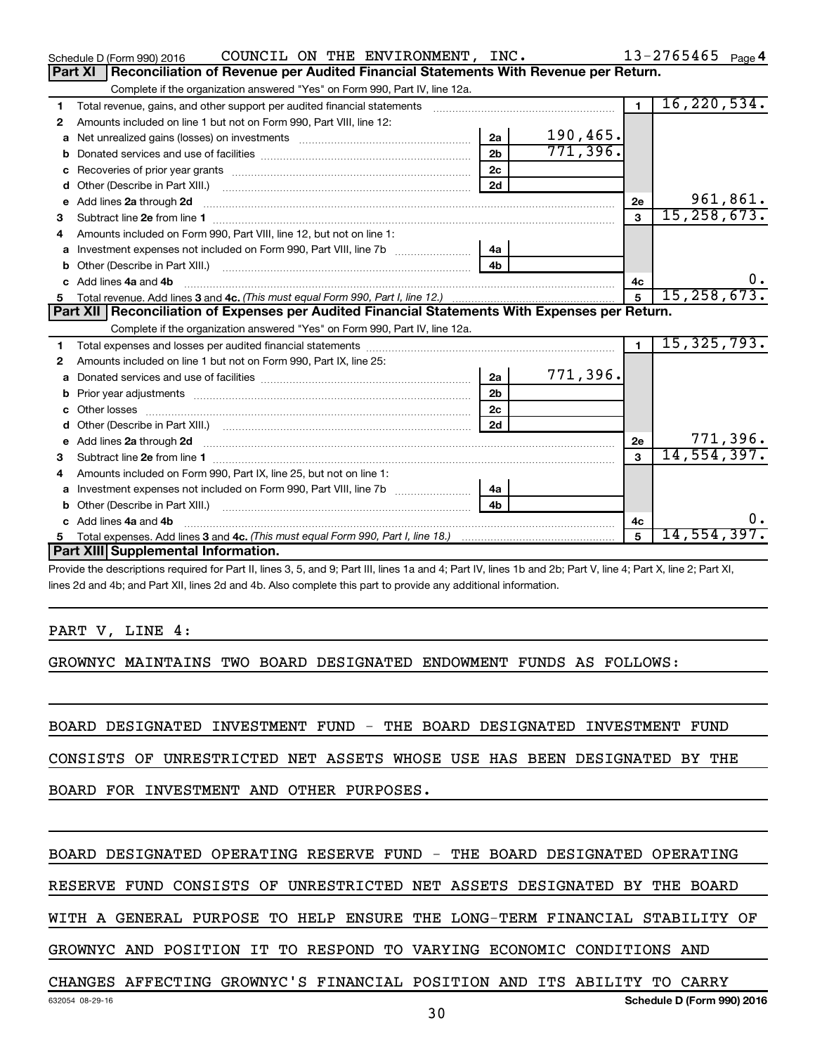Schedule D (Form 990) 2016 COUNCIL ON THE ENVIRONMENT, INC. 13-2765465 Page 4

## Part XI Reconciliation of Revenue per Audited Financial Statements With Revenue per Return.

Complete if the organization answered "Yes" on Form 990, Part IV, line 12a.

| | | | | | |
|---|---|---|---|---|---|
| 1 | Total revenue, gains, and other support per audited financial statements | | | 1 | 16,220,534. |
| 2 | Amounts included on line 1 but not on Form 990, Part VIII, line 12: | | | | |
| a | Net unrealized gains (losses) on investments | 2a | 190,465. | | |
| b | Donated services and use of facilities | 2b | 771,396. | | |
| c | Recoveries of prior year grants | 2c | | | |
| d | Other (Describe in Part XIII.) | 2d | | | |
| e | Add lines 2a through 2d | | | 2e | 961,861. |
| 3 | Subtract line 2e from line 1 | | | 3 | 15,258,673. |
| 4 | Amounts included on Form 990, Part VIII, line 12, but not on line 1: | | | | |
| a | Investment expenses not included on Form 990, Part VIII, line 7b | 4a | | | |
| b | Other (Describe in Part XIII.) | 4b | | | |
| c | Add lines 4a and 4b | | | 4c | 0. |
| 5 | Total revenue. Add lines 3 and 4c. *(This must equal Form 990, Part I, line 12.)* | | | 5 | 15,258,673. |

## Part XII Reconciliation of Expenses per Audited Financial Statements With Expenses per Return.

Complete if the organization answered "Yes" on Form 990, Part IV, line 12a.

| | | | | | |
|---|---|---|---|---|---|
| 1 | Total expenses and losses per audited financial statements | | | 1 | 15,325,793. |
| 2 | Amounts included on line 1 but not on Form 990, Part IX, line 25: | | | | |
| a | Donated services and use of facilities | 2a | 771,396. | | |
| b | Prior year adjustments | 2b | | | |
| c | Other losses | 2c | | | |
| d | Other (Describe in Part XIII.) | 2d | | | |
| e | Add lines 2a through 2d | | | 2e | 771,396. |
| 3 | Subtract line 2e from line 1 | | | 3 | 14,554,397. |
| 4 | Amounts included on Form 990, Part IX, line 25, but not on line 1: | | | | |
| a | Investment expenses not included on Form 990, Part VIII, line 7b | 4a | | | |
| b | Other (Describe in Part XIII.) | 4b | | | |
| c | Add lines 4a and 4b | | | 4c | 0. |
| 5 | Total expenses. Add lines 3 and 4c. *(This must equal Form 990, Part I, line 18.)* | | | 5 | 14,554,397. |

## Part XIII Supplemental Information.

Provide the descriptions required for Part II, lines 3, 5, and 9; Part III, lines 1a and 4; Part IV, lines 1b and 2b; Part V, line 4; Part X, line 2; Part XI, lines 2d and 4b; and Part XII, lines 2d and 4b. Also complete this part to provide any additional information.

PART V, LINE 4:

GROWNYC MAINTAINS TWO BOARD DESIGNATED ENDOWMENT FUNDS AS FOLLOWS:

BOARD DESIGNATED INVESTMENT FUND - THE BOARD DESIGNATED INVESTMENT FUND CONSISTS OF UNRESTRICTED NET ASSETS WHOSE USE HAS BEEN DESIGNATED BY THE BOARD FOR INVESTMENT AND OTHER PURPOSES.

BOARD DESIGNATED OPERATING RESERVE FUND - THE BOARD DESIGNATED OPERATING RESERVE FUND CONSISTS OF UNRESTRICTED NET ASSETS DESIGNATED BY THE BOARD WITH A GENERAL PURPOSE TO HELP ENSURE THE LONG-TERM FINANCIAL STABILITY OF GROWNYC AND POSITION IT TO RESPOND TO VARYING ECONOMIC CONDITIONS AND CHANGES AFFECTING GROWNYC'S FINANCIAL POSITION AND ITS ABILITY TO CARRY

632054 08-29-16 Schedule D (Form 990) 2016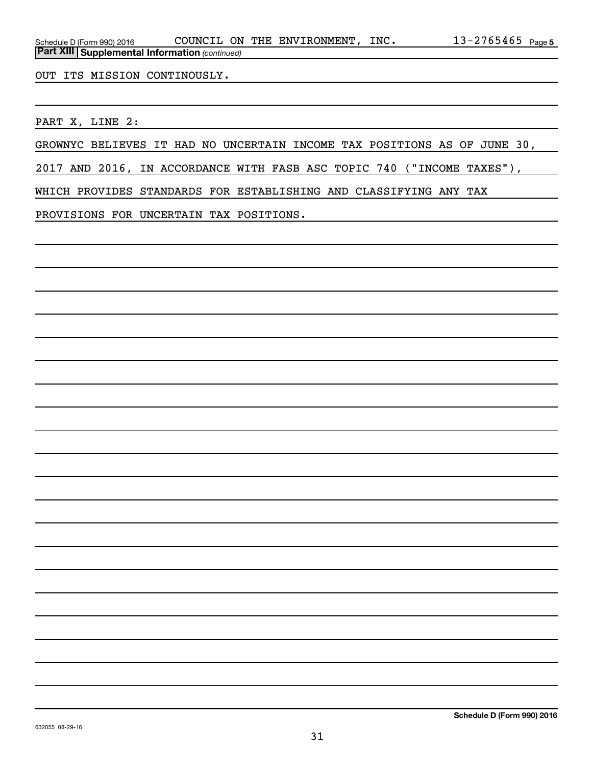Schedule D (Form 990) 2016 COUNCIL ON THE ENVIRONMENT, INC. 13-2765465 Page 5

**Part XIII | Supplemental Information** *(continued)*

OUT ITS MISSION CONTINOUSLY.

PART X, LINE 2:

GROWNYC BELIEVES IT HAD NO UNCERTAIN INCOME TAX POSITIONS AS OF JUNE 30, 2017 AND 2016, IN ACCORDANCE WITH FASB ASC TOPIC 740 ("INCOME TAXES"), WHICH PROVIDES STANDARDS FOR ESTABLISHING AND CLASSIFYING ANY TAX PROVISIONS FOR UNCERTAIN TAX POSITIONS.

632055 08-29-16

**Schedule D (Form 990) 2016**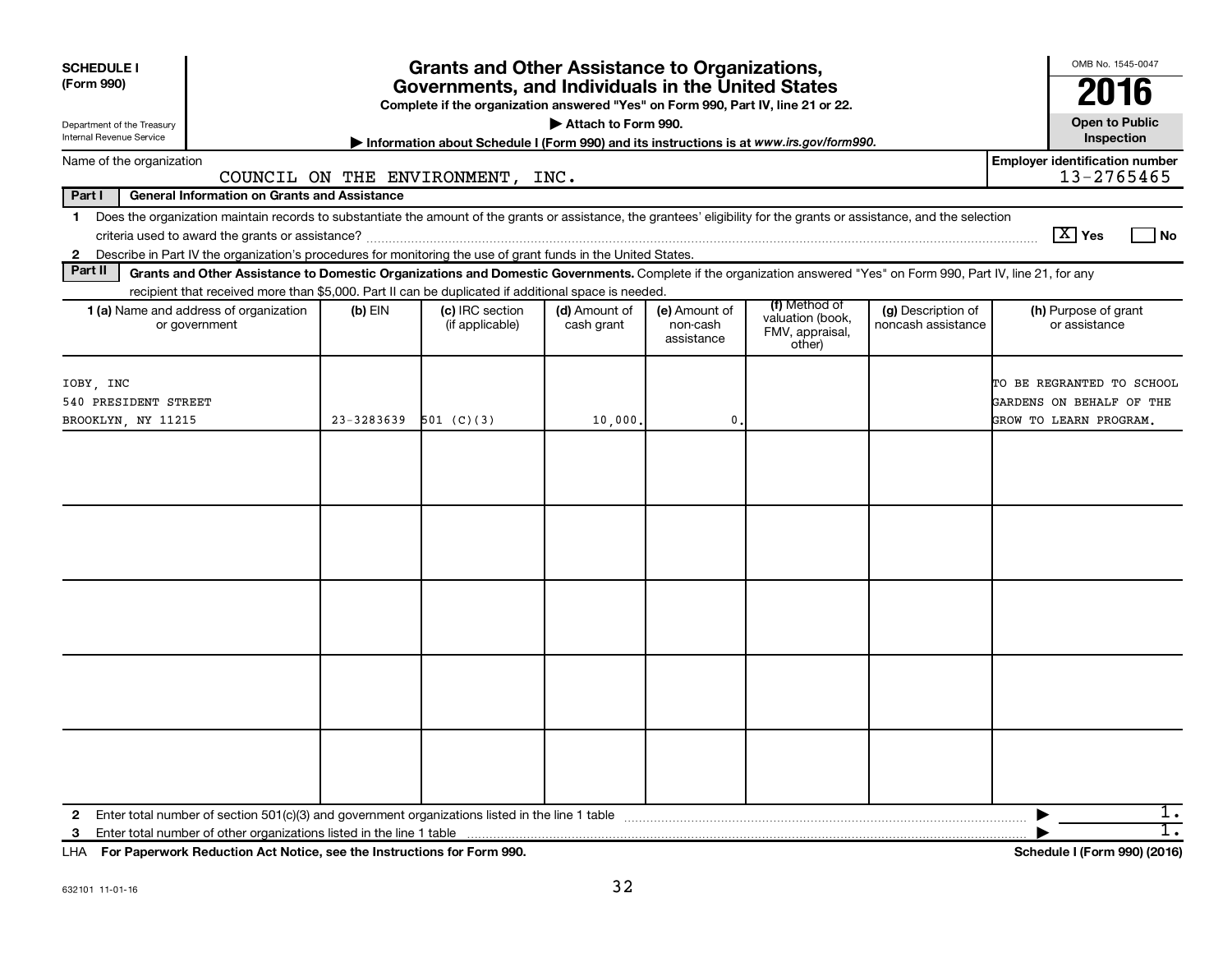**SCHEDULE I**
**(Form 990)**

Department of the Treasury
Internal Revenue Service

# Grants and Other Assistance to Organizations, Governments, and Individuals in the United States

**Complete if the organization answered "Yes" on Form 990, Part IV, line 21 or 22.**

**▶ Attach to Form 990.**

**▶ Information about Schedule I (Form 990) and its instructions is at *www.irs.gov/form990*.**

OMB No. 1545-0047

**2016**

**Open to Public Inspection**

Name of the organization: COUNCIL ON THE ENVIRONMENT, INC.

**Employer identification number:** 13-2765465

**Part I — General Information on Grants and Assistance**

1 Does the organization maintain records to substantiate the amount of the grants or assistance, the grantees' eligibility for the grants or assistance, and the selection criteria used to award the grants or assistance? [X] Yes [ ] No

2 Describe in Part IV the organization's procedures for monitoring the use of grant funds in the United States.

**Part II — Grants and Other Assistance to Domestic Organizations and Domestic Governments.** Complete if the organization answered "Yes" on Form 990, Part IV, line 21, for any recipient that received more than $5,000. Part II can be duplicated if additional space is needed.

| 1 (a) Name and address of organization or government | (b) EIN | (c) IRC section (if applicable) | (d) Amount of cash grant | (e) Amount of non-cash assistance | (f) Method of valuation (book, FMV, appraisal, other) | (g) Description of noncash assistance | (h) Purpose of grant or assistance |
|---|---|---|---|---|---|---|---|
| IOBY, INC<br>540 PRESIDENT STREET<br>BROOKLYN, NY 11215 | 23-3283639 | 501 (C)(3) | 10,000. | 0. | | | TO BE REGRANTED TO SCHOOL GARDENS ON BEHALF OF THE GROW TO LEARN PROGRAM. |
| | | | | | | | |
| | | | | | | | |
| | | | | | | | |
| | | | | | | | |
| | | | | | | | |

2 Enter total number of section 501(c)(3) and government organizations listed in the line 1 table ▶ 1.

3 Enter total number of other organizations listed in the line 1 table ▶ 1.

LHA **For Paperwork Reduction Act Notice, see the Instructions for Form 990.** **Schedule I (Form 990) (2016)**

632101 11-01-16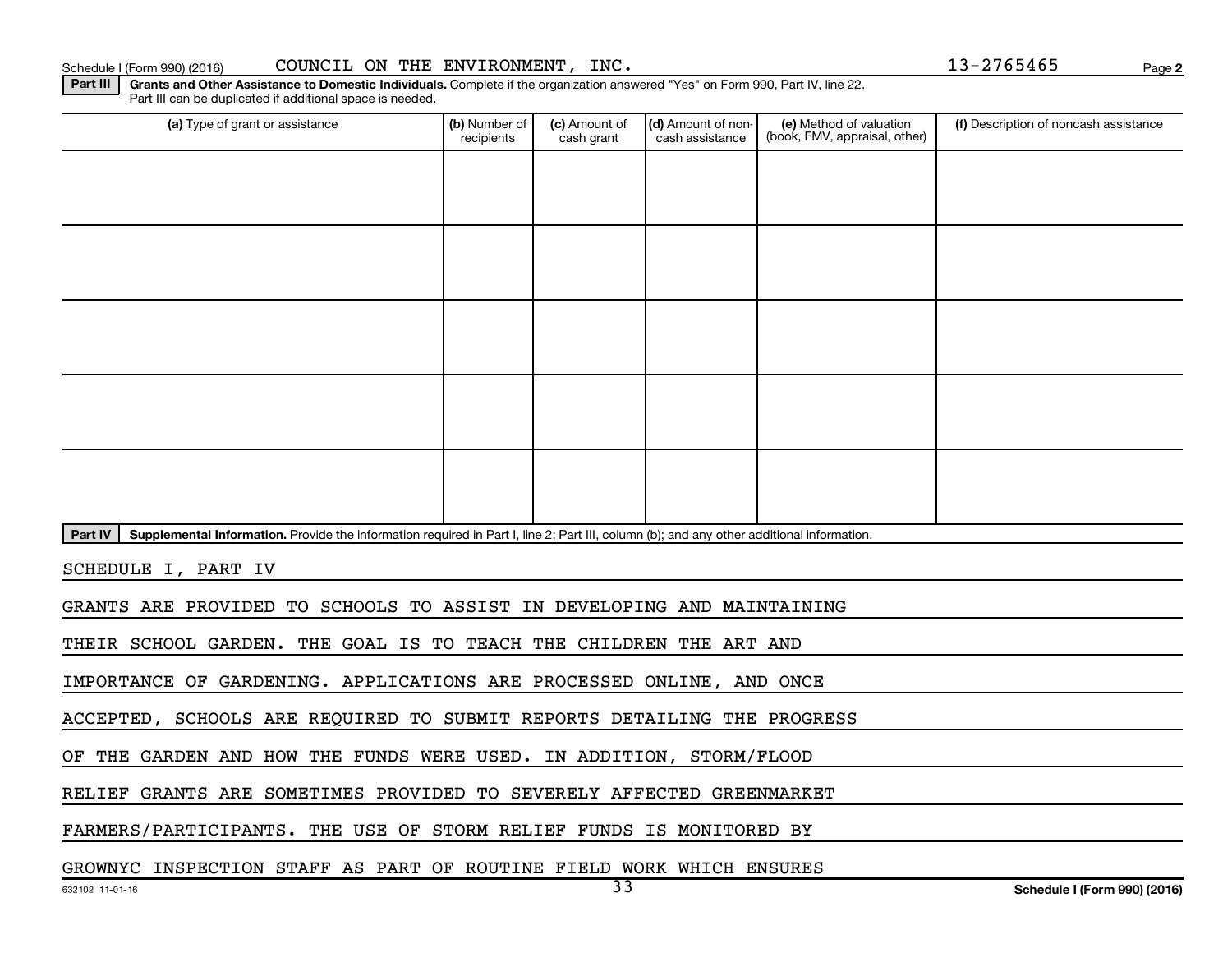Schedule I (Form 990) (2016) COUNCIL ON THE ENVIRONMENT, INC. 13-2765465

**Part III** **Grants and Other Assistance to Domestic Individuals.** Complete if the organization answered "Yes" on Form 990, Part IV, line 22. Part III can be duplicated if additional space is needed.

| (a) Type of grant or assistance | (b) Number of recipients | (c) Amount of cash grant | (d) Amount of non-cash assistance | (e) Method of valuation (book, FMV, appraisal, other) | (f) Description of noncash assistance |
|---|---|---|---|---|---|
| | | | | | |
| | | | | | |
| | | | | | |
| | | | | | |
| | | | | | |

**Part IV** **Supplemental Information.** Provide the information required in Part I, line 2; Part III, column (b); and any other additional information.

SCHEDULE I, PART IV

GRANTS ARE PROVIDED TO SCHOOLS TO ASSIST IN DEVELOPING AND MAINTAINING THEIR SCHOOL GARDEN. THE GOAL IS TO TEACH THE CHILDREN THE ART AND IMPORTANCE OF GARDENING. APPLICATIONS ARE PROCESSED ONLINE, AND ONCE ACCEPTED, SCHOOLS ARE REQUIRED TO SUBMIT REPORTS DETAILING THE PROGRESS OF THE GARDEN AND HOW THE FUNDS WERE USED. IN ADDITION, STORM/FLOOD RELIEF GRANTS ARE SOMETIMES PROVIDED TO SEVERELY AFFECTED GREENMARKET FARMERS/PARTICIPANTS. THE USE OF STORM RELIEF FUNDS IS MONITORED BY GROWNYC INSPECTION STAFF AS PART OF ROUTINE FIELD WORK WHICH ENSURES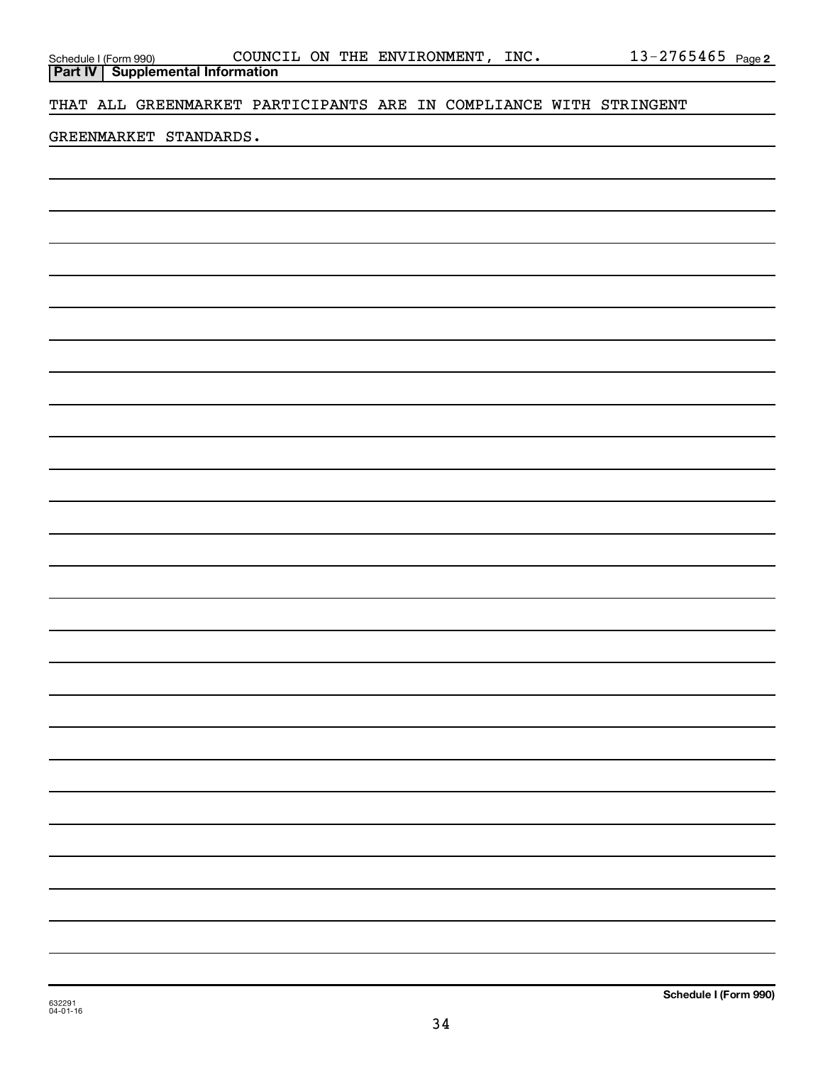Schedule I (Form 990) COUNCIL ON THE ENVIRONMENT, INC. 13-2765465 Page 2

**Part IV | Supplemental Information**

THAT ALL GREENMARKET PARTICIPANTS ARE IN COMPLIANCE WITH STRINGENT GREENMARKET STANDARDS.

**Schedule I (Form 990)**

632291
04-01-16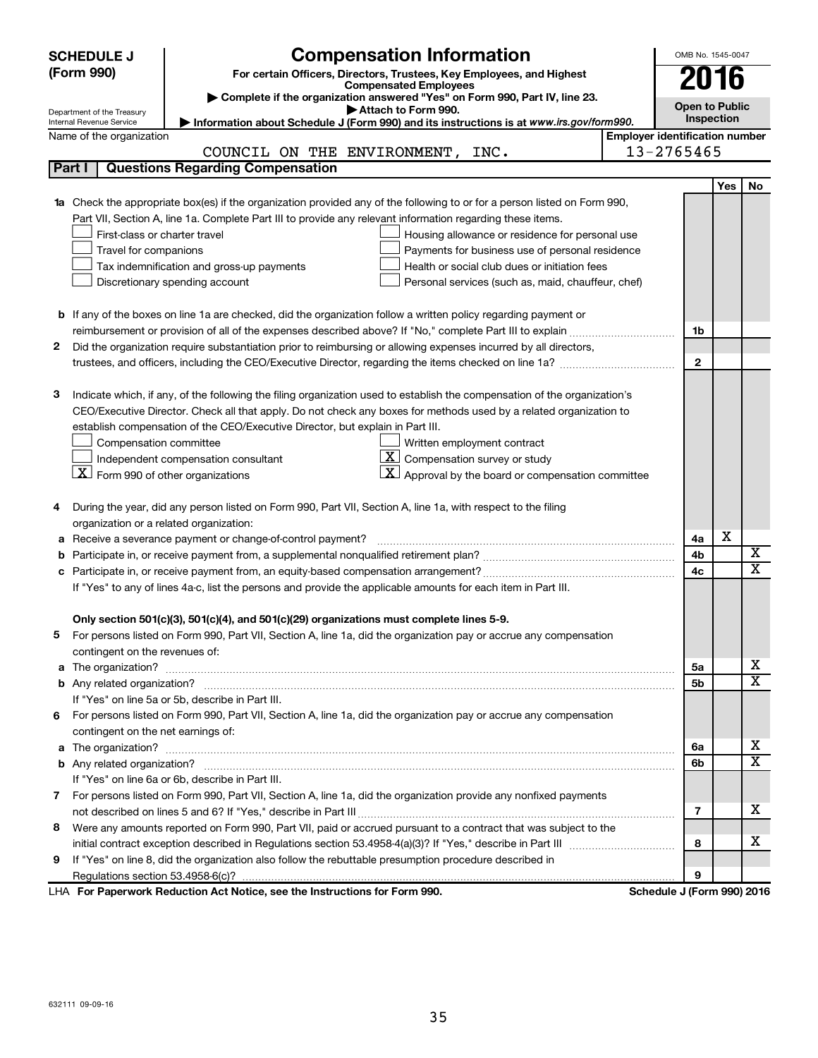# SCHEDULE J (Form 990)

## Compensation Information

**For certain Officers, Directors, Trustees, Key Employees, and Highest Compensated Employees**

▶ Complete if the organization answered "Yes" on Form 990, Part IV, line 23.

▶ Attach to Form 990.

▶ Information about Schedule J (Form 990) and its instructions is at *www.irs.gov/form990.*

Department of the Treasury
Internal Revenue Service

OMB No. 1545-0047

**2016**

**Open to Public Inspection**

Name of the organization: COUNCIL ON THE ENVIRONMENT, INC.

Employer identification number: 13-2765465

### Part I Questions Regarding Compensation

| | | Line | Yes | No |
|---|---|---|---|---|
| **1a** | Check the appropriate box(es) if the organization provided any of the following to or for a person listed on Form 990, Part VII, Section A, line 1a. Complete Part III to provide any relevant information regarding these items.<br>☐ First-class or charter travel ☐ Housing allowance or residence for personal use<br>☐ Travel for companions ☐ Payments for business use of personal residence<br>☐ Tax indemnification and gross-up payments ☐ Health or social club dues or initiation fees<br>☐ Discretionary spending account ☐ Personal services (such as, maid, chauffeur, chef) | | | |
| **b** | If any of the boxes on line 1a are checked, did the organization follow a written policy regarding payment or reimbursement or provision of all of the expenses described above? If "No," complete Part III to explain | 1b | | |
| **2** | Did the organization require substantiation prior to reimbursing or allowing expenses incurred by all directors, trustees, and officers, including the CEO/Executive Director, regarding the items checked on line 1a? | 2 | | |
| **3** | Indicate which, if any, of the following the filing organization used to establish the compensation of the organization's CEO/Executive Director. Check all that apply. Do not check any boxes for methods used by a related organization to establish compensation of the CEO/Executive Director, but explain in Part III.<br>☐ Compensation committee ☐ Written employment contract<br>☐ Independent compensation consultant ☒ Compensation survey or study<br>☒ Form 990 of other organizations ☒ Approval by the board or compensation committee | | | |
| **4** | During the year, did any person listed on Form 990, Part VII, Section A, line 1a, with respect to the filing organization or a related organization: | | | |
| **a** | Receive a severance payment or change-of-control payment? | 4a | X | |
| **b** | Participate in, or receive payment from, a supplemental nonqualified retirement plan? | 4b | | X |
| **c** | Participate in, or receive payment from, an equity-based compensation arrangement? | 4c | | X |
| | If "Yes" to any of lines 4a-c, list the persons and provide the applicable amounts for each item in Part III. | | | |
| | **Only section 501(c)(3), 501(c)(4), and 501(c)(29) organizations must complete lines 5-9.** | | | |
| **5** | For persons listed on Form 990, Part VII, Section A, line 1a, did the organization pay or accrue any compensation contingent on the revenues of: | | | |
| **a** | The organization? | 5a | | X |
| **b** | Any related organization? | 5b | | X |
| | If "Yes" on line 5a or 5b, describe in Part III. | | | |
| **6** | For persons listed on Form 990, Part VII, Section A, line 1a, did the organization pay or accrue any compensation contingent on the net earnings of: | | | |
| **a** | The organization? | 6a | | X |
| **b** | Any related organization? | 6b | | X |
| | If "Yes" on line 6a or 6b, describe in Part III. | | | |
| **7** | For persons listed on Form 990, Part VII, Section A, line 1a, did the organization provide any nonfixed payments not described on lines 5 and 6? If "Yes," describe in Part III | 7 | | X |
| **8** | Were any amounts reported on Form 990, Part VII, paid or accrued pursuant to a contract that was subject to the initial contract exception described in Regulations section 53.4958-4(a)(3)? If "Yes," describe in Part III | 8 | | X |
| **9** | If "Yes" on line 8, did the organization also follow the rebuttable presumption procedure described in Regulations section 53.4958-6(c)? | 9 | | |

LHA **For Paperwork Reduction Act Notice, see the Instructions for Form 990.** **Schedule J (Form 990) 2016**

632111 09-09-16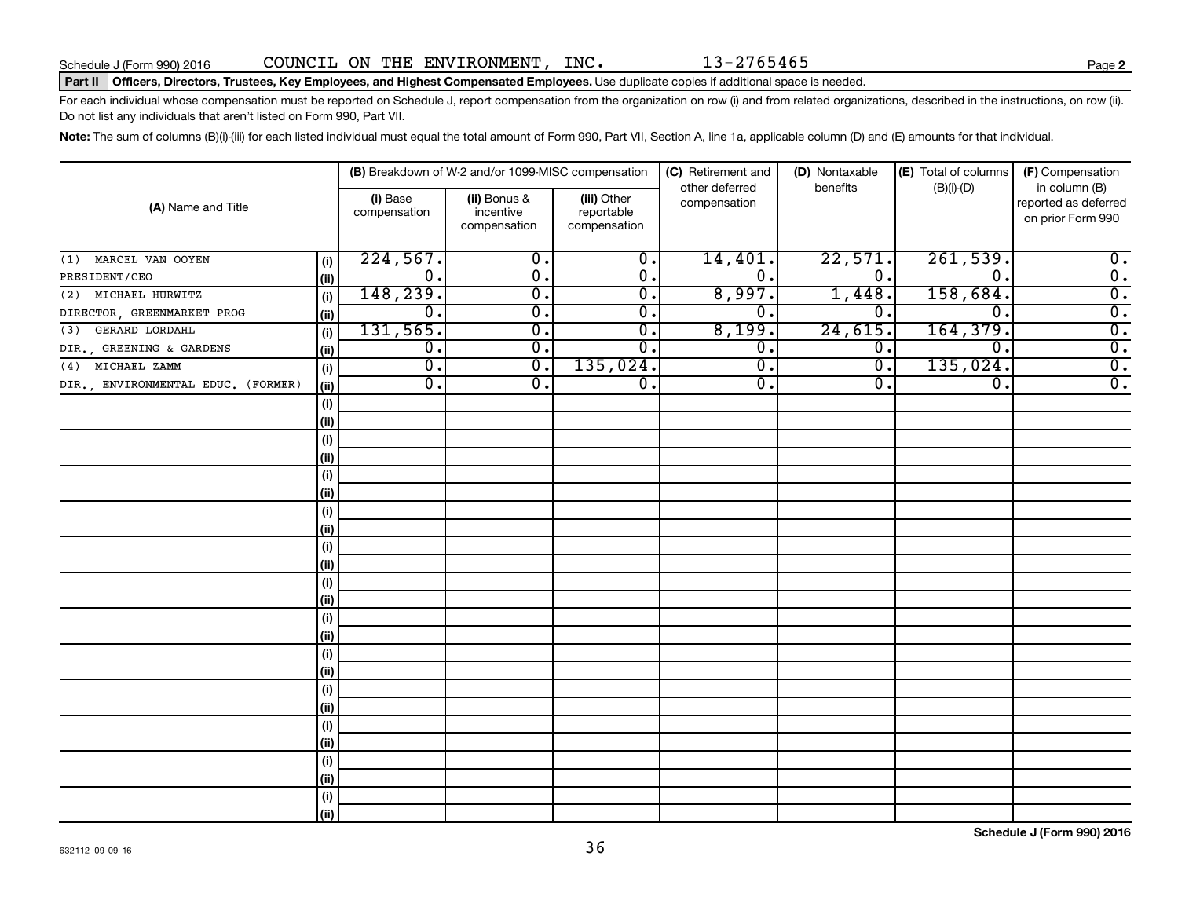Schedule J (Form 990) 2016 COUNCIL ON THE ENVIRONMENT, INC. 13-2765465

**Part II Officers, Directors, Trustees, Key Employees, and Highest Compensated Employees.** Use duplicate copies if additional space is needed.

For each individual whose compensation must be reported on Schedule J, report compensation from the organization on row (i) and from related organizations, described in the instructions, on row (ii). Do not list any individuals that aren't listed on Form 990, Part VII.

**Note:** The sum of columns (B)(i)-(iii) for each listed individual must equal the total amount of Form 990, Part VII, Section A, line 1a, applicable column (D) and (E) amounts for that individual.

| (A) Name and Title | | (B) Breakdown of W-2 and/or 1099-MISC compensation | | | (C) Retirement and other deferred compensation | (D) Nontaxable benefits | (E) Total of columns (B)(i)-(D) | (F) Compensation in column (B) reported as deferred on prior Form 990 |
|---|---|---|---|---|---|---|---|---|
| | | (i) Base compensation | (ii) Bonus & incentive compensation | (iii) Other reportable compensation | | | | |
| (1) MARCEL VAN OOYEN | (i) | 224,567. | 0. | 0. | 14,401. | 22,571. | 261,539. | 0. |
| PRESIDENT/CEO | (ii) | 0. | 0. | 0. | 0. | 0. | 0. | 0. |
| (2) MICHAEL HURWITZ | (i) | 148,239. | 0. | 0. | 8,997. | 1,448. | 158,684. | 0. |
| DIRECTOR, GREENMARKET PROG | (ii) | 0. | 0. | 0. | 0. | 0. | 0. | 0. |
| (3) GERARD LORDAHL | (i) | 131,565. | 0. | 0. | 8,199. | 24,615. | 164,379. | 0. |
| DIR., GREENING & GARDENS | (ii) | 0. | 0. | 0. | 0. | 0. | 0. | 0. |
| (4) MICHAEL ZAMM | (i) | 0. | 0. | 135,024. | 0. | 0. | 135,024. | 0. |
| DIR., ENVIRONMENTAL EDUC. (FORMER) | (ii) | 0. | 0. | 0. | 0. | 0. | 0. | 0. |

Schedule J (Form 990) 2016

632112 09-09-16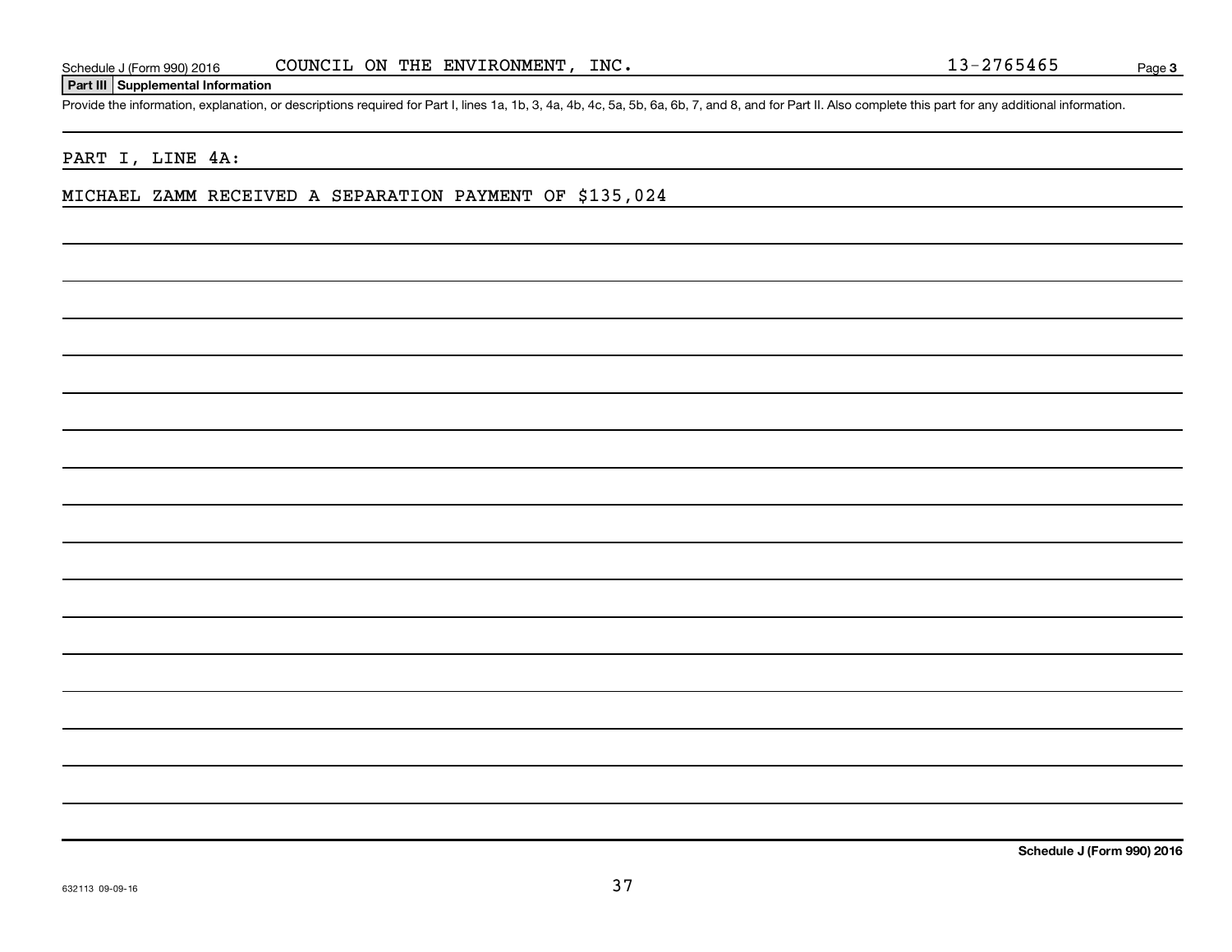Schedule J (Form 990) 2016 COUNCIL ON THE ENVIRONMENT, INC. 13-2765465

**Part III | Supplemental Information**

Provide the information, explanation, or descriptions required for Part I, lines 1a, 1b, 3, 4a, 4b, 4c, 5a, 5b, 6a, 6b, 7, and 8, and for Part II. Also complete this part for any additional information.

PART I, LINE 4A:

MICHAEL ZAMM RECEIVED A SEPARATION PAYMENT OF $135,024

**Schedule J (Form 990) 2016**

632113 09-09-16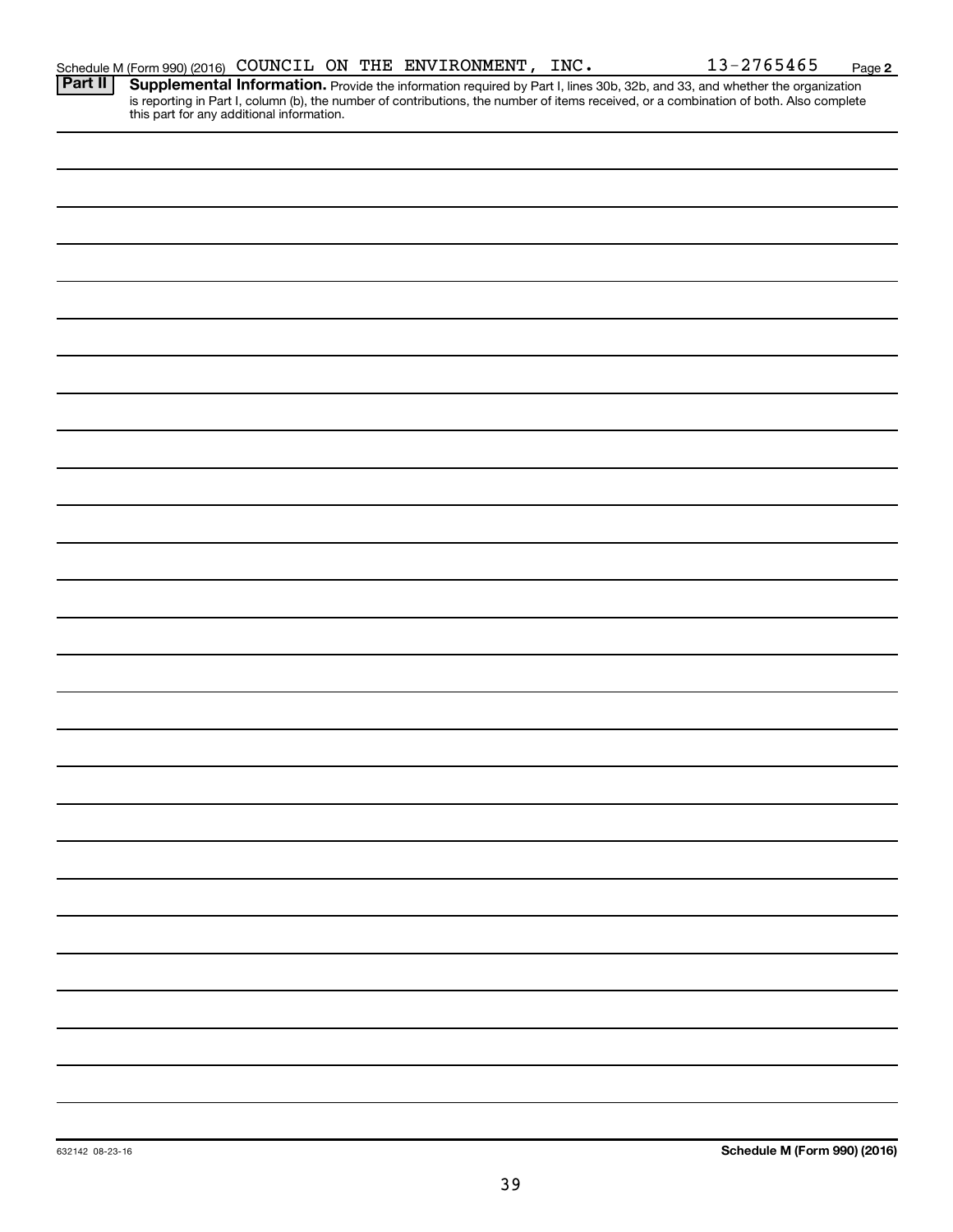Schedule M (Form 990) (2016) COUNCIL ON THE ENVIRONMENT, INC. 13-2765465 Page **2**

**Part II** **Supplemental Information.** Provide the information required by Part I, lines 30b, 32b, and 33, and whether the organization is reporting in Part I, column (b), the number of contributions, the number of items received, or a combination of both. Also complete this part for any additional information.

632142 08-23-16

**Schedule M (Form 990) (2016)**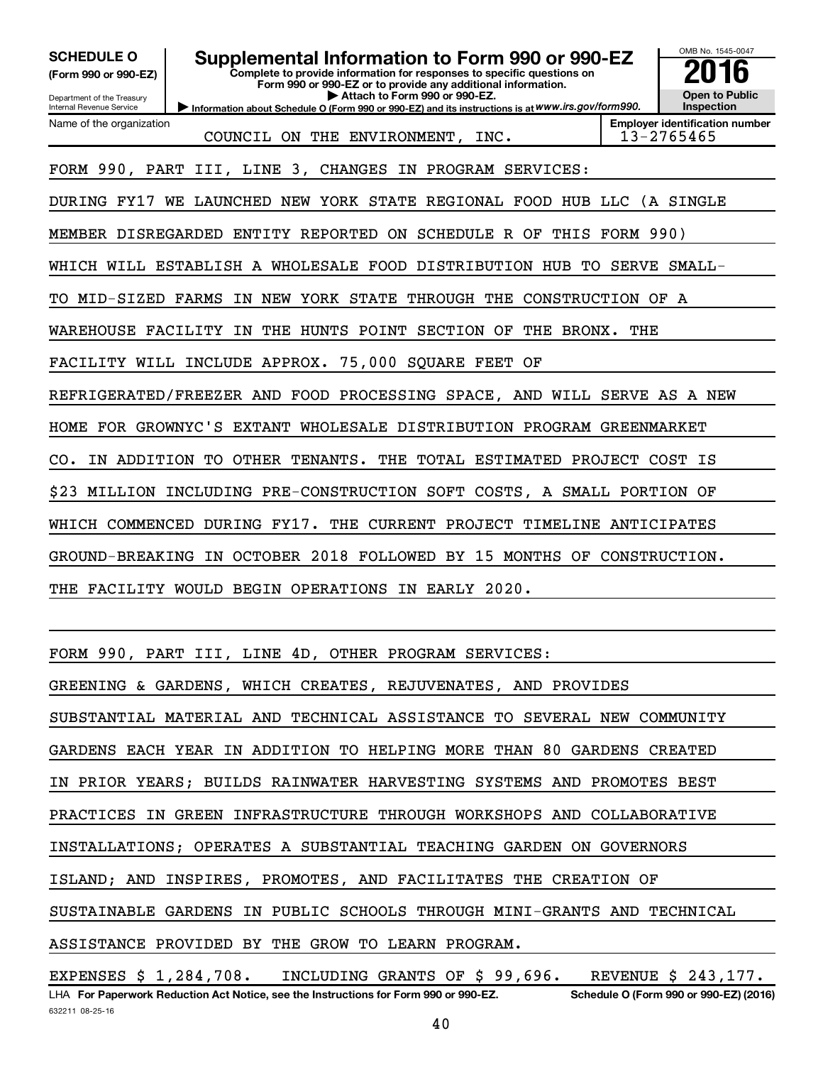**SCHEDULE O (Form 990 or 990-EZ)**

Department of the Treasury
Internal Revenue Service

# Supplemental Information to Form 990 or 990-EZ

**Complete to provide information for responses to specific questions on Form 990 or 990-EZ or to provide any additional information.**

▶ **Attach to Form 990 or 990-EZ.**

▶ **Information about Schedule O (Form 990 or 990-EZ) and its instructions is at** ***www.irs.gov/form990.***

OMB No. 1545-0047

**2016**

**Open to Public Inspection**

| Name of the organization | Employer identification number |
|---|---|
| COUNCIL ON THE ENVIRONMENT, INC. | 13-2765465 |

FORM 990, PART III, LINE 3, CHANGES IN PROGRAM SERVICES:

DURING FY17 WE LAUNCHED NEW YORK STATE REGIONAL FOOD HUB LLC (A SINGLE MEMBER DISREGARDED ENTITY REPORTED ON SCHEDULE R OF THIS FORM 990) WHICH WILL ESTABLISH A WHOLESALE FOOD DISTRIBUTION HUB TO SERVE SMALL-TO MID-SIZED FARMS IN NEW YORK STATE THROUGH THE CONSTRUCTION OF A WAREHOUSE FACILITY IN THE HUNTS POINT SECTION OF THE BRONX. THE FACILITY WILL INCLUDE APPROX. 75,000 SQUARE FEET OF REFRIGERATED/FREEZER AND FOOD PROCESSING SPACE, AND WILL SERVE AS A NEW HOME FOR GROWNYC'S EXTANT WHOLESALE DISTRIBUTION PROGRAM GREENMARKET CO. IN ADDITION TO OTHER TENANTS. THE TOTAL ESTIMATED PROJECT COST IS $23 MILLION INCLUDING PRE-CONSTRUCTION SOFT COSTS, A SMALL PORTION OF WHICH COMMENCED DURING FY17. THE CURRENT PROJECT TIMELINE ANTICIPATES GROUND-BREAKING IN OCTOBER 2018 FOLLOWED BY 15 MONTHS OF CONSTRUCTION. THE FACILITY WOULD BEGIN OPERATIONS IN EARLY 2020.

FORM 990, PART III, LINE 4D, OTHER PROGRAM SERVICES:

GREENING & GARDENS, WHICH CREATES, REJUVENATES, AND PROVIDES SUBSTANTIAL MATERIAL AND TECHNICAL ASSISTANCE TO SEVERAL NEW COMMUNITY GARDENS EACH YEAR IN ADDITION TO HELPING MORE THAN 80 GARDENS CREATED IN PRIOR YEARS; BUILDS RAINWATER HARVESTING SYSTEMS AND PROMOTES BEST PRACTICES IN GREEN INFRASTRUCTURE THROUGH WORKSHOPS AND COLLABORATIVE INSTALLATIONS; OPERATES A SUBSTANTIAL TEACHING GARDEN ON GOVERNORS ISLAND; AND INSPIRES, PROMOTES, AND FACILITATES THE CREATION OF SUSTAINABLE GARDENS IN PUBLIC SCHOOLS THROUGH MINI-GRANTS AND TECHNICAL ASSISTANCE PROVIDED BY THE GROW TO LEARN PROGRAM.

EXPENSES $ 1,284,708. INCLUDING GRANTS OF $ 99,696. REVENUE $ 243,177.

LHA **For Paperwork Reduction Act Notice, see the Instructions for Form 990 or 990-EZ.** **Schedule O (Form 990 or 990-EZ) (2016)**

632211 08-25-16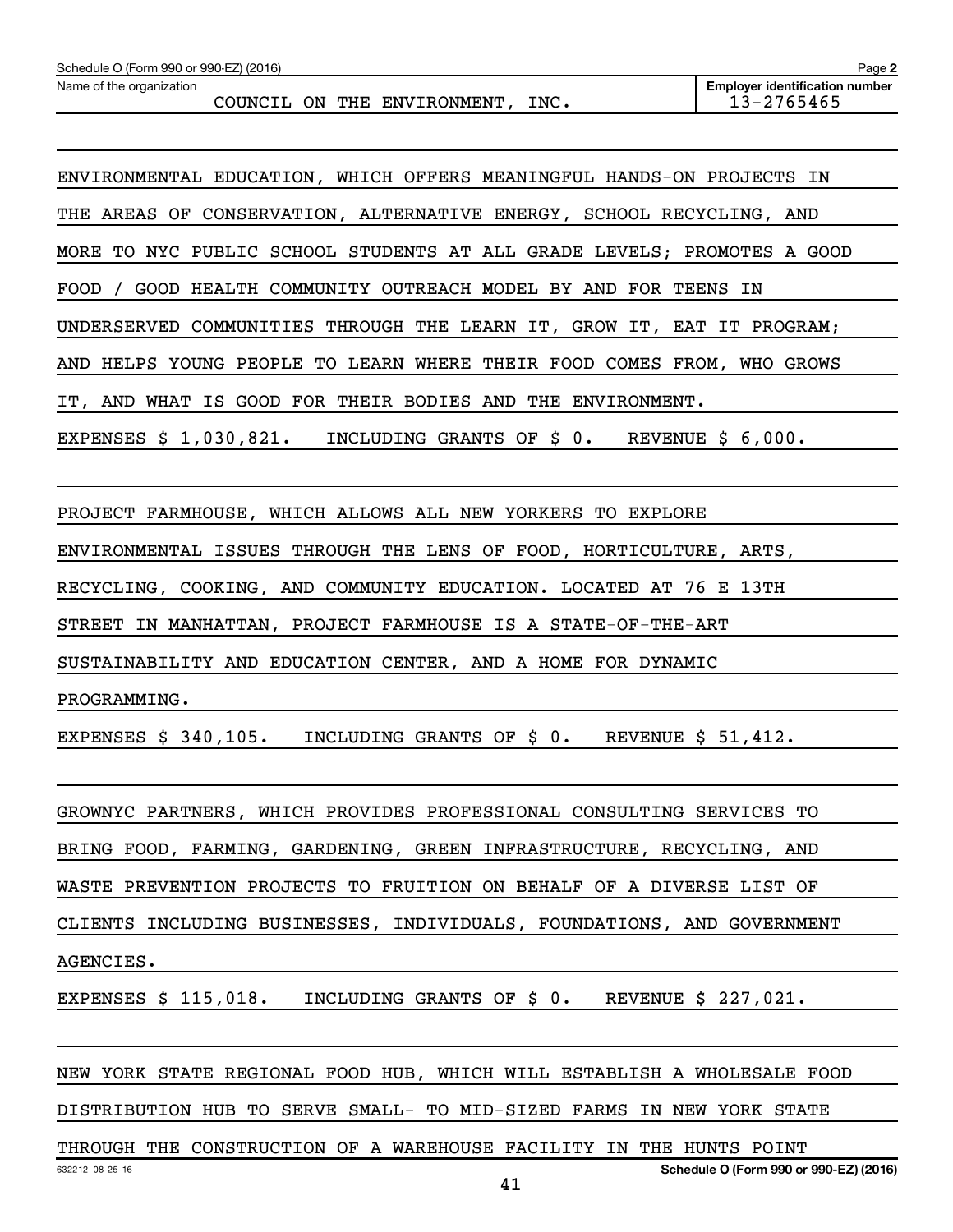Schedule O (Form 990 or 990-EZ) (2016)

Name of the organization: COUNCIL ON THE ENVIRONMENT, INC.

Employer identification number: 13-2765465

ENVIRONMENTAL EDUCATION, WHICH OFFERS MEANINGFUL HANDS-ON PROJECTS IN THE AREAS OF CONSERVATION, ALTERNATIVE ENERGY, SCHOOL RECYCLING, AND MORE TO NYC PUBLIC SCHOOL STUDENTS AT ALL GRADE LEVELS; PROMOTES A GOOD FOOD / GOOD HEALTH COMMUNITY OUTREACH MODEL BY AND FOR TEENS IN UNDERSERVED COMMUNITIES THROUGH THE LEARN IT, GROW IT, EAT IT PROGRAM; AND HELPS YOUNG PEOPLE TO LEARN WHERE THEIR FOOD COMES FROM, WHO GROWS IT, AND WHAT IS GOOD FOR THEIR BODIES AND THE ENVIRONMENT.

EXPENSES $ 1,030,821. INCLUDING GRANTS OF $ 0. REVENUE $ 6,000.

PROJECT FARMHOUSE, WHICH ALLOWS ALL NEW YORKERS TO EXPLORE ENVIRONMENTAL ISSUES THROUGH THE LENS OF FOOD, HORTICULTURE, ARTS, RECYCLING, COOKING, AND COMMUNITY EDUCATION. LOCATED AT 76 E 13TH STREET IN MANHATTAN, PROJECT FARMHOUSE IS A STATE-OF-THE-ART SUSTAINABILITY AND EDUCATION CENTER, AND A HOME FOR DYNAMIC PROGRAMMING.

EXPENSES $ 340,105. INCLUDING GRANTS OF $ 0. REVENUE $ 51,412.

GROWNYC PARTNERS, WHICH PROVIDES PROFESSIONAL CONSULTING SERVICES TO BRING FOOD, FARMING, GARDENING, GREEN INFRASTRUCTURE, RECYCLING, AND WASTE PREVENTION PROJECTS TO FRUITION ON BEHALF OF A DIVERSE LIST OF CLIENTS INCLUDING BUSINESSES, INDIVIDUALS, FOUNDATIONS, AND GOVERNMENT AGENCIES.

EXPENSES $ 115,018. INCLUDING GRANTS OF $ 0. REVENUE $ 227,021.

NEW YORK STATE REGIONAL FOOD HUB, WHICH WILL ESTABLISH A WHOLESALE FOOD DISTRIBUTION HUB TO SERVE SMALL- TO MID-SIZED FARMS IN NEW YORK STATE THROUGH THE CONSTRUCTION OF A WAREHOUSE FACILITY IN THE HUNTS POINT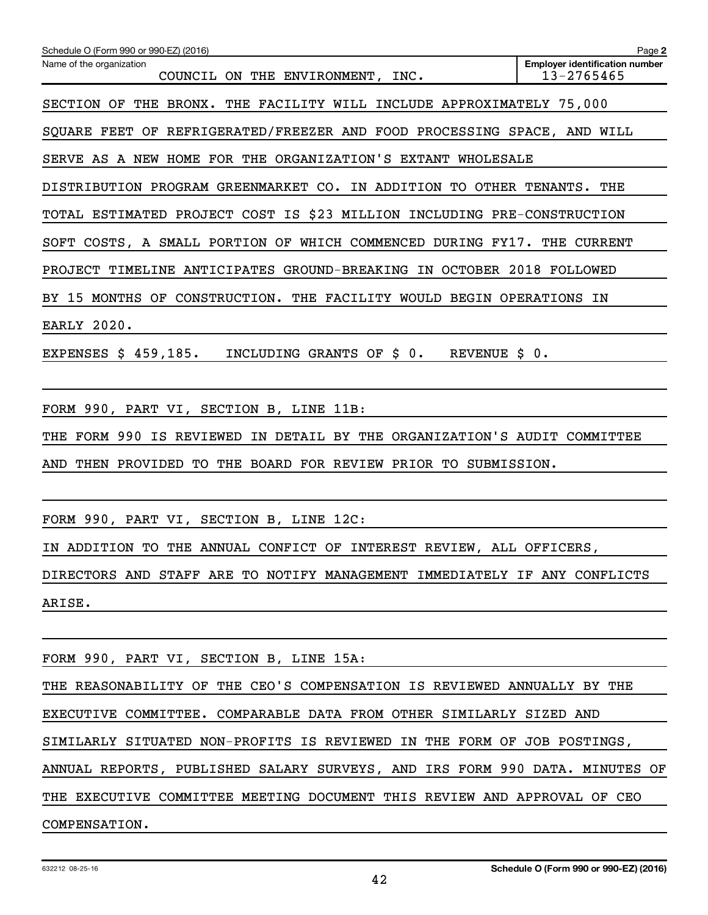Schedule O (Form 990 or 990-EZ) (2016) Page **2**

Name of the organization: COUNCIL ON THE ENVIRONMENT, INC.

**Employer identification number** 13-2765465

SECTION OF THE BRONX. THE FACILITY WILL INCLUDE APPROXIMATELY 75,000 SQUARE FEET OF REFRIGERATED/FREEZER AND FOOD PROCESSING SPACE, AND WILL SERVE AS A NEW HOME FOR THE ORGANIZATION'S EXTANT WHOLESALE DISTRIBUTION PROGRAM GREENMARKET CO. IN ADDITION TO OTHER TENANTS. THE TOTAL ESTIMATED PROJECT COST IS $23 MILLION INCLUDING PRE-CONSTRUCTION SOFT COSTS, A SMALL PORTION OF WHICH COMMENCED DURING FY17. THE CURRENT PROJECT TIMELINE ANTICIPATES GROUND-BREAKING IN OCTOBER 2018 FOLLOWED BY 15 MONTHS OF CONSTRUCTION. THE FACILITY WOULD BEGIN OPERATIONS IN EARLY 2020.

EXPENSES $ 459,185. INCLUDING GRANTS OF $ 0. REVENUE $ 0.

FORM 990, PART VI, SECTION B, LINE 11B:

THE FORM 990 IS REVIEWED IN DETAIL BY THE ORGANIZATION'S AUDIT COMMITTEE AND THEN PROVIDED TO THE BOARD FOR REVIEW PRIOR TO SUBMISSION.

FORM 990, PART VI, SECTION B, LINE 12C:

IN ADDITION TO THE ANNUAL CONFICT OF INTEREST REVIEW, ALL OFFICERS, DIRECTORS AND STAFF ARE TO NOTIFY MANAGEMENT IMMEDIATELY IF ANY CONFLICTS ARISE.

FORM 990, PART VI, SECTION B, LINE 15A:

THE REASONABILITY OF THE CEO'S COMPENSATION IS REVIEWED ANNUALLY BY THE EXECUTIVE COMMITTEE. COMPARABLE DATA FROM OTHER SIMILARLY SIZED AND SIMILARLY SITUATED NON-PROFITS IS REVIEWED IN THE FORM OF JOB POSTINGS, ANNUAL REPORTS, PUBLISHED SALARY SURVEYS, AND IRS FORM 990 DATA. MINUTES OF THE EXECUTIVE COMMITTEE MEETING DOCUMENT THIS REVIEW AND APPROVAL OF CEO COMPENSATION.

632212 08-25-16 **Schedule O (Form 990 or 990-EZ) (2016)**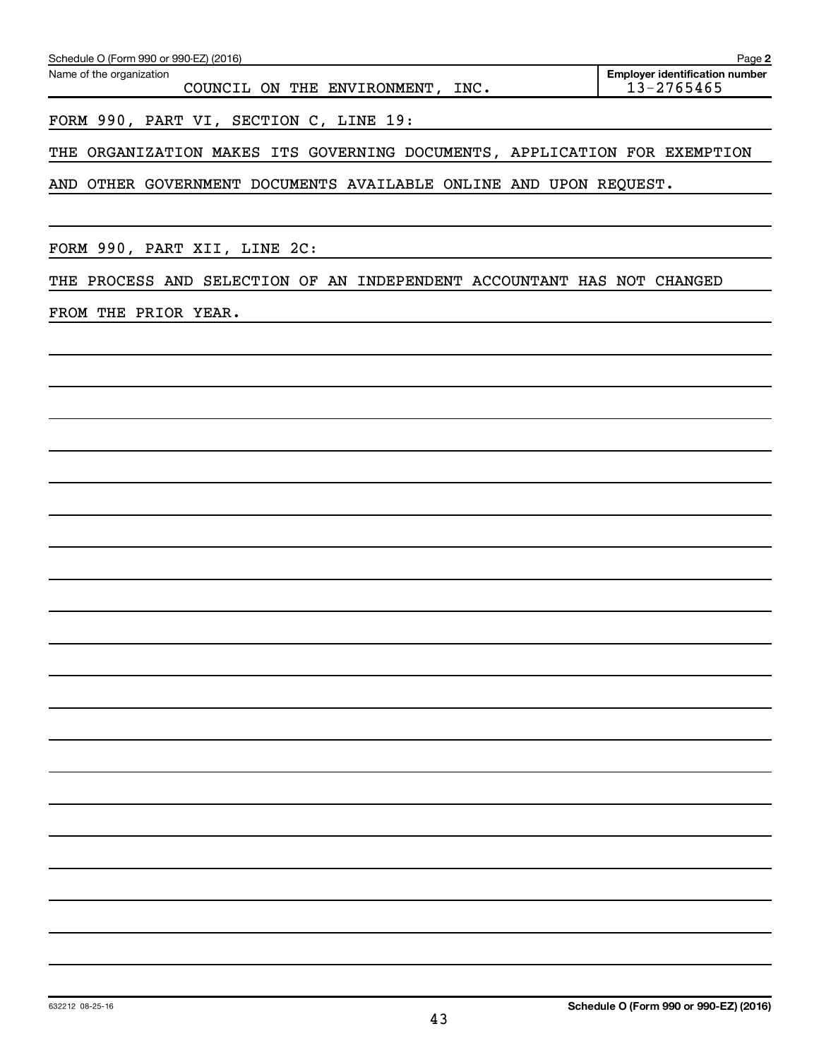Schedule O (Form 990 or 990-EZ) (2016) Page **2**

| Name of the organization | Employer identification number |
| --- | --- |
| COUNCIL ON THE ENVIRONMENT, INC. | 13-2765465 |

FORM 990, PART VI, SECTION C, LINE 19:

THE ORGANIZATION MAKES ITS GOVERNING DOCUMENTS, APPLICATION FOR EXEMPTION AND OTHER GOVERNMENT DOCUMENTS AVAILABLE ONLINE AND UPON REQUEST.

FORM 990, PART XII, LINE 2C:

THE PROCESS AND SELECTION OF AN INDEPENDENT ACCOUNTANT HAS NOT CHANGED FROM THE PRIOR YEAR.

632212 08-25-16 **Schedule O (Form 990 or 990-EZ) (2016)**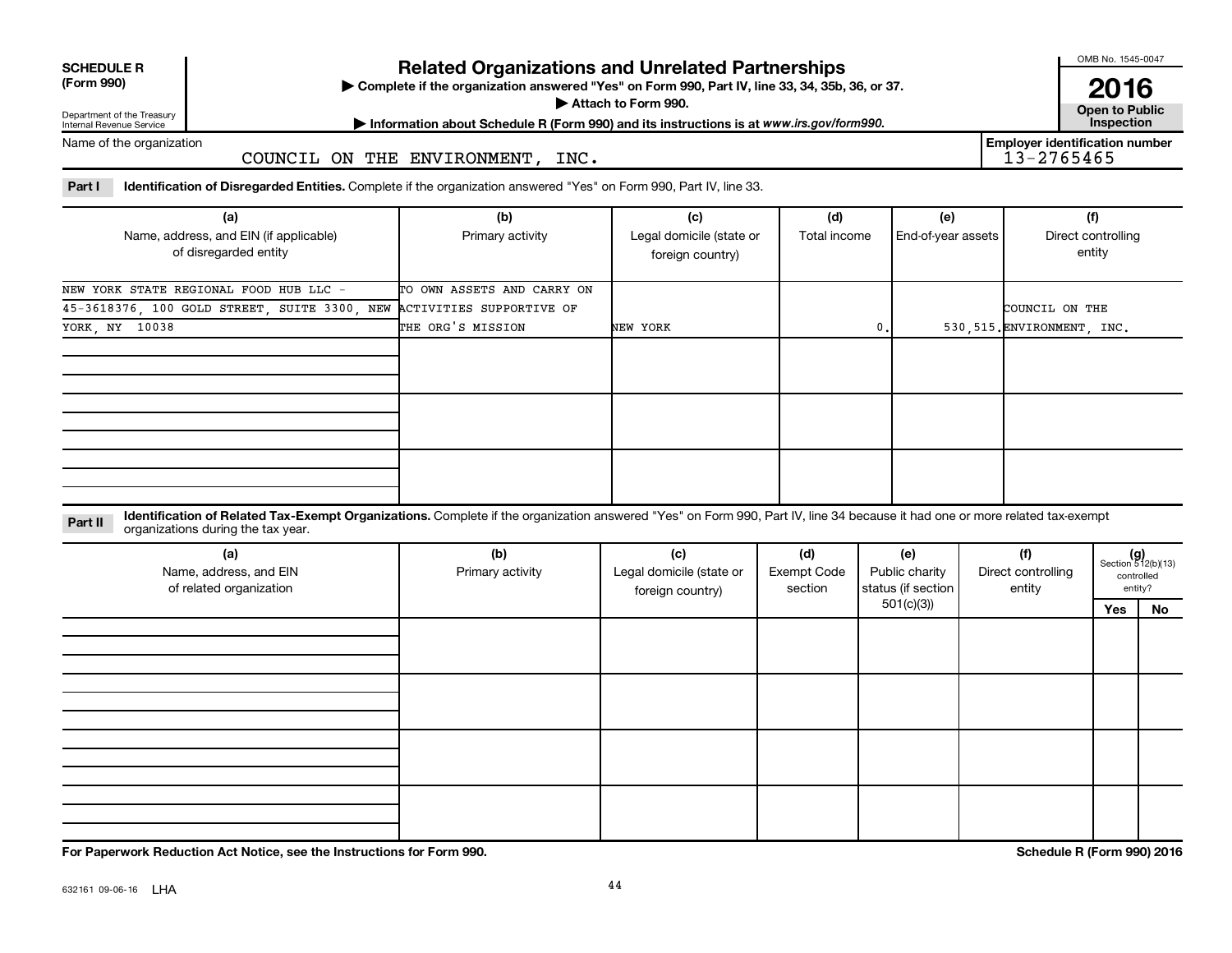**SCHEDULE R (Form 990)**

Department of the Treasury
Internal Revenue Service

# Related Organizations and Unrelated Partnerships

▶ Complete if the organization answered "Yes" on Form 990, Part IV, line 33, 34, 35b, 36, or 37.
▶ Attach to Form 990.
▶ Information about Schedule R (Form 990) and its instructions is at *www.irs.gov/form990.*

OMB No. 1545-0047

**2016**

**Open to Public Inspection**

Name of the organization: COUNCIL ON THE ENVIRONMENT, INC.

Employer identification number: 13-2765465

**Part I** **Identification of Disregarded Entities.** Complete if the organization answered "Yes" on Form 990, Part IV, line 33.

| (a) Name, address, and EIN (if applicable) of disregarded entity | (b) Primary activity | (c) Legal domicile (state or foreign country) | (d) Total income | (e) End-of-year assets | (f) Direct controlling entity |
|---|---|---|---|---|---|
| NEW YORK STATE REGIONAL FOOD HUB LLC - 45-3618376, 100 GOLD STREET, SUITE 3300, NEW YORK, NY 10038 | TO OWN ASSETS AND CARRY ON ACTIVITIES SUPPORTIVE OF THE ORG'S MISSION | NEW YORK | 0. | 530,515. | COUNCIL ON THE ENVIRONMENT, INC. |
| | | | | | |
| | | | | | |
| | | | | | |

**Part II** **Identification of Related Tax-Exempt Organizations.** Complete if the organization answered "Yes" on Form 990, Part IV, line 34 because it had one or more related tax-exempt organizations during the tax year.

| (a) Name, address, and EIN of related organization | (b) Primary activity | (c) Legal domicile (state or foreign country) | (d) Exempt Code section | (e) Public charity status (if section 501(c)(3)) | (f) Direct controlling entity | (g) Section 512(b)(13) controlled entity? Yes | No |
|---|---|---|---|---|---|---|---|
| | | | | | | | |
| | | | | | | | |
| | | | | | | | |
| | | | | | | | |

**For Paperwork Reduction Act Notice, see the Instructions for Form 990.**

**Schedule R (Form 990) 2016**

632161 09-06-16 LHA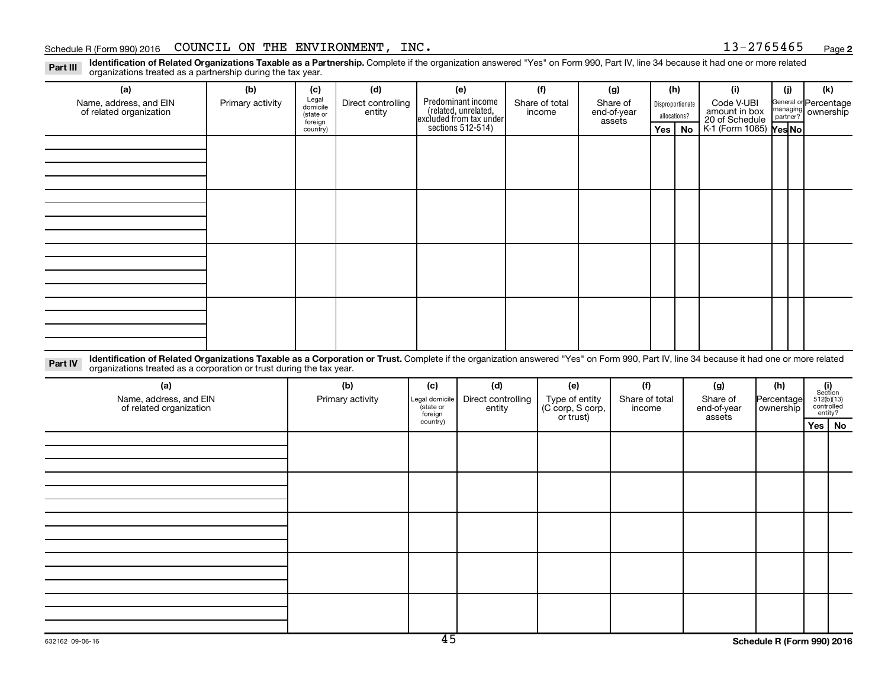Schedule R (Form 990) 2016 COUNCIL ON THE ENVIRONMENT, INC. 13-2765465

**Part III** **Identification of Related Organizations Taxable as a Partnership.** Complete if the organization answered "Yes" on Form 990, Part IV, line 34 because it had one or more related organizations treated as a partnership during the tax year.

| (a) Name, address, and EIN of related organization | (b) Primary activity | (c) Legal domicile (state or foreign country) | (d) Direct controlling entity | (e) Predominant income (related, unrelated, excluded from tax under sections 512-514) | (f) Share of total income | (g) Share of end-of-year assets | (h) Disproportionate allocations? | | (i) Code V-UBI amount in box 20 of Schedule K-1 (Form 1065) | (j) General or managing partner? | | (k) Percentage ownership |
|---|---|---|---|---|---|---|---|---|---|---|---|---|
| | | | | | | | Yes | No | | Yes | No | |
| | | | | | | | | | | | | |
| | | | | | | | | | | | | |
| | | | | | | | | | | | | |
| | | | | | | | | | | | | |

**Part IV** **Identification of Related Organizations Taxable as a Corporation or Trust.** Complete if the organization answered "Yes" on Form 990, Part IV, line 34 because it had one or more related organizations treated as a corporation or trust during the tax year.

| (a) Name, address, and EIN of related organization | (b) Primary activity | (c) Legal domicile (state or foreign country) | (d) Direct controlling entity | (e) Type of entity (C corp, S corp, or trust) | (f) Share of total income | (g) Share of end-of-year assets | (h) Percentage ownership | (i) Section 512(b)(13) controlled entity? | |
|---|---|---|---|---|---|---|---|---|---|
| | | | | | | | | Yes | No |
| | | | | | | | | | |
| | | | | | | | | | |
| | | | | | | | | | |
| | | | | | | | | | |
| | | | | | | | | | |

632162 09-06-16

Schedule R (Form 990) 2016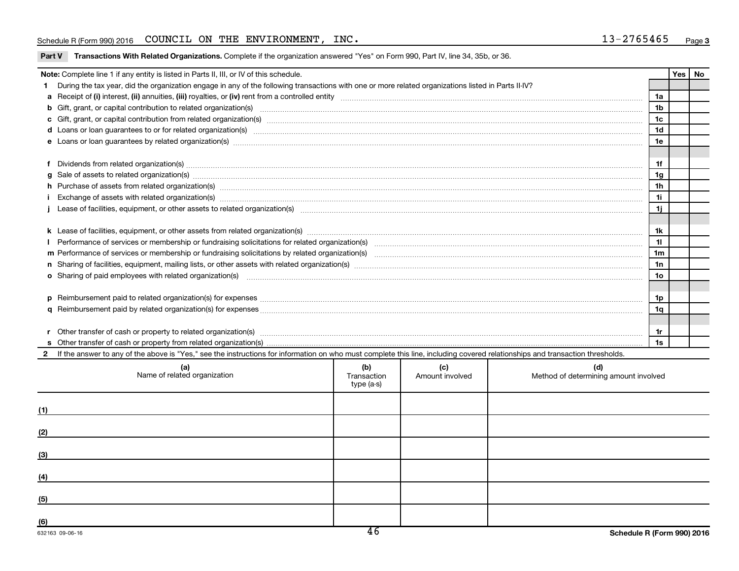Schedule R (Form 990) 2016 COUNCIL ON THE ENVIRONMENT, INC. 13-2765465

**Part V Transactions With Related Organizations.** Complete if the organization answered "Yes" on Form 990, Part IV, line 34, 35b, or 36.

| **Note:** Complete line 1 if any entity is listed in Parts II, III, or IV of this schedule. | | Yes | No |
|---|---|---|---|
| **1** During the tax year, did the organization engage in any of the following transactions with one or more related organizations listed in Parts II-IV? | | | |
| **a** Receipt of **(i)** interest, **(ii)** annuities, **(iii)** royalties, or **(iv)** rent from a controlled entity | 1a | | |
| **b** Gift, grant, or capital contribution to related organization(s) | 1b | | |
| **c** Gift, grant, or capital contribution from related organization(s) | 1c | | |
| **d** Loans or loan guarantees to or for related organization(s) | 1d | | |
| **e** Loans or loan guarantees by related organization(s) | 1e | | |
| **f** Dividends from related organization(s) | 1f | | |
| **g** Sale of assets to related organization(s) | 1g | | |
| **h** Purchase of assets from related organization(s) | 1h | | |
| **i** Exchange of assets with related organization(s) | 1i | | |
| **j** Lease of facilities, equipment, or other assets to related organization(s) | 1j | | |
| **k** Lease of facilities, equipment, or other assets from related organization(s) | 1k | | |
| **l** Performance of services or membership or fundraising solicitations for related organization(s) | 1l | | |
| **m** Performance of services or membership or fundraising solicitations by related organization(s) | 1m | | |
| **n** Sharing of facilities, equipment, mailing lists, or other assets with related organization(s) | 1n | | |
| **o** Sharing of paid employees with related organization(s) | 1o | | |
| **p** Reimbursement paid to related organization(s) for expenses | 1p | | |
| **q** Reimbursement paid by related organization(s) for expenses | 1q | | |
| **r** Other transfer of cash or property to related organization(s) | 1r | | |
| **s** Other transfer of cash or property from related organization(s) | 1s | | |

**2** If the answer to any of the above is "Yes," see the instructions for information on who must complete this line, including covered relationships and transaction thresholds.

| | (a) Name of related organization | (b) Transaction type (a-s) | (c) Amount involved | (d) Method of determining amount involved |
|---|---|---|---|---|
| (1) | | | | |
| (2) | | | | |
| (3) | | | | |
| (4) | | | | |
| (5) | | | | |
| (6) | | | | |

632163 09-06-16 Schedule R (Form 990) 2016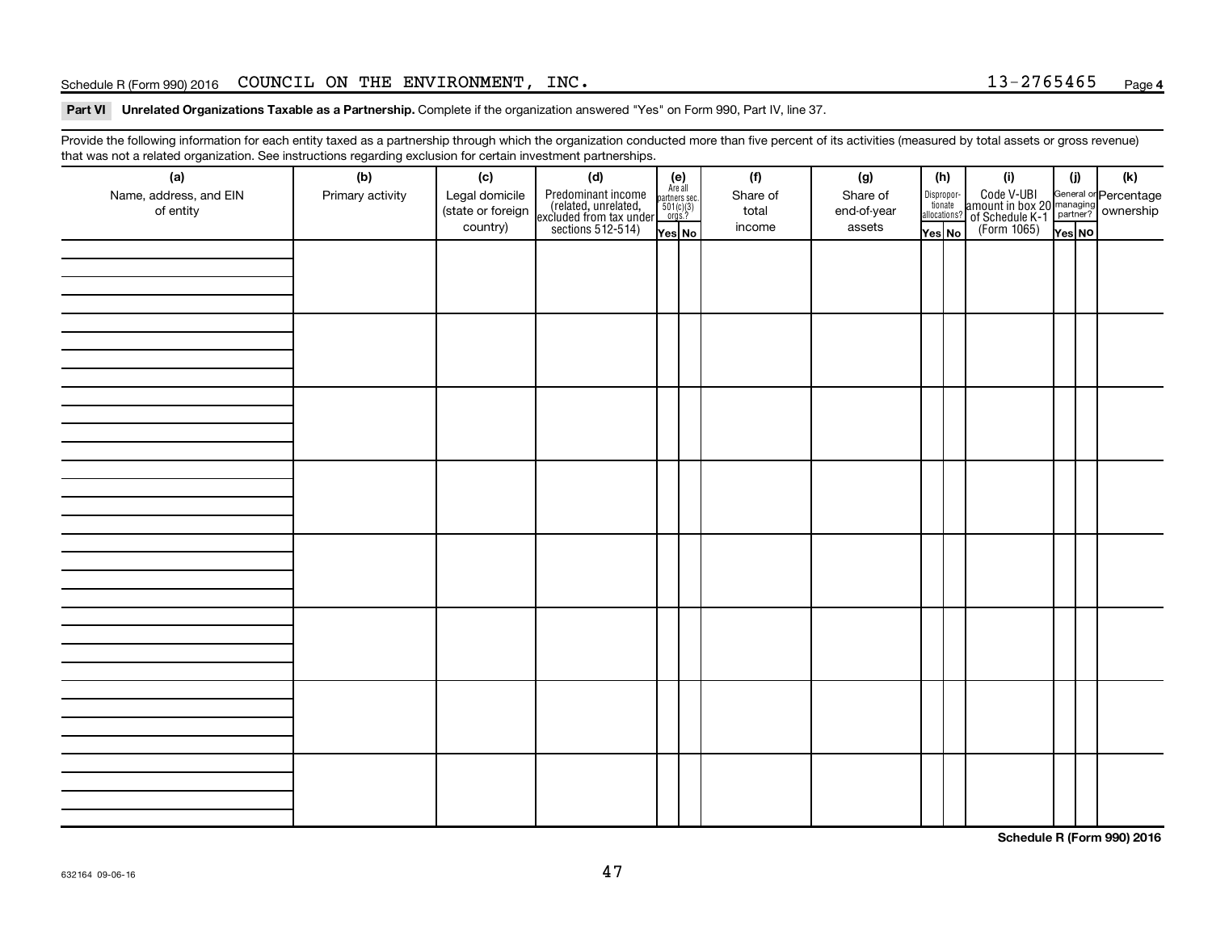Schedule R (Form 990) 2016 COUNCIL ON THE ENVIRONMENT, INC. 13-2765465

**Part VI Unrelated Organizations Taxable as a Partnership.** Complete if the organization answered "Yes" on Form 990, Part IV, line 37.

Provide the following information for each entity taxed as a partnership through which the organization conducted more than five percent of its activities (measured by total assets or gross revenue) that was not a related organization. See instructions regarding exclusion for certain investment partnerships.

| (a) Name, address, and EIN of entity | (b) Primary activity | (c) Legal domicile (state or foreign country) | (d) Predominant income (related, unrelated, excluded from tax under sections 512-514) | (e) Are all partners sec. 501(c)(3) orgs? | | (f) Share of total income | (g) Share of end-of-year assets | (h) Disproportionate allocations? | | (i) Code V-UBI amount in box 20 of Schedule K-1 (Form 1065) | (j) General or managing partner? | | (k) Percentage ownership |
|---|---|---|---|---|---|---|---|---|---|---|---|---|---|
| | | | | Yes | No | | | Yes | No | | Yes | No | |
| | | | | | | | | | | | | | |
| | | | | | | | | | | | | | |
| | | | | | | | | | | | | | |
| | | | | | | | | | | | | | |
| | | | | | | | | | | | | | |
| | | | | | | | | | | | | | |
| | | | | | | | | | | | | | |
| | | | | | | | | | | | | | |

**Schedule R (Form 990) 2016**

632164 09-06-16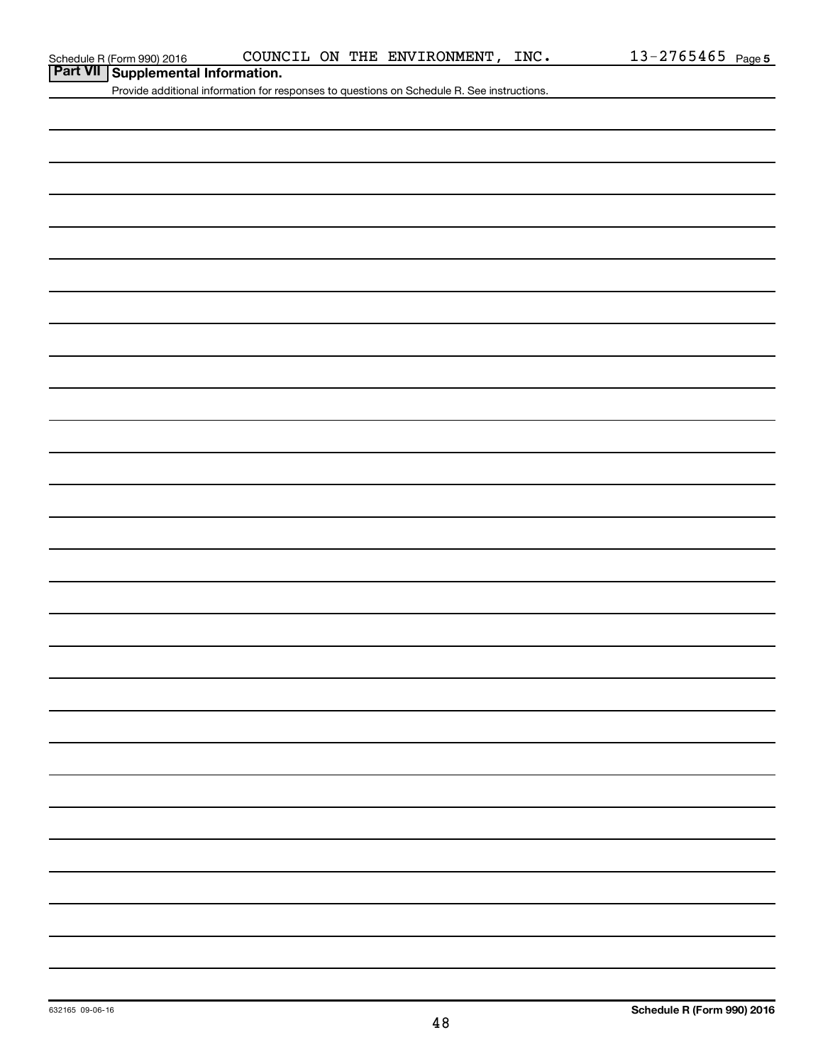Schedule R (Form 990) 2016 COUNCIL ON THE ENVIRONMENT, INC. 13-2765465 Page 5

## Part VII Supplemental Information.

Provide additional information for responses to questions on Schedule R. See instructions.

632165 09-06-16

**Schedule R (Form 990) 2016**